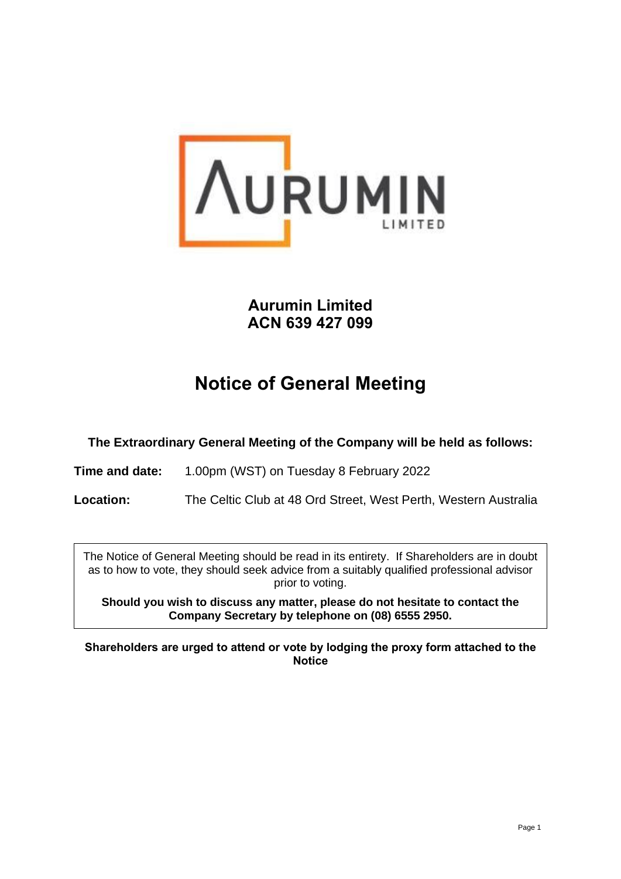# Aurumin Limited
# ACN 639 427 099

# Notice of General Meeting

**The Extraordinary General Meeting of the Company will be held as follows:**

**Time and date:** 1.00pm (WST) on Tuesday 8 February 2022

**Location:** The Celtic Club at 48 Ord Street, West Perth, Western Australia

The Notice of General Meeting should be read in its entirety. If Shareholders are in doubt as to how to vote, they should seek advice from a suitably qualified professional advisor prior to voting.

**Should you wish to discuss any matter, please do not hesitate to contact the Company Secretary by telephone on (08) 6555 2950.**

**Shareholders are urged to attend or vote by lodging the proxy form attached to the Notice**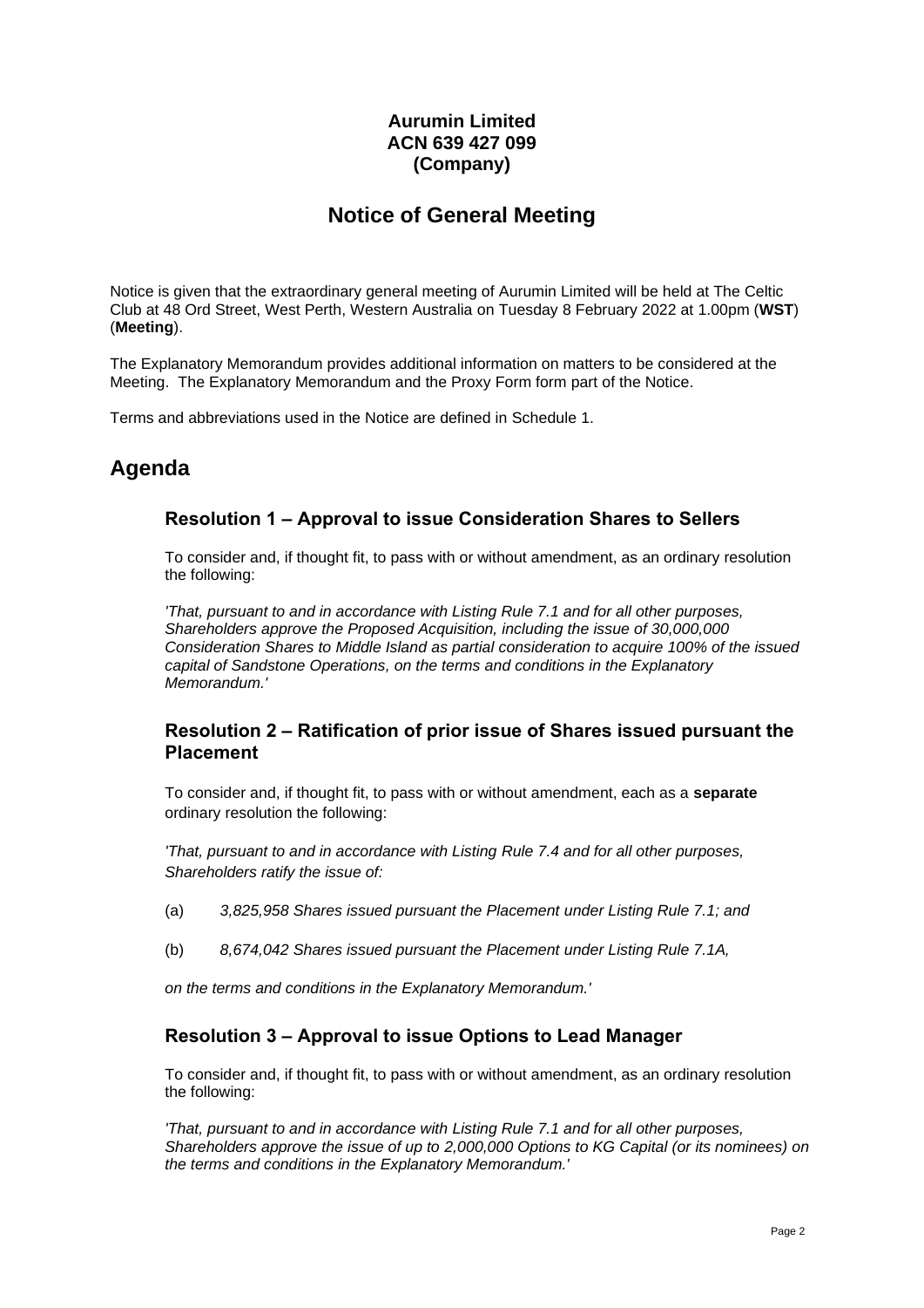**Aurumin Limited**
**ACN 639 427 099**
**(Company)**

# Notice of General Meeting

Notice is given that the extraordinary general meeting of Aurumin Limited will be held at The Celtic Club at 48 Ord Street, West Perth, Western Australia on Tuesday 8 February 2022 at 1.00pm (**WST**) (**Meeting**).

The Explanatory Memorandum provides additional information on matters to be considered at the Meeting. The Explanatory Memorandum and the Proxy Form form part of the Notice.

Terms and abbreviations used in the Notice are defined in Schedule 1.

# Agenda

## Resolution 1 – Approval to issue Consideration Shares to Sellers

To consider and, if thought fit, to pass with or without amendment, as an ordinary resolution the following:

*'That, pursuant to and in accordance with Listing Rule 7.1 and for all other purposes, Shareholders approve the Proposed Acquisition, including the issue of 30,000,000 Consideration Shares to Middle Island as partial consideration to acquire 100% of the issued capital of Sandstone Operations, on the terms and conditions in the Explanatory Memorandum.'*

## Resolution 2 – Ratification of prior issue of Shares issued pursuant the Placement

To consider and, if thought fit, to pass with or without amendment, each as a **separate** ordinary resolution the following:

*'That, pursuant to and in accordance with Listing Rule 7.4 and for all other purposes, Shareholders ratify the issue of:*

(a) *3,825,958 Shares issued pursuant the Placement under Listing Rule 7.1; and*

(b) *8,674,042 Shares issued pursuant the Placement under Listing Rule 7.1A,*

*on the terms and conditions in the Explanatory Memorandum.'*

## Resolution 3 – Approval to issue Options to Lead Manager

To consider and, if thought fit, to pass with or without amendment, as an ordinary resolution the following:

*'That, pursuant to and in accordance with Listing Rule 7.1 and for all other purposes, Shareholders approve the issue of up to 2,000,000 Options to KG Capital (or its nominees) on the terms and conditions in the Explanatory Memorandum.'*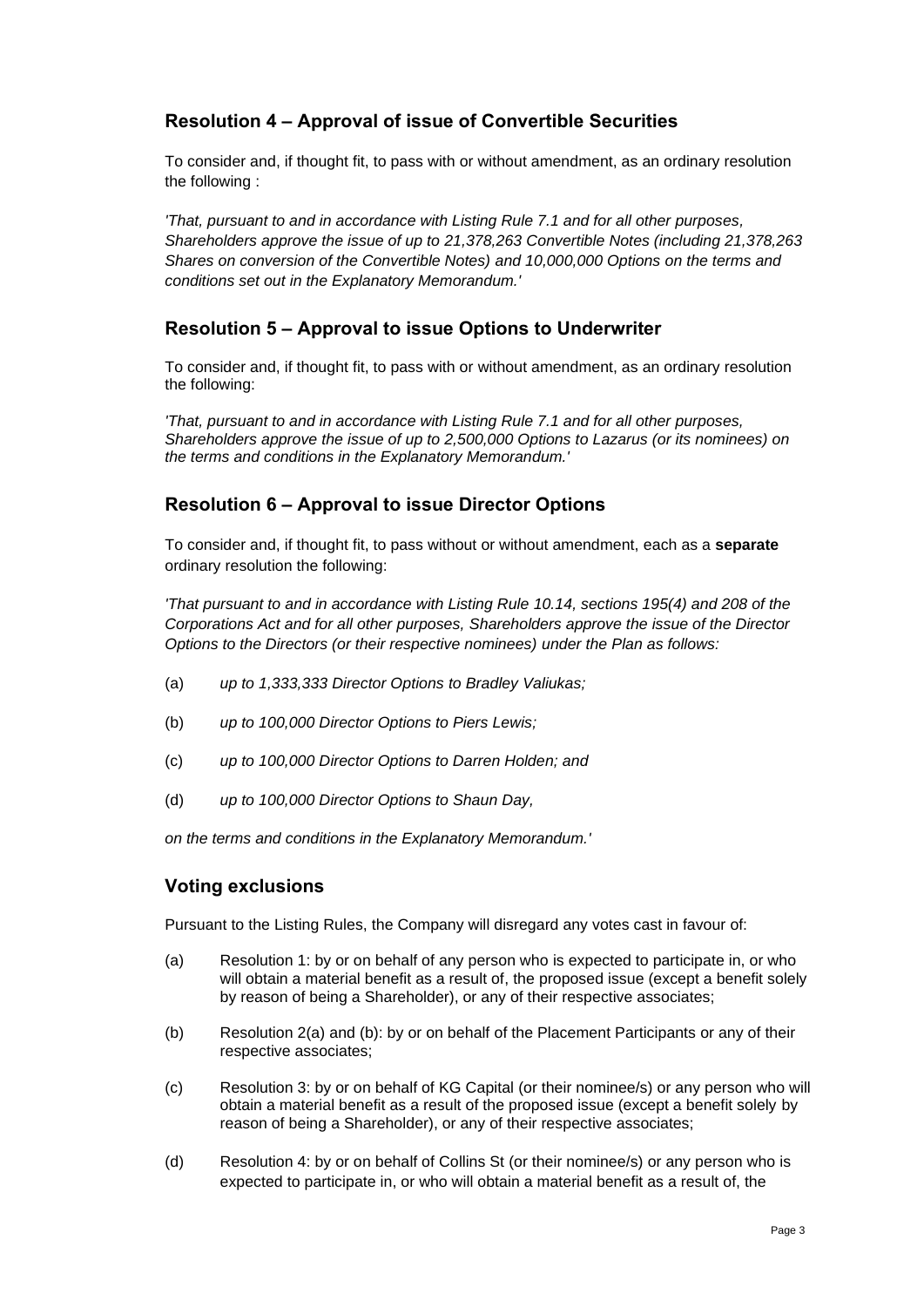## Resolution 4 – Approval of issue of Convertible Securities

To consider and, if thought fit, to pass with or without amendment, as an ordinary resolution the following :

*'That, pursuant to and in accordance with Listing Rule 7.1 and for all other purposes, Shareholders approve the issue of up to 21,378,263 Convertible Notes (including 21,378,263 Shares on conversion of the Convertible Notes) and 10,000,000 Options on the terms and conditions set out in the Explanatory Memorandum.'*

## Resolution 5 – Approval to issue Options to Underwriter

To consider and, if thought fit, to pass with or without amendment, as an ordinary resolution the following:

*'That, pursuant to and in accordance with Listing Rule 7.1 and for all other purposes, Shareholders approve the issue of up to 2,500,000 Options to Lazarus (or its nominees) on the terms and conditions in the Explanatory Memorandum.'*

## Resolution 6 – Approval to issue Director Options

To consider and, if thought fit, to pass without or without amendment, each as a **separate** ordinary resolution the following:

*'That pursuant to and in accordance with Listing Rule 10.14, sections 195(4) and 208 of the Corporations Act and for all other purposes, Shareholders approve the issue of the Director Options to the Directors (or their respective nominees) under the Plan as follows:*

(a) *up to 1,333,333 Director Options to Bradley Valiukas;*

(b) *up to 100,000 Director Options to Piers Lewis;*

(c) *up to 100,000 Director Options to Darren Holden; and*

(d) *up to 100,000 Director Options to Shaun Day,*

*on the terms and conditions in the Explanatory Memorandum.'*

## Voting exclusions

Pursuant to the Listing Rules, the Company will disregard any votes cast in favour of:

(a) Resolution 1: by or on behalf of any person who is expected to participate in, or who will obtain a material benefit as a result of, the proposed issue (except a benefit solely by reason of being a Shareholder), or any of their respective associates;

(b) Resolution 2(a) and (b): by or on behalf of the Placement Participants or any of their respective associates;

(c) Resolution 3: by or on behalf of KG Capital (or their nominee/s) or any person who will obtain a material benefit as a result of the proposed issue (except a benefit solely by reason of being a Shareholder), or any of their respective associates;

(d) Resolution 4: by or on behalf of Collins St (or their nominee/s) or any person who is expected to participate in, or who will obtain a material benefit as a result of, the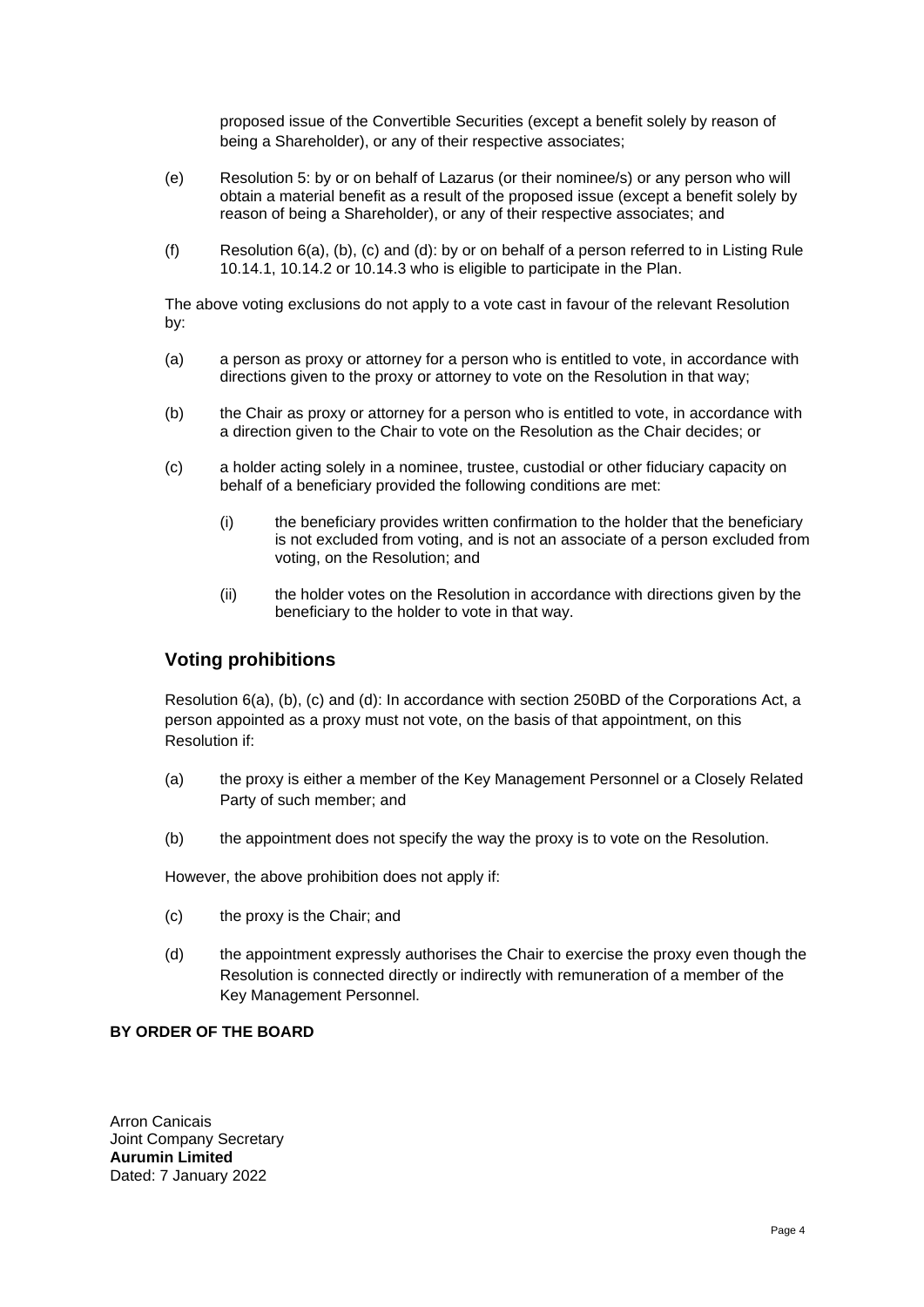proposed issue of the Convertible Securities (except a benefit solely by reason of being a Shareholder), or any of their respective associates;

(e) Resolution 5: by or on behalf of Lazarus (or their nominee/s) or any person who will obtain a material benefit as a result of the proposed issue (except a benefit solely by reason of being a Shareholder), or any of their respective associates; and

(f) Resolution 6(a), (b), (c) and (d): by or on behalf of a person referred to in Listing Rule 10.14.1, 10.14.2 or 10.14.3 who is eligible to participate in the Plan.

The above voting exclusions do not apply to a vote cast in favour of the relevant Resolution by:

(a) a person as proxy or attorney for a person who is entitled to vote, in accordance with directions given to the proxy or attorney to vote on the Resolution in that way;

(b) the Chair as proxy or attorney for a person who is entitled to vote, in accordance with a direction given to the Chair to vote on the Resolution as the Chair decides; or

(c) a holder acting solely in a nominee, trustee, custodial or other fiduciary capacity on behalf of a beneficiary provided the following conditions are met:

  (i) the beneficiary provides written confirmation to the holder that the beneficiary is not excluded from voting, and is not an associate of a person excluded from voting, on the Resolution; and

  (ii) the holder votes on the Resolution in accordance with directions given by the beneficiary to the holder to vote in that way.

## Voting prohibitions

Resolution 6(a), (b), (c) and (d): In accordance with section 250BD of the Corporations Act, a person appointed as a proxy must not vote, on the basis of that appointment, on this Resolution if:

(a) the proxy is either a member of the Key Management Personnel or a Closely Related Party of such member; and

(b) the appointment does not specify the way the proxy is to vote on the Resolution.

However, the above prohibition does not apply if:

(c) the proxy is the Chair; and

(d) the appointment expressly authorises the Chair to exercise the proxy even though the Resolution is connected directly or indirectly with remuneration of a member of the Key Management Personnel.

**BY ORDER OF THE BOARD**

Arron Canicais
Joint Company Secretary
**Aurumin Limited**
Dated: 7 January 2022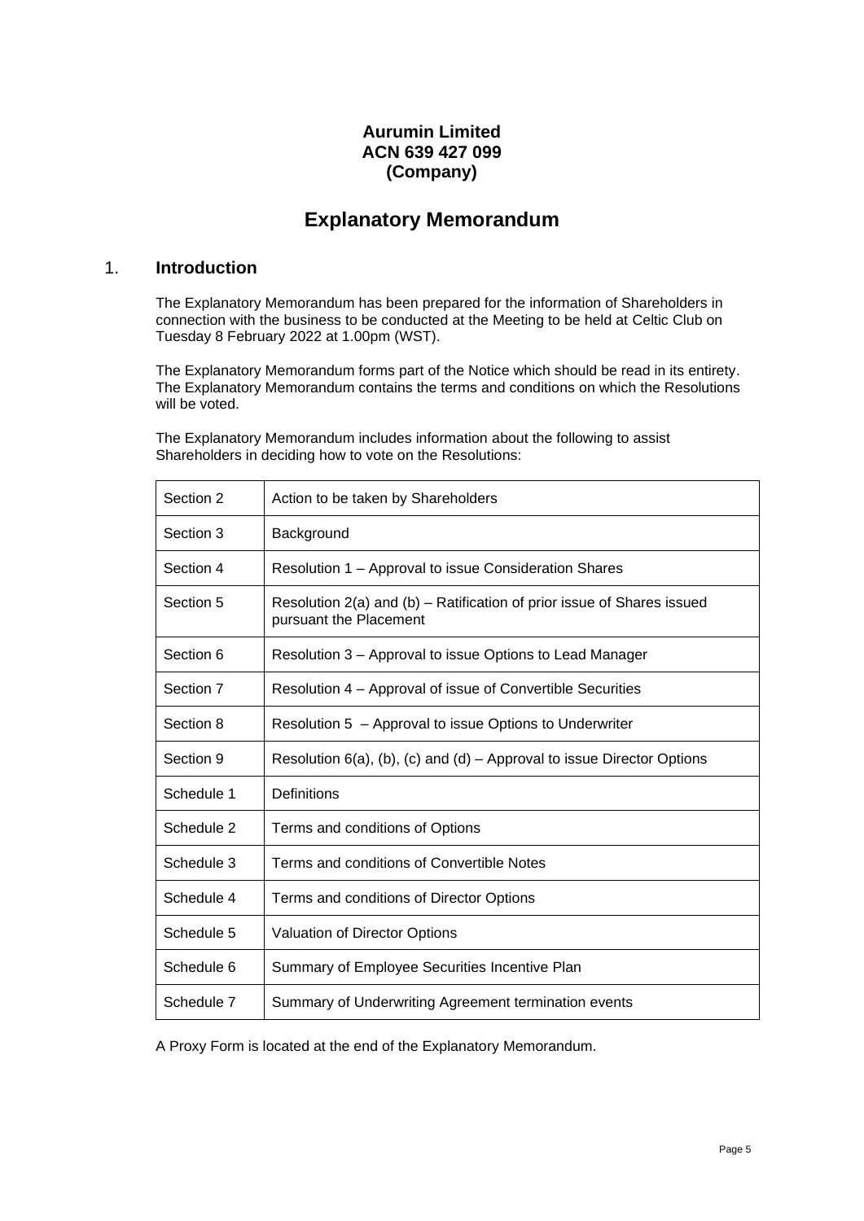**Aurumin Limited**
**ACN 639 427 099**
**(Company)**

# Explanatory Memorandum

## 1. Introduction

The Explanatory Memorandum has been prepared for the information of Shareholders in connection with the business to be conducted at the Meeting to be held at Celtic Club on Tuesday 8 February 2022 at 1.00pm (WST).

The Explanatory Memorandum forms part of the Notice which should be read in its entirety. The Explanatory Memorandum contains the terms and conditions on which the Resolutions will be voted.

The Explanatory Memorandum includes information about the following to assist Shareholders in deciding how to vote on the Resolutions:

| | |
|---|---|
| Section 2 | Action to be taken by Shareholders |
| Section 3 | Background |
| Section 4 | Resolution 1 – Approval to issue Consideration Shares |
| Section 5 | Resolution 2(a) and (b) – Ratification of prior issue of Shares issued pursuant the Placement |
| Section 6 | Resolution 3 – Approval to issue Options to Lead Manager |
| Section 7 | Resolution 4 – Approval of issue of Convertible Securities |
| Section 8 | Resolution 5 – Approval to issue Options to Underwriter |
| Section 9 | Resolution 6(a), (b), (c) and (d) – Approval to issue Director Options |
| Schedule 1 | Definitions |
| Schedule 2 | Terms and conditions of Options |
| Schedule 3 | Terms and conditions of Convertible Notes |
| Schedule 4 | Terms and conditions of Director Options |
| Schedule 5 | Valuation of Director Options |
| Schedule 6 | Summary of Employee Securities Incentive Plan |
| Schedule 7 | Summary of Underwriting Agreement termination events |

A Proxy Form is located at the end of the Explanatory Memorandum.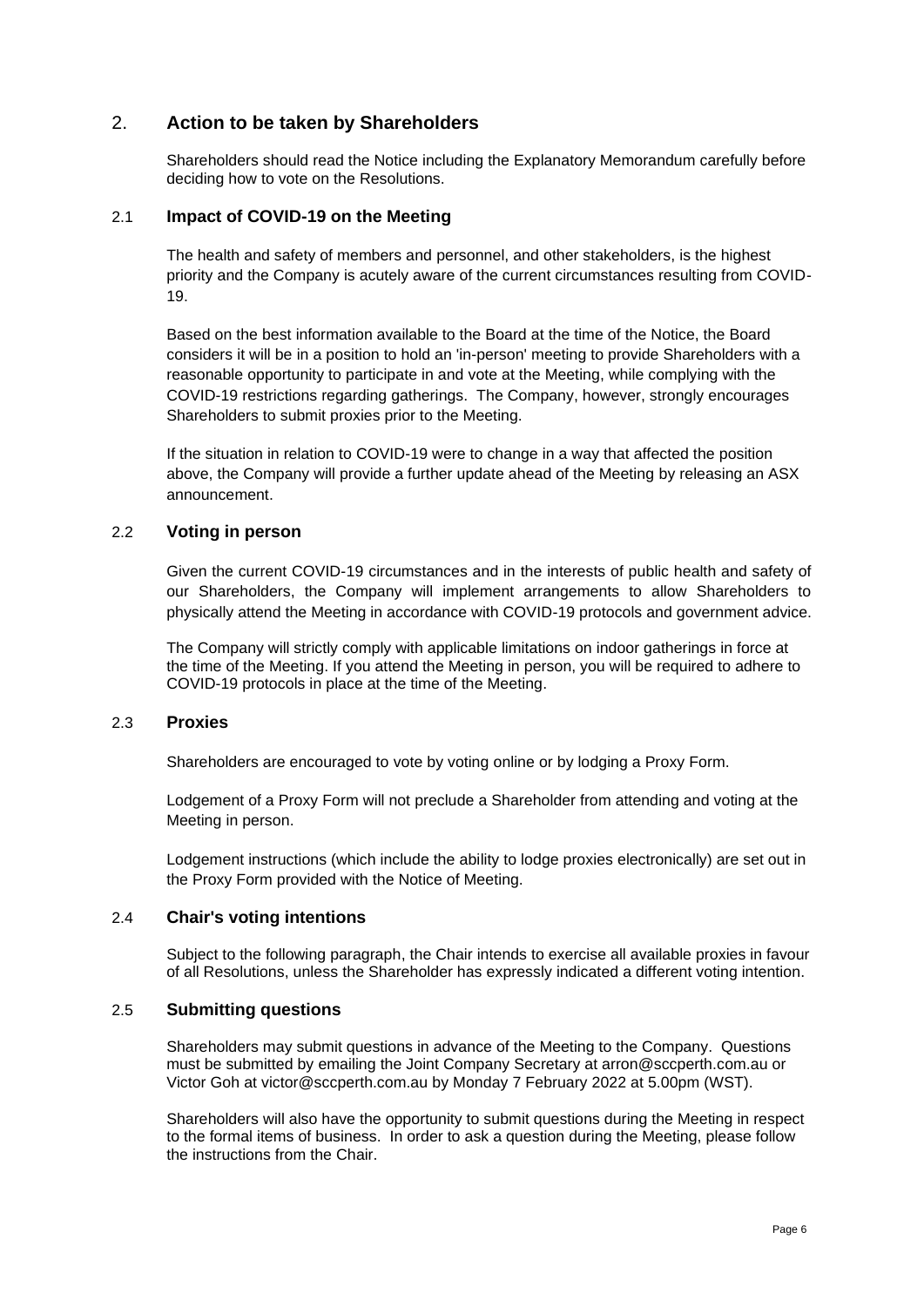## 2. Action to be taken by Shareholders

Shareholders should read the Notice including the Explanatory Memorandum carefully before deciding how to vote on the Resolutions.

### 2.1 Impact of COVID-19 on the Meeting

The health and safety of members and personnel, and other stakeholders, is the highest priority and the Company is acutely aware of the current circumstances resulting from COVID-19.

Based on the best information available to the Board at the time of the Notice, the Board considers it will be in a position to hold an 'in-person' meeting to provide Shareholders with a reasonable opportunity to participate in and vote at the Meeting, while complying with the COVID-19 restrictions regarding gatherings. The Company, however, strongly encourages Shareholders to submit proxies prior to the Meeting.

If the situation in relation to COVID-19 were to change in a way that affected the position above, the Company will provide a further update ahead of the Meeting by releasing an ASX announcement.

### 2.2 Voting in person

Given the current COVID-19 circumstances and in the interests of public health and safety of our Shareholders, the Company will implement arrangements to allow Shareholders to physically attend the Meeting in accordance with COVID-19 protocols and government advice.

The Company will strictly comply with applicable limitations on indoor gatherings in force at the time of the Meeting. If you attend the Meeting in person, you will be required to adhere to COVID-19 protocols in place at the time of the Meeting.

### 2.3 Proxies

Shareholders are encouraged to vote by voting online or by lodging a Proxy Form.

Lodgement of a Proxy Form will not preclude a Shareholder from attending and voting at the Meeting in person.

Lodgement instructions (which include the ability to lodge proxies electronically) are set out in the Proxy Form provided with the Notice of Meeting.

### 2.4 Chair's voting intentions

Subject to the following paragraph, the Chair intends to exercise all available proxies in favour of all Resolutions, unless the Shareholder has expressly indicated a different voting intention.

### 2.5 Submitting questions

Shareholders may submit questions in advance of the Meeting to the Company. Questions must be submitted by emailing the Joint Company Secretary at arron@sccperth.com.au or Victor Goh at victor@sccperth.com.au by Monday 7 February 2022 at 5.00pm (WST).

Shareholders will also have the opportunity to submit questions during the Meeting in respect to the formal items of business. In order to ask a question during the Meeting, please follow the instructions from the Chair.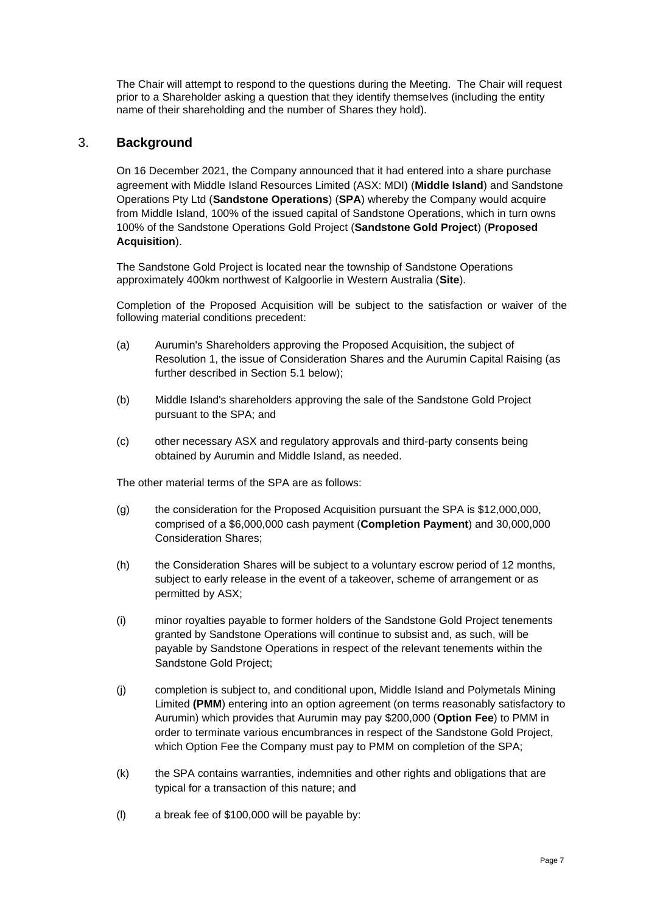The Chair will attempt to respond to the questions during the Meeting. The Chair will request prior to a Shareholder asking a question that they identify themselves (including the entity name of their shareholding and the number of Shares they hold).

## 3. Background

On 16 December 2021, the Company announced that it had entered into a share purchase agreement with Middle Island Resources Limited (ASX: MDI) (**Middle Island**) and Sandstone Operations Pty Ltd (**Sandstone Operations**) (**SPA**) whereby the Company would acquire from Middle Island, 100% of the issued capital of Sandstone Operations, which in turn owns 100% of the Sandstone Operations Gold Project (**Sandstone Gold Project**) (**Proposed Acquisition**).

The Sandstone Gold Project is located near the township of Sandstone Operations approximately 400km northwest of Kalgoorlie in Western Australia (**Site**).

Completion of the Proposed Acquisition will be subject to the satisfaction or waiver of the following material conditions precedent:

(a) Aurumin's Shareholders approving the Proposed Acquisition, the subject of Resolution 1, the issue of Consideration Shares and the Aurumin Capital Raising (as further described in Section 5.1 below);

(b) Middle Island's shareholders approving the sale of the Sandstone Gold Project pursuant to the SPA; and

(c) other necessary ASX and regulatory approvals and third-party consents being obtained by Aurumin and Middle Island, as needed.

The other material terms of the SPA are as follows:

(g) the consideration for the Proposed Acquisition pursuant the SPA is $12,000,000, comprised of a $6,000,000 cash payment (**Completion Payment**) and 30,000,000 Consideration Shares;

(h) the Consideration Shares will be subject to a voluntary escrow period of 12 months, subject to early release in the event of a takeover, scheme of arrangement or as permitted by ASX;

(i) minor royalties payable to former holders of the Sandstone Gold Project tenements granted by Sandstone Operations will continue to subsist and, as such, will be payable by Sandstone Operations in respect of the relevant tenements within the Sandstone Gold Project;

(j) completion is subject to, and conditional upon, Middle Island and Polymetals Mining Limited **(PMM**) entering into an option agreement (on terms reasonably satisfactory to Aurumin) which provides that Aurumin may pay $200,000 (**Option Fee**) to PMM in order to terminate various encumbrances in respect of the Sandstone Gold Project, which Option Fee the Company must pay to PMM on completion of the SPA;

(k) the SPA contains warranties, indemnities and other rights and obligations that are typical for a transaction of this nature; and

(l) a break fee of $100,000 will be payable by: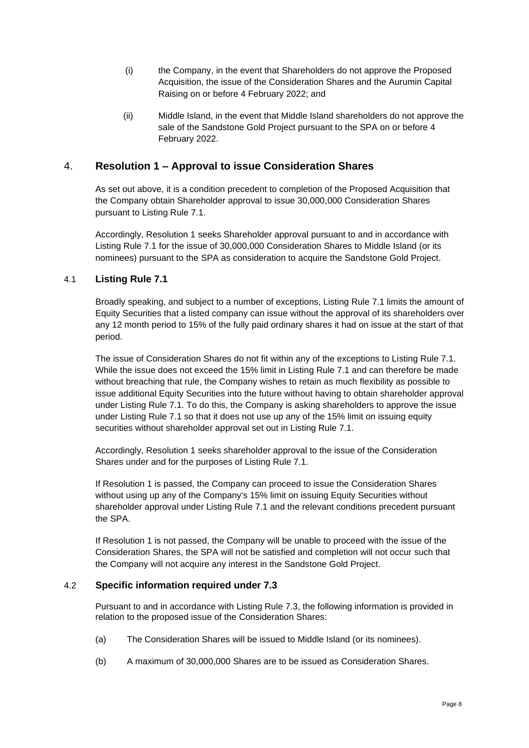(i) the Company, in the event that Shareholders do not approve the Proposed Acquisition, the issue of the Consideration Shares and the Aurumin Capital Raising on or before 4 February 2022; and

(ii) Middle Island, in the event that Middle Island shareholders do not approve the sale of the Sandstone Gold Project pursuant to the SPA on or before 4 February 2022.

## 4. Resolution 1 – Approval to issue Consideration Shares

As set out above, it is a condition precedent to completion of the Proposed Acquisition that the Company obtain Shareholder approval to issue 30,000,000 Consideration Shares pursuant to Listing Rule 7.1.

Accordingly, Resolution 1 seeks Shareholder approval pursuant to and in accordance with Listing Rule 7.1 for the issue of 30,000,000 Consideration Shares to Middle Island (or its nominees) pursuant to the SPA as consideration to acquire the Sandstone Gold Project.

### 4.1 Listing Rule 7.1

Broadly speaking, and subject to a number of exceptions, Listing Rule 7.1 limits the amount of Equity Securities that a listed company can issue without the approval of its shareholders over any 12 month period to 15% of the fully paid ordinary shares it had on issue at the start of that period.

The issue of Consideration Shares do not fit within any of the exceptions to Listing Rule 7.1. While the issue does not exceed the 15% limit in Listing Rule 7.1 and can therefore be made without breaching that rule, the Company wishes to retain as much flexibility as possible to issue additional Equity Securities into the future without having to obtain shareholder approval under Listing Rule 7.1. To do this, the Company is asking shareholders to approve the issue under Listing Rule 7.1 so that it does not use up any of the 15% limit on issuing equity securities without shareholder approval set out in Listing Rule 7.1.

Accordingly, Resolution 1 seeks shareholder approval to the issue of the Consideration Shares under and for the purposes of Listing Rule 7.1.

If Resolution 1 is passed, the Company can proceed to issue the Consideration Shares without using up any of the Company's 15% limit on issuing Equity Securities without shareholder approval under Listing Rule 7.1 and the relevant conditions precedent pursuant the SPA.

If Resolution 1 is not passed, the Company will be unable to proceed with the issue of the Consideration Shares, the SPA will not be satisfied and completion will not occur such that the Company will not acquire any interest in the Sandstone Gold Project.

### 4.2 Specific information required under 7.3

Pursuant to and in accordance with Listing Rule 7.3, the following information is provided in relation to the proposed issue of the Consideration Shares:

(a) The Consideration Shares will be issued to Middle Island (or its nominees).

(b) A maximum of 30,000,000 Shares are to be issued as Consideration Shares.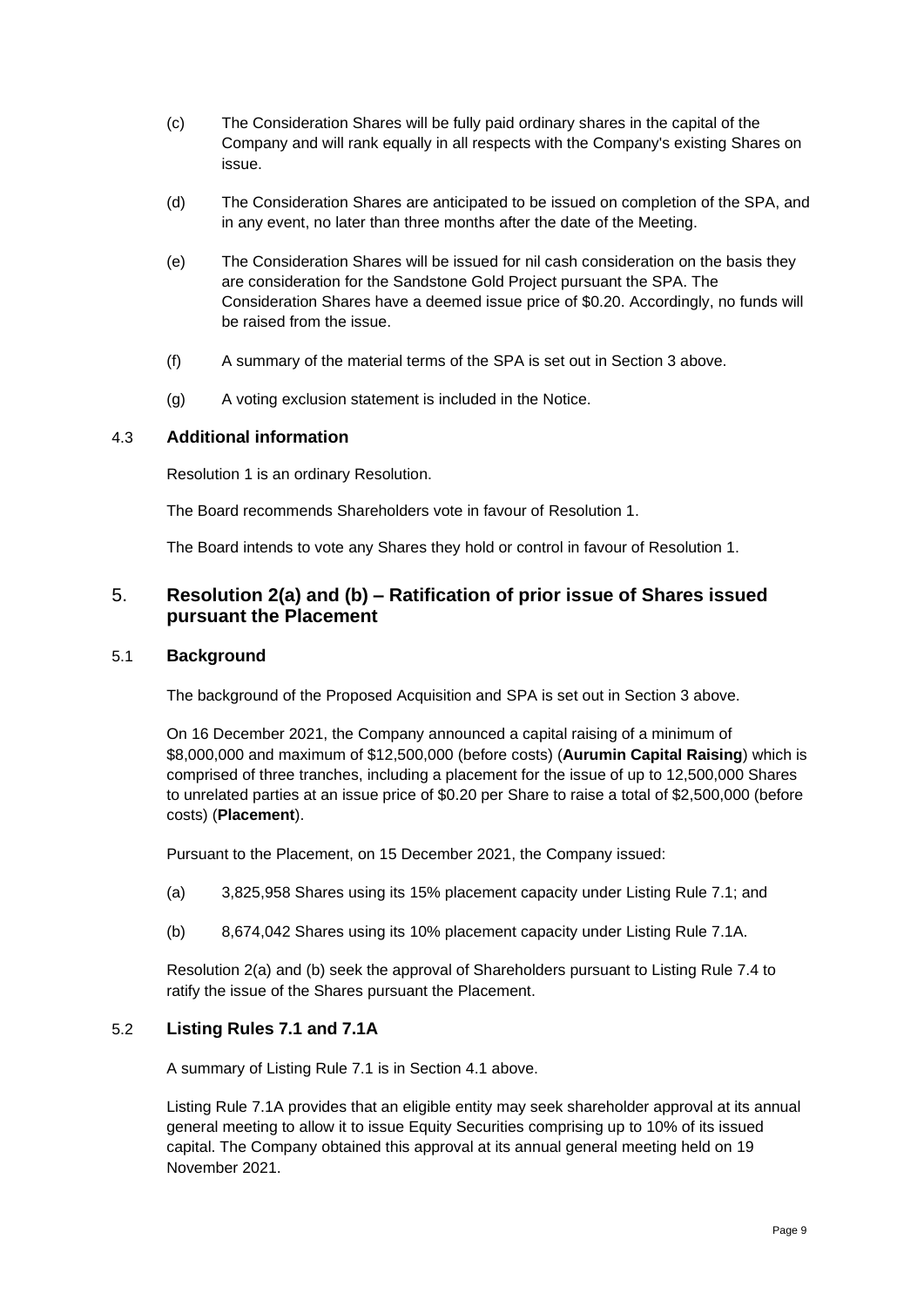(c) The Consideration Shares will be fully paid ordinary shares in the capital of the Company and will rank equally in all respects with the Company's existing Shares on issue.

(d) The Consideration Shares are anticipated to be issued on completion of the SPA, and in any event, no later than three months after the date of the Meeting.

(e) The Consideration Shares will be issued for nil cash consideration on the basis they are consideration for the Sandstone Gold Project pursuant the SPA. The Consideration Shares have a deemed issue price of $0.20. Accordingly, no funds will be raised from the issue.

(f) A summary of the material terms of the SPA is set out in Section 3 above.

(g) A voting exclusion statement is included in the Notice.

### 4.3 Additional information

Resolution 1 is an ordinary Resolution.

The Board recommends Shareholders vote in favour of Resolution 1.

The Board intends to vote any Shares they hold or control in favour of Resolution 1.

## 5. Resolution 2(a) and (b) – Ratification of prior issue of Shares issued pursuant the Placement

### 5.1 Background

The background of the Proposed Acquisition and SPA is set out in Section 3 above.

On 16 December 2021, the Company announced a capital raising of a minimum of $8,000,000 and maximum of $12,500,000 (before costs) (**Aurumin Capital Raising**) which is comprised of three tranches, including a placement for the issue of up to 12,500,000 Shares to unrelated parties at an issue price of $0.20 per Share to raise a total of $2,500,000 (before costs) (**Placement**).

Pursuant to the Placement, on 15 December 2021, the Company issued:

(a) 3,825,958 Shares using its 15% placement capacity under Listing Rule 7.1; and

(b) 8,674,042 Shares using its 10% placement capacity under Listing Rule 7.1A.

Resolution 2(a) and (b) seek the approval of Shareholders pursuant to Listing Rule 7.4 to ratify the issue of the Shares pursuant the Placement.

### 5.2 Listing Rules 7.1 and 7.1A

A summary of Listing Rule 7.1 is in Section 4.1 above.

Listing Rule 7.1A provides that an eligible entity may seek shareholder approval at its annual general meeting to allow it to issue Equity Securities comprising up to 10% of its issued capital. The Company obtained this approval at its annual general meeting held on 19 November 2021.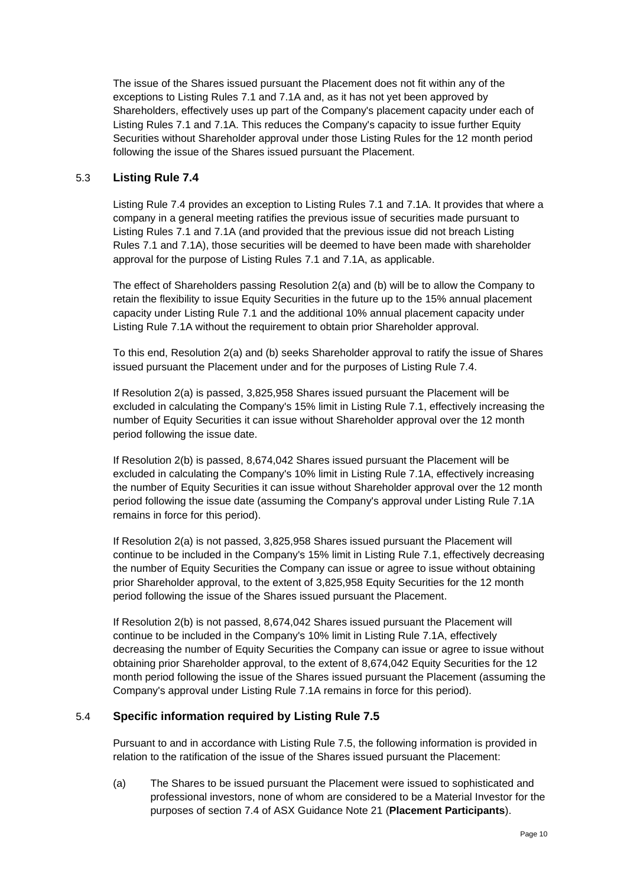The issue of the Shares issued pursuant the Placement does not fit within any of the exceptions to Listing Rules 7.1 and 7.1A and, as it has not yet been approved by Shareholders, effectively uses up part of the Company's placement capacity under each of Listing Rules 7.1 and 7.1A. This reduces the Company's capacity to issue further Equity Securities without Shareholder approval under those Listing Rules for the 12 month period following the issue of the Shares issued pursuant the Placement.

### 5.3 Listing Rule 7.4

Listing Rule 7.4 provides an exception to Listing Rules 7.1 and 7.1A. It provides that where a company in a general meeting ratifies the previous issue of securities made pursuant to Listing Rules 7.1 and 7.1A (and provided that the previous issue did not breach Listing Rules 7.1 and 7.1A), those securities will be deemed to have been made with shareholder approval for the purpose of Listing Rules 7.1 and 7.1A, as applicable.

The effect of Shareholders passing Resolution 2(a) and (b) will be to allow the Company to retain the flexibility to issue Equity Securities in the future up to the 15% annual placement capacity under Listing Rule 7.1 and the additional 10% annual placement capacity under Listing Rule 7.1A without the requirement to obtain prior Shareholder approval.

To this end, Resolution 2(a) and (b) seeks Shareholder approval to ratify the issue of Shares issued pursuant the Placement under and for the purposes of Listing Rule 7.4.

If Resolution 2(a) is passed, 3,825,958 Shares issued pursuant the Placement will be excluded in calculating the Company's 15% limit in Listing Rule 7.1, effectively increasing the number of Equity Securities it can issue without Shareholder approval over the 12 month period following the issue date.

If Resolution 2(b) is passed, 8,674,042 Shares issued pursuant the Placement will be excluded in calculating the Company's 10% limit in Listing Rule 7.1A, effectively increasing the number of Equity Securities it can issue without Shareholder approval over the 12 month period following the issue date (assuming the Company's approval under Listing Rule 7.1A remains in force for this period).

If Resolution 2(a) is not passed, 3,825,958 Shares issued pursuant the Placement will continue to be included in the Company's 15% limit in Listing Rule 7.1, effectively decreasing the number of Equity Securities the Company can issue or agree to issue without obtaining prior Shareholder approval, to the extent of 3,825,958 Equity Securities for the 12 month period following the issue of the Shares issued pursuant the Placement.

If Resolution 2(b) is not passed, 8,674,042 Shares issued pursuant the Placement will continue to be included in the Company's 10% limit in Listing Rule 7.1A, effectively decreasing the number of Equity Securities the Company can issue or agree to issue without obtaining prior Shareholder approval, to the extent of 8,674,042 Equity Securities for the 12 month period following the issue of the Shares issued pursuant the Placement (assuming the Company's approval under Listing Rule 7.1A remains in force for this period).

### 5.4 Specific information required by Listing Rule 7.5

Pursuant to and in accordance with Listing Rule 7.5, the following information is provided in relation to the ratification of the issue of the Shares issued pursuant the Placement:

(a) The Shares to be issued pursuant the Placement were issued to sophisticated and professional investors, none of whom are considered to be a Material Investor for the purposes of section 7.4 of ASX Guidance Note 21 (**Placement Participants**).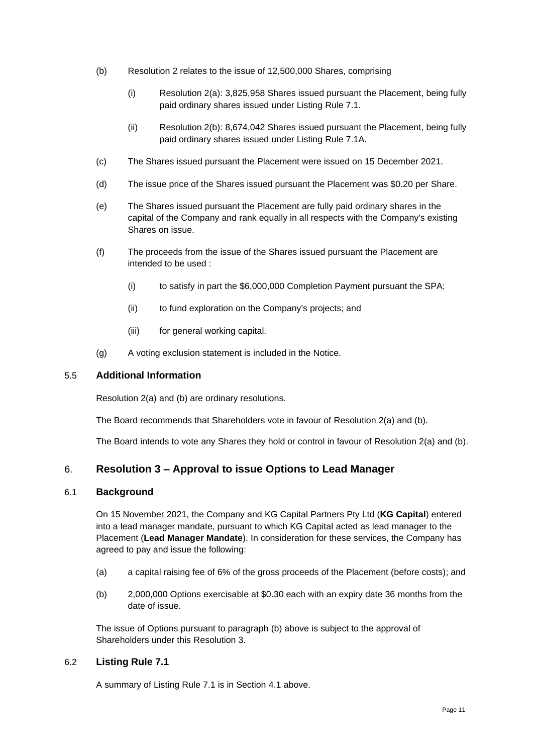(b) Resolution 2 relates to the issue of 12,500,000 Shares, comprising

(i) Resolution 2(a): 3,825,958 Shares issued pursuant the Placement, being fully paid ordinary shares issued under Listing Rule 7.1.

(ii) Resolution 2(b): 8,674,042 Shares issued pursuant the Placement, being fully paid ordinary shares issued under Listing Rule 7.1A.

(c) The Shares issued pursuant the Placement were issued on 15 December 2021.

(d) The issue price of the Shares issued pursuant the Placement was $0.20 per Share.

(e) The Shares issued pursuant the Placement are fully paid ordinary shares in the capital of the Company and rank equally in all respects with the Company's existing Shares on issue.

(f) The proceeds from the issue of the Shares issued pursuant the Placement are intended to be used :

(i) to satisfy in part the $6,000,000 Completion Payment pursuant the SPA;

(ii) to fund exploration on the Company's projects; and

(iii) for general working capital.

(g) A voting exclusion statement is included in the Notice.

### 5.5 Additional Information

Resolution 2(a) and (b) are ordinary resolutions.

The Board recommends that Shareholders vote in favour of Resolution 2(a) and (b).

The Board intends to vote any Shares they hold or control in favour of Resolution 2(a) and (b).

## 6. Resolution 3 – Approval to issue Options to Lead Manager

### 6.1 Background

On 15 November 2021, the Company and KG Capital Partners Pty Ltd (**KG Capital**) entered into a lead manager mandate, pursuant to which KG Capital acted as lead manager to the Placement (**Lead Manager Mandate**). In consideration for these services, the Company has agreed to pay and issue the following:

(a) a capital raising fee of 6% of the gross proceeds of the Placement (before costs); and

(b) 2,000,000 Options exercisable at $0.30 each with an expiry date 36 months from the date of issue.

The issue of Options pursuant to paragraph (b) above is subject to the approval of Shareholders under this Resolution 3.

### 6.2 Listing Rule 7.1

A summary of Listing Rule 7.1 is in Section 4.1 above.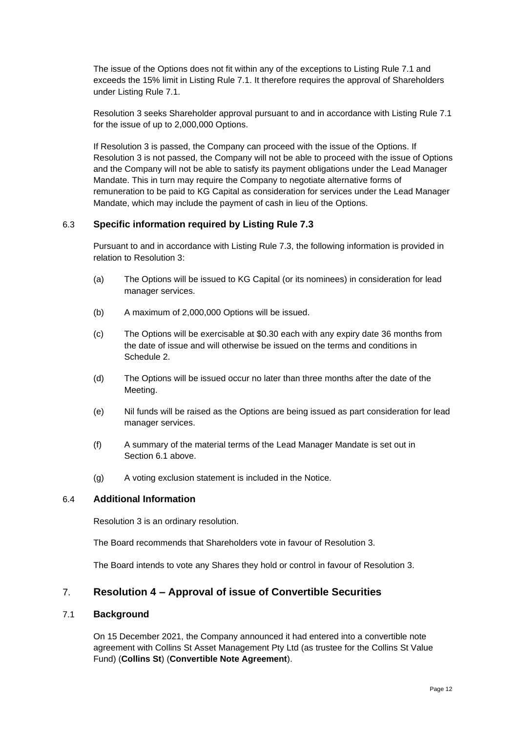The issue of the Options does not fit within any of the exceptions to Listing Rule 7.1 and exceeds the 15% limit in Listing Rule 7.1. It therefore requires the approval of Shareholders under Listing Rule 7.1.

Resolution 3 seeks Shareholder approval pursuant to and in accordance with Listing Rule 7.1 for the issue of up to 2,000,000 Options.

If Resolution 3 is passed, the Company can proceed with the issue of the Options. If Resolution 3 is not passed, the Company will not be able to proceed with the issue of Options and the Company will not be able to satisfy its payment obligations under the Lead Manager Mandate. This in turn may require the Company to negotiate alternative forms of remuneration to be paid to KG Capital as consideration for services under the Lead Manager Mandate, which may include the payment of cash in lieu of the Options.

### 6.3 Specific information required by Listing Rule 7.3

Pursuant to and in accordance with Listing Rule 7.3, the following information is provided in relation to Resolution 3:

(a) The Options will be issued to KG Capital (or its nominees) in consideration for lead manager services.

(b) A maximum of 2,000,000 Options will be issued.

(c) The Options will be exercisable at $0.30 each with any expiry date 36 months from the date of issue and will otherwise be issued on the terms and conditions in Schedule 2.

(d) The Options will be issued occur no later than three months after the date of the Meeting.

(e) Nil funds will be raised as the Options are being issued as part consideration for lead manager services.

(f) A summary of the material terms of the Lead Manager Mandate is set out in Section 6.1 above.

(g) A voting exclusion statement is included in the Notice.

### 6.4 Additional Information

Resolution 3 is an ordinary resolution.

The Board recommends that Shareholders vote in favour of Resolution 3.

The Board intends to vote any Shares they hold or control in favour of Resolution 3.

## 7. Resolution 4 – Approval of issue of Convertible Securities

### 7.1 Background

On 15 December 2021, the Company announced it had entered into a convertible note agreement with Collins St Asset Management Pty Ltd (as trustee for the Collins St Value Fund) (**Collins St**) (**Convertible Note Agreement**).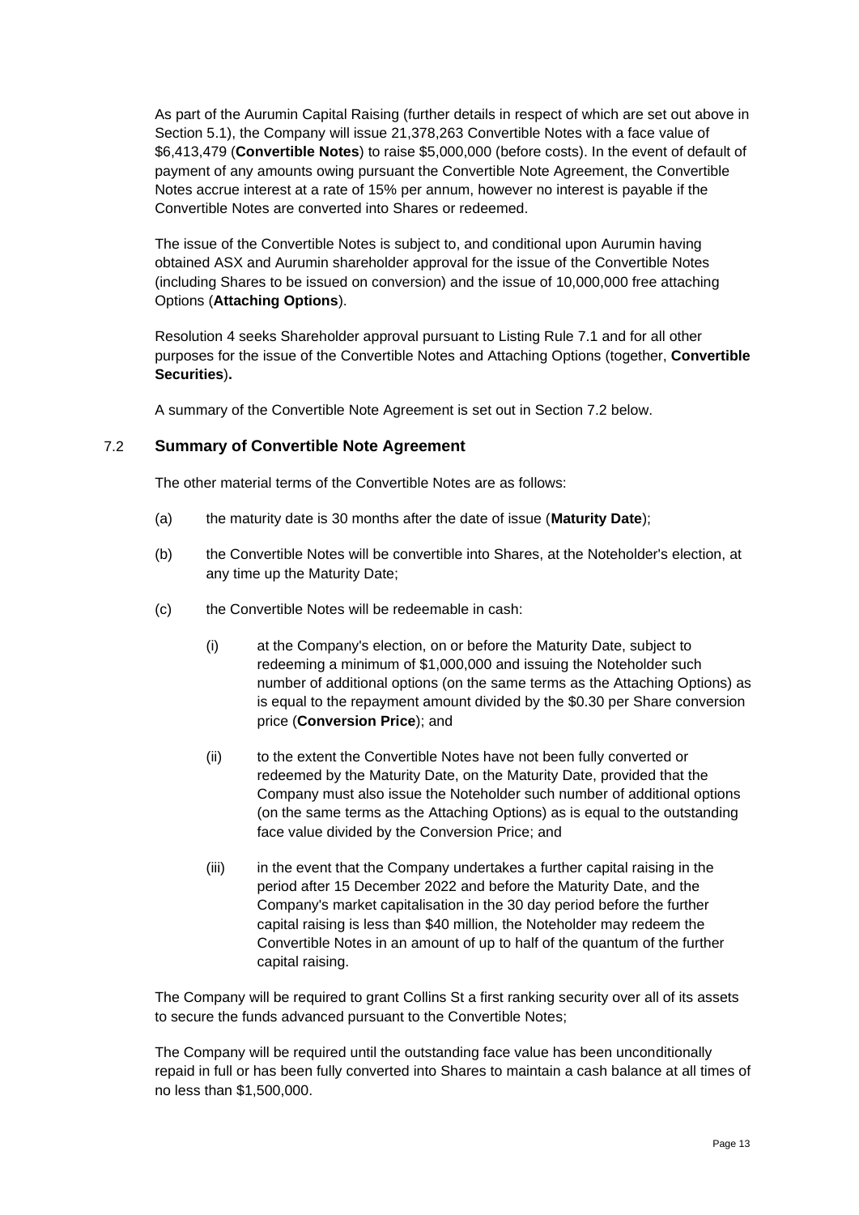As part of the Aurumin Capital Raising (further details in respect of which are set out above in Section 5.1), the Company will issue 21,378,263 Convertible Notes with a face value of $6,413,479 (**Convertible Notes**) to raise $5,000,000 (before costs). In the event of default of payment of any amounts owing pursuant the Convertible Note Agreement, the Convertible Notes accrue interest at a rate of 15% per annum, however no interest is payable if the Convertible Notes are converted into Shares or redeemed.

The issue of the Convertible Notes is subject to, and conditional upon Aurumin having obtained ASX and Aurumin shareholder approval for the issue of the Convertible Notes (including Shares to be issued on conversion) and the issue of 10,000,000 free attaching Options (**Attaching Options**).

Resolution 4 seeks Shareholder approval pursuant to Listing Rule 7.1 and for all other purposes for the issue of the Convertible Notes and Attaching Options (together, **Convertible Securities**).

A summary of the Convertible Note Agreement is set out in Section 7.2 below.

## 7.2 Summary of Convertible Note Agreement

The other material terms of the Convertible Notes are as follows:

(a) the maturity date is 30 months after the date of issue (**Maturity Date**);

(b) the Convertible Notes will be convertible into Shares, at the Noteholder's election, at any time up the Maturity Date;

(c) the Convertible Notes will be redeemable in cash:

  (i) at the Company's election, on or before the Maturity Date, subject to redeeming a minimum of $1,000,000 and issuing the Noteholder such number of additional options (on the same terms as the Attaching Options) as is equal to the repayment amount divided by the $0.30 per Share conversion price (**Conversion Price**); and

  (ii) to the extent the Convertible Notes have not been fully converted or redeemed by the Maturity Date, on the Maturity Date, provided that the Company must also issue the Noteholder such number of additional options (on the same terms as the Attaching Options) as is equal to the outstanding face value divided by the Conversion Price; and

  (iii) in the event that the Company undertakes a further capital raising in the period after 15 December 2022 and before the Maturity Date, and the Company's market capitalisation in the 30 day period before the further capital raising is less than $40 million, the Noteholder may redeem the Convertible Notes in an amount of up to half of the quantum of the further capital raising.

The Company will be required to grant Collins St a first ranking security over all of its assets to secure the funds advanced pursuant to the Convertible Notes;

The Company will be required until the outstanding face value has been unconditionally repaid in full or has been fully converted into Shares to maintain a cash balance at all times of no less than $1,500,000.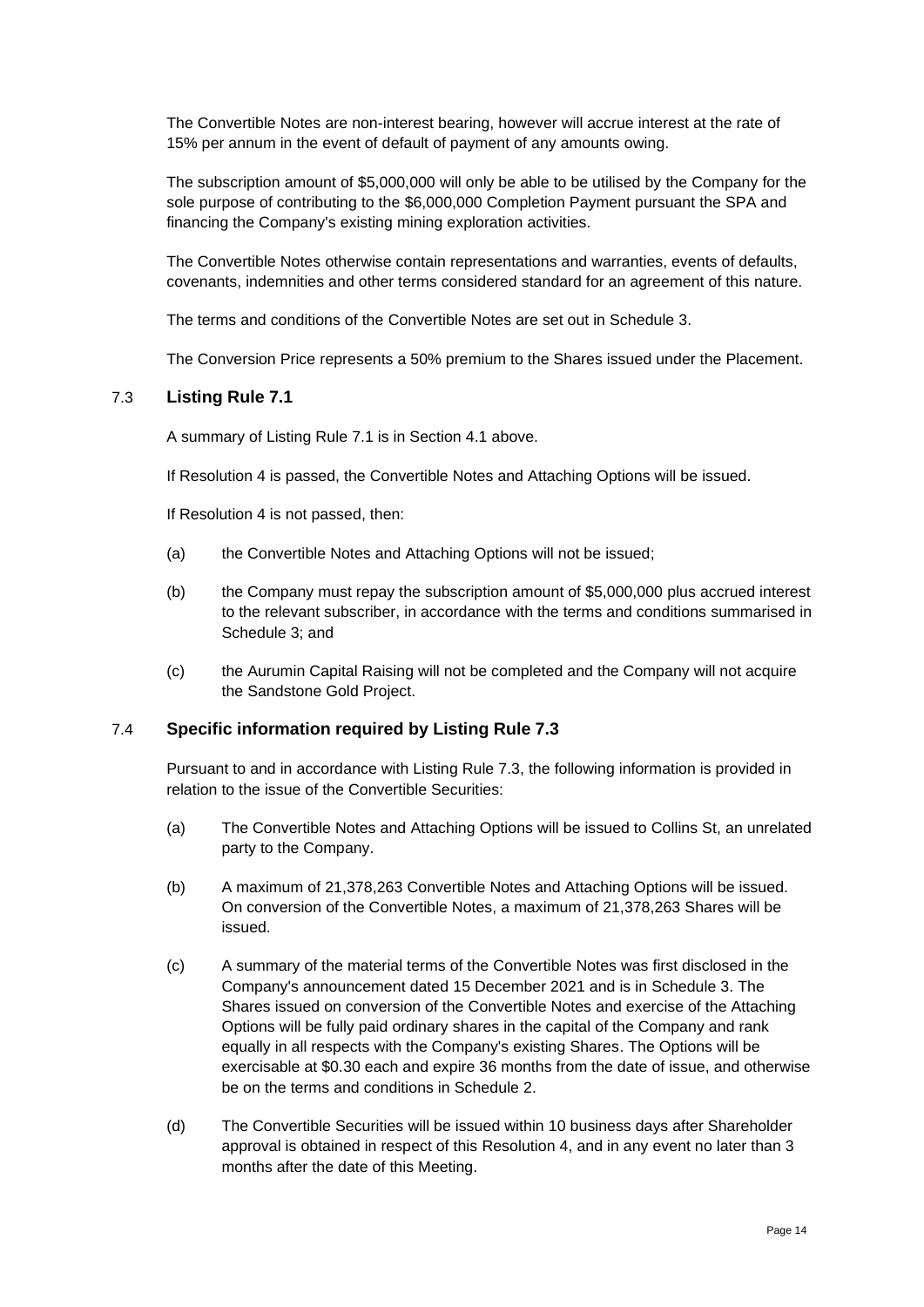The Convertible Notes are non-interest bearing, however will accrue interest at the rate of 15% per annum in the event of default of payment of any amounts owing.

The subscription amount of $5,000,000 will only be able to be utilised by the Company for the sole purpose of contributing to the $6,000,000 Completion Payment pursuant the SPA and financing the Company's existing mining exploration activities.

The Convertible Notes otherwise contain representations and warranties, events of defaults, covenants, indemnities and other terms considered standard for an agreement of this nature.

The terms and conditions of the Convertible Notes are set out in Schedule 3.

The Conversion Price represents a 50% premium to the Shares issued under the Placement.

### 7.3 Listing Rule 7.1

A summary of Listing Rule 7.1 is in Section 4.1 above.

If Resolution 4 is passed, the Convertible Notes and Attaching Options will be issued.

If Resolution 4 is not passed, then:

(a) the Convertible Notes and Attaching Options will not be issued;

(b) the Company must repay the subscription amount of $5,000,000 plus accrued interest to the relevant subscriber, in accordance with the terms and conditions summarised in Schedule 3; and

(c) the Aurumin Capital Raising will not be completed and the Company will not acquire the Sandstone Gold Project.

### 7.4 Specific information required by Listing Rule 7.3

Pursuant to and in accordance with Listing Rule 7.3, the following information is provided in relation to the issue of the Convertible Securities:

(a) The Convertible Notes and Attaching Options will be issued to Collins St, an unrelated party to the Company.

(b) A maximum of 21,378,263 Convertible Notes and Attaching Options will be issued. On conversion of the Convertible Notes, a maximum of 21,378,263 Shares will be issued.

(c) A summary of the material terms of the Convertible Notes was first disclosed in the Company's announcement dated 15 December 2021 and is in Schedule 3. The Shares issued on conversion of the Convertible Notes and exercise of the Attaching Options will be fully paid ordinary shares in the capital of the Company and rank equally in all respects with the Company's existing Shares. The Options will be exercisable at $0.30 each and expire 36 months from the date of issue, and otherwise be on the terms and conditions in Schedule 2.

(d) The Convertible Securities will be issued within 10 business days after Shareholder approval is obtained in respect of this Resolution 4, and in any event no later than 3 months after the date of this Meeting.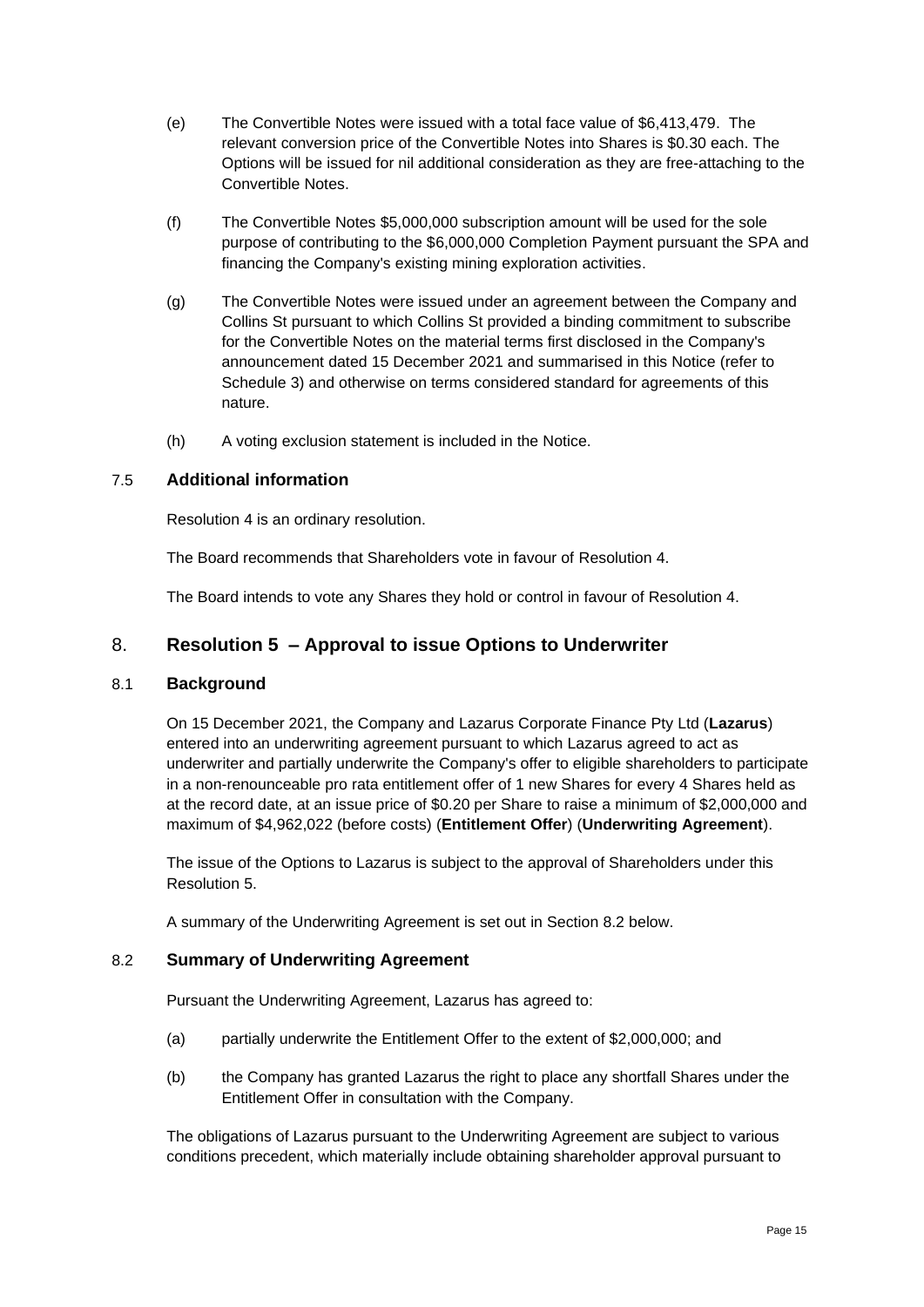(e) The Convertible Notes were issued with a total face value of $6,413,479. The relevant conversion price of the Convertible Notes into Shares is $0.30 each. The Options will be issued for nil additional consideration as they are free-attaching to the Convertible Notes.

(f) The Convertible Notes $5,000,000 subscription amount will be used for the sole purpose of contributing to the $6,000,000 Completion Payment pursuant the SPA and financing the Company's existing mining exploration activities.

(g) The Convertible Notes were issued under an agreement between the Company and Collins St pursuant to which Collins St provided a binding commitment to subscribe for the Convertible Notes on the material terms first disclosed in the Company's announcement dated 15 December 2021 and summarised in this Notice (refer to Schedule 3) and otherwise on terms considered standard for agreements of this nature.

(h) A voting exclusion statement is included in the Notice.

### 7.5 Additional information

Resolution 4 is an ordinary resolution.

The Board recommends that Shareholders vote in favour of Resolution 4.

The Board intends to vote any Shares they hold or control in favour of Resolution 4.

## 8. Resolution 5 – Approval to issue Options to Underwriter

### 8.1 Background

On 15 December 2021, the Company and Lazarus Corporate Finance Pty Ltd (**Lazarus**) entered into an underwriting agreement pursuant to which Lazarus agreed to act as underwriter and partially underwrite the Company's offer to eligible shareholders to participate in a non-renounceable pro rata entitlement offer of 1 new Shares for every 4 Shares held as at the record date, at an issue price of $0.20 per Share to raise a minimum of $2,000,000 and maximum of $4,962,022 (before costs) (**Entitlement Offer**) (**Underwriting Agreement**).

The issue of the Options to Lazarus is subject to the approval of Shareholders under this Resolution 5.

A summary of the Underwriting Agreement is set out in Section 8.2 below.

### 8.2 Summary of Underwriting Agreement

Pursuant the Underwriting Agreement, Lazarus has agreed to:

(a) partially underwrite the Entitlement Offer to the extent of $2,000,000; and

(b) the Company has granted Lazarus the right to place any shortfall Shares under the Entitlement Offer in consultation with the Company.

The obligations of Lazarus pursuant to the Underwriting Agreement are subject to various conditions precedent, which materially include obtaining shareholder approval pursuant to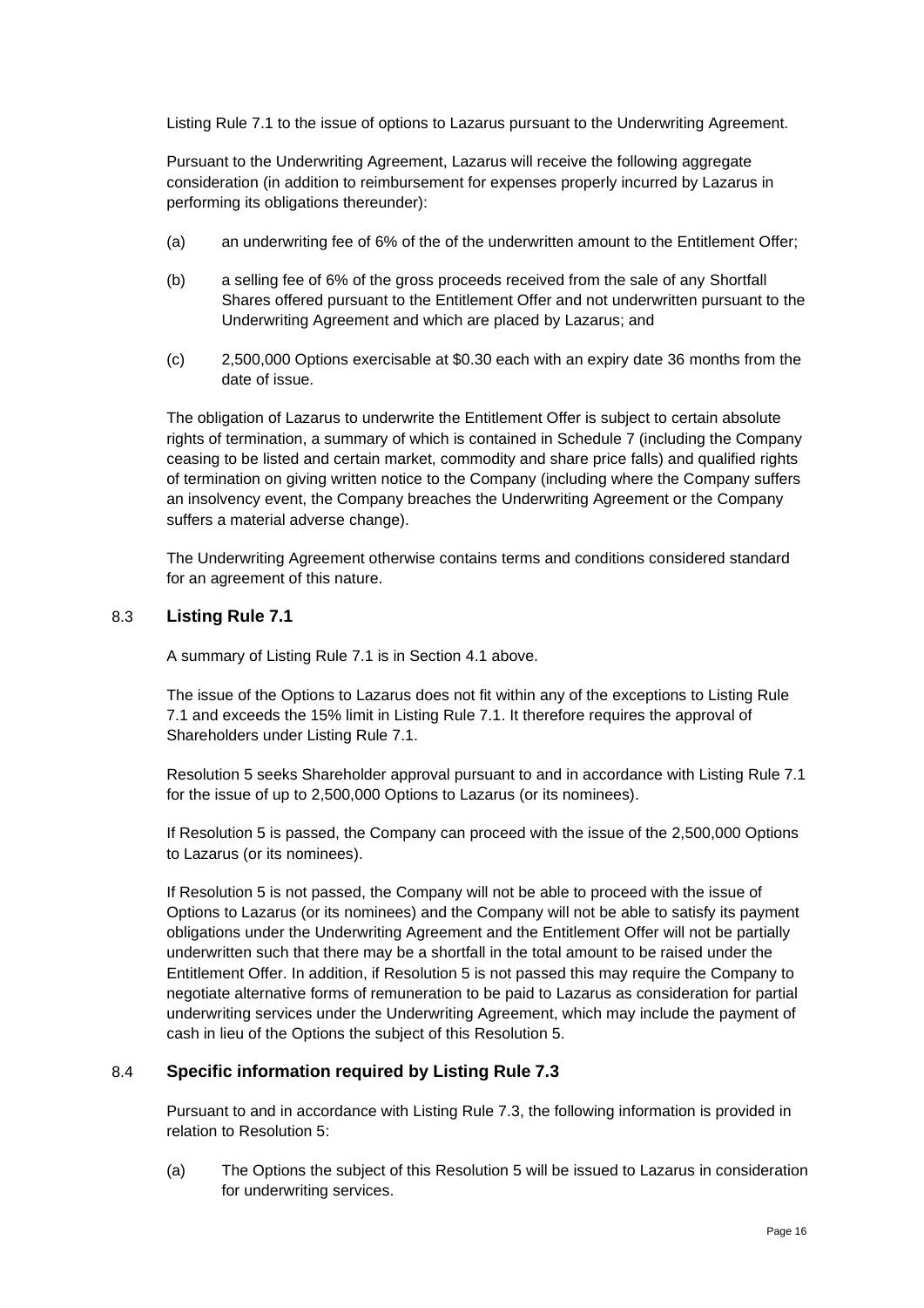Listing Rule 7.1 to the issue of options to Lazarus pursuant to the Underwriting Agreement.

Pursuant to the Underwriting Agreement, Lazarus will receive the following aggregate consideration (in addition to reimbursement for expenses properly incurred by Lazarus in performing its obligations thereunder):

(a) an underwriting fee of 6% of the of the underwritten amount to the Entitlement Offer;

(b) a selling fee of 6% of the gross proceeds received from the sale of any Shortfall Shares offered pursuant to the Entitlement Offer and not underwritten pursuant to the Underwriting Agreement and which are placed by Lazarus; and

(c) 2,500,000 Options exercisable at $0.30 each with an expiry date 36 months from the date of issue.

The obligation of Lazarus to underwrite the Entitlement Offer is subject to certain absolute rights of termination, a summary of which is contained in Schedule 7 (including the Company ceasing to be listed and certain market, commodity and share price falls) and qualified rights of termination on giving written notice to the Company (including where the Company suffers an insolvency event, the Company breaches the Underwriting Agreement or the Company suffers a material adverse change).

The Underwriting Agreement otherwise contains terms and conditions considered standard for an agreement of this nature.

## 8.3 Listing Rule 7.1

A summary of Listing Rule 7.1 is in Section 4.1 above.

The issue of the Options to Lazarus does not fit within any of the exceptions to Listing Rule 7.1 and exceeds the 15% limit in Listing Rule 7.1. It therefore requires the approval of Shareholders under Listing Rule 7.1.

Resolution 5 seeks Shareholder approval pursuant to and in accordance with Listing Rule 7.1 for the issue of up to 2,500,000 Options to Lazarus (or its nominees).

If Resolution 5 is passed, the Company can proceed with the issue of the 2,500,000 Options to Lazarus (or its nominees).

If Resolution 5 is not passed, the Company will not be able to proceed with the issue of Options to Lazarus (or its nominees) and the Company will not be able to satisfy its payment obligations under the Underwriting Agreement and the Entitlement Offer will not be partially underwritten such that there may be a shortfall in the total amount to be raised under the Entitlement Offer. In addition, if Resolution 5 is not passed this may require the Company to negotiate alternative forms of remuneration to be paid to Lazarus as consideration for partial underwriting services under the Underwriting Agreement, which may include the payment of cash in lieu of the Options the subject of this Resolution 5.

## 8.4 Specific information required by Listing Rule 7.3

Pursuant to and in accordance with Listing Rule 7.3, the following information is provided in relation to Resolution 5:

(a) The Options the subject of this Resolution 5 will be issued to Lazarus in consideration for underwriting services.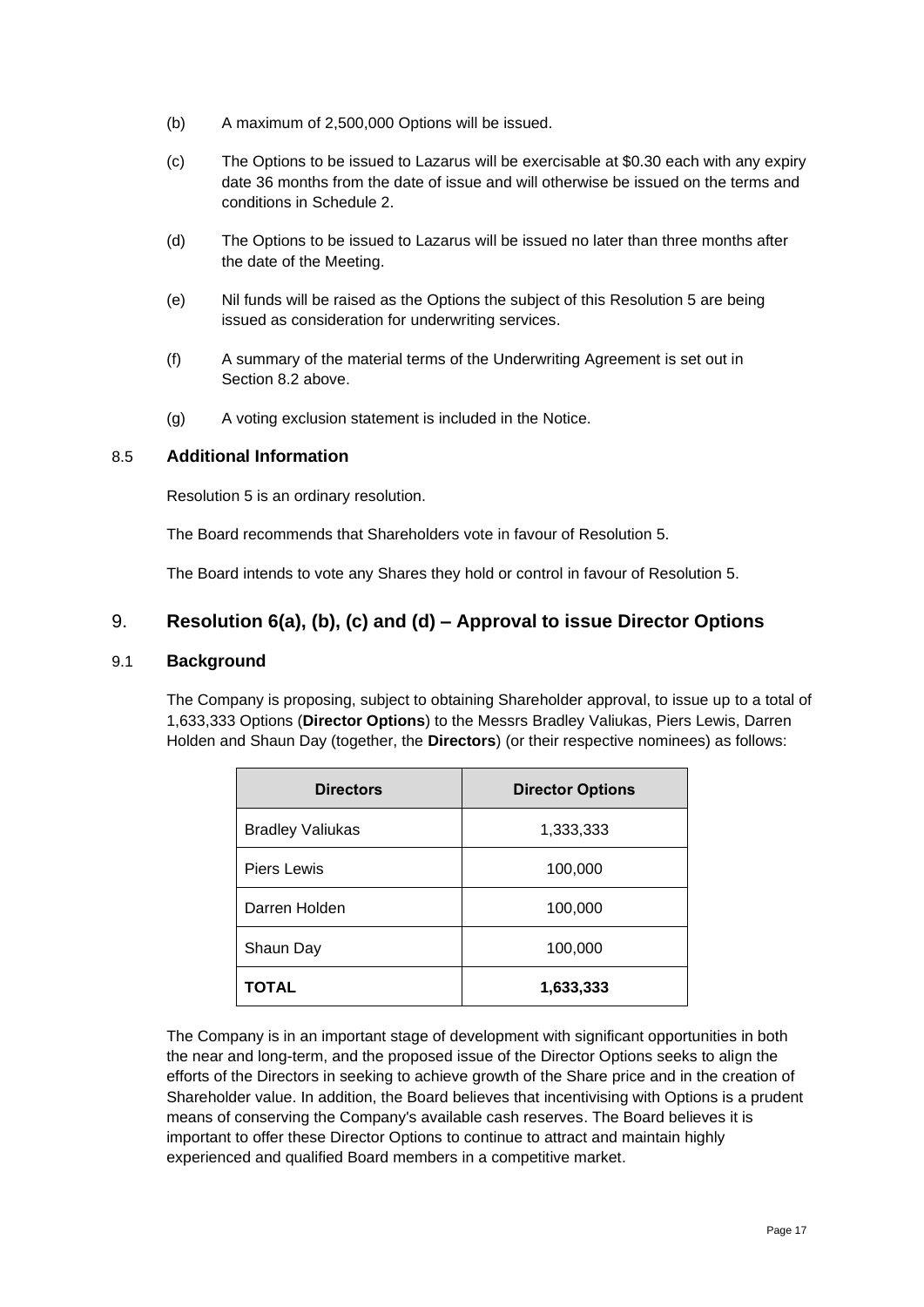(b) A maximum of 2,500,000 Options will be issued.

(c) The Options to be issued to Lazarus will be exercisable at $0.30 each with any expiry date 36 months from the date of issue and will otherwise be issued on the terms and conditions in Schedule 2.

(d) The Options to be issued to Lazarus will be issued no later than three months after the date of the Meeting.

(e) Nil funds will be raised as the Options the subject of this Resolution 5 are being issued as consideration for underwriting services.

(f) A summary of the material terms of the Underwriting Agreement is set out in Section 8.2 above.

(g) A voting exclusion statement is included in the Notice.

### 8.5 Additional Information

Resolution 5 is an ordinary resolution.

The Board recommends that Shareholders vote in favour of Resolution 5.

The Board intends to vote any Shares they hold or control in favour of Resolution 5.

## 9. Resolution 6(a), (b), (c) and (d) – Approval to issue Director Options

### 9.1 Background

The Company is proposing, subject to obtaining Shareholder approval, to issue up to a total of 1,633,333 Options (**Director Options**) to the Messrs Bradley Valiukas, Piers Lewis, Darren Holden and Shaun Day (together, the **Directors**) (or their respective nominees) as follows:

| Directors | Director Options |
|---|---|
| Bradley Valiukas | 1,333,333 |
| Piers Lewis | 100,000 |
| Darren Holden | 100,000 |
| Shaun Day | 100,000 |
| **TOTAL** | **1,633,333** |

The Company is in an important stage of development with significant opportunities in both the near and long-term, and the proposed issue of the Director Options seeks to align the efforts of the Directors in seeking to achieve growth of the Share price and in the creation of Shareholder value. In addition, the Board believes that incentivising with Options is a prudent means of conserving the Company's available cash reserves. The Board believes it is important to offer these Director Options to continue to attract and maintain highly experienced and qualified Board members in a competitive market.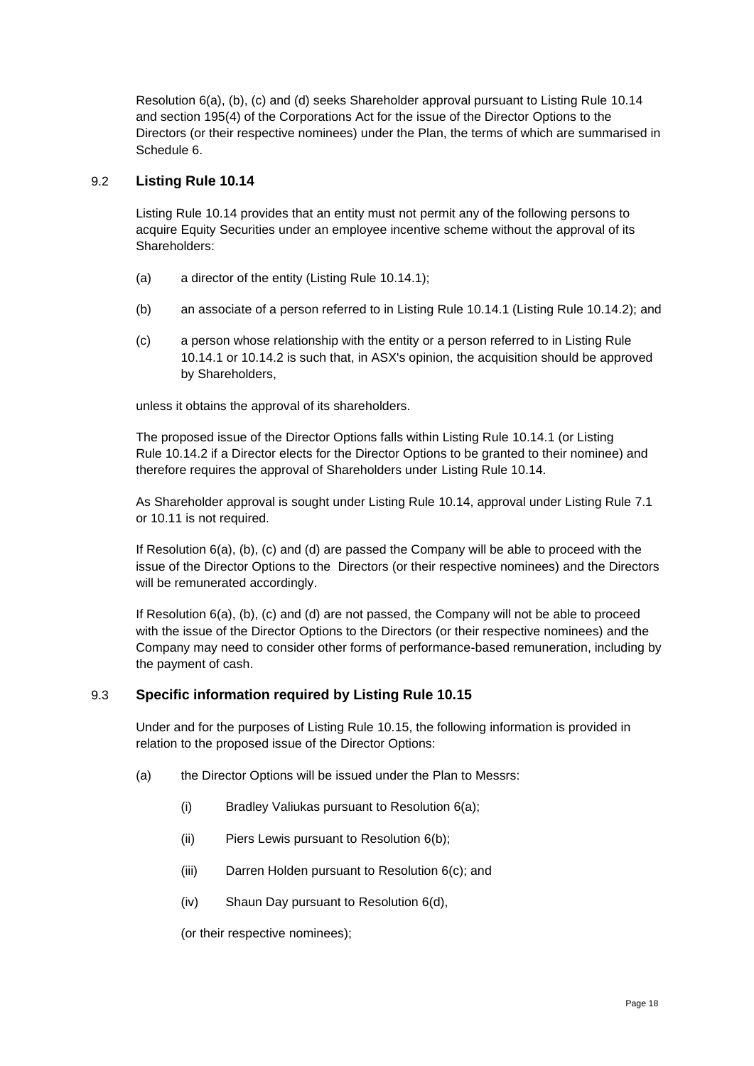Resolution 6(a), (b), (c) and (d) seeks Shareholder approval pursuant to Listing Rule 10.14 and section 195(4) of the Corporations Act for the issue of the Director Options to the Directors (or their respective nominees) under the Plan, the terms of which are summarised in Schedule 6.

### 9.2 Listing Rule 10.14

Listing Rule 10.14 provides that an entity must not permit any of the following persons to acquire Equity Securities under an employee incentive scheme without the approval of its Shareholders:

(a) a director of the entity (Listing Rule 10.14.1);

(b) an associate of a person referred to in Listing Rule 10.14.1 (Listing Rule 10.14.2); and

(c) a person whose relationship with the entity or a person referred to in Listing Rule 10.14.1 or 10.14.2 is such that, in ASX's opinion, the acquisition should be approved by Shareholders,

unless it obtains the approval of its shareholders.

The proposed issue of the Director Options falls within Listing Rule 10.14.1 (or Listing Rule 10.14.2 if a Director elects for the Director Options to be granted to their nominee) and therefore requires the approval of Shareholders under Listing Rule 10.14.

As Shareholder approval is sought under Listing Rule 10.14, approval under Listing Rule 7.1 or 10.11 is not required.

If Resolution 6(a), (b), (c) and (d) are passed the Company will be able to proceed with the issue of the Director Options to the Directors (or their respective nominees) and the Directors will be remunerated accordingly.

If Resolution 6(a), (b), (c) and (d) are not passed, the Company will not be able to proceed with the issue of the Director Options to the Directors (or their respective nominees) and the Company may need to consider other forms of performance-based remuneration, including by the payment of cash.

### 9.3 Specific information required by Listing Rule 10.15

Under and for the purposes of Listing Rule 10.15, the following information is provided in relation to the proposed issue of the Director Options:

(a) the Director Options will be issued under the Plan to Messrs:

  (i) Bradley Valiukas pursuant to Resolution 6(a);

  (ii) Piers Lewis pursuant to Resolution 6(b);

  (iii) Darren Holden pursuant to Resolution 6(c); and

  (iv) Shaun Day pursuant to Resolution 6(d),

  (or their respective nominees);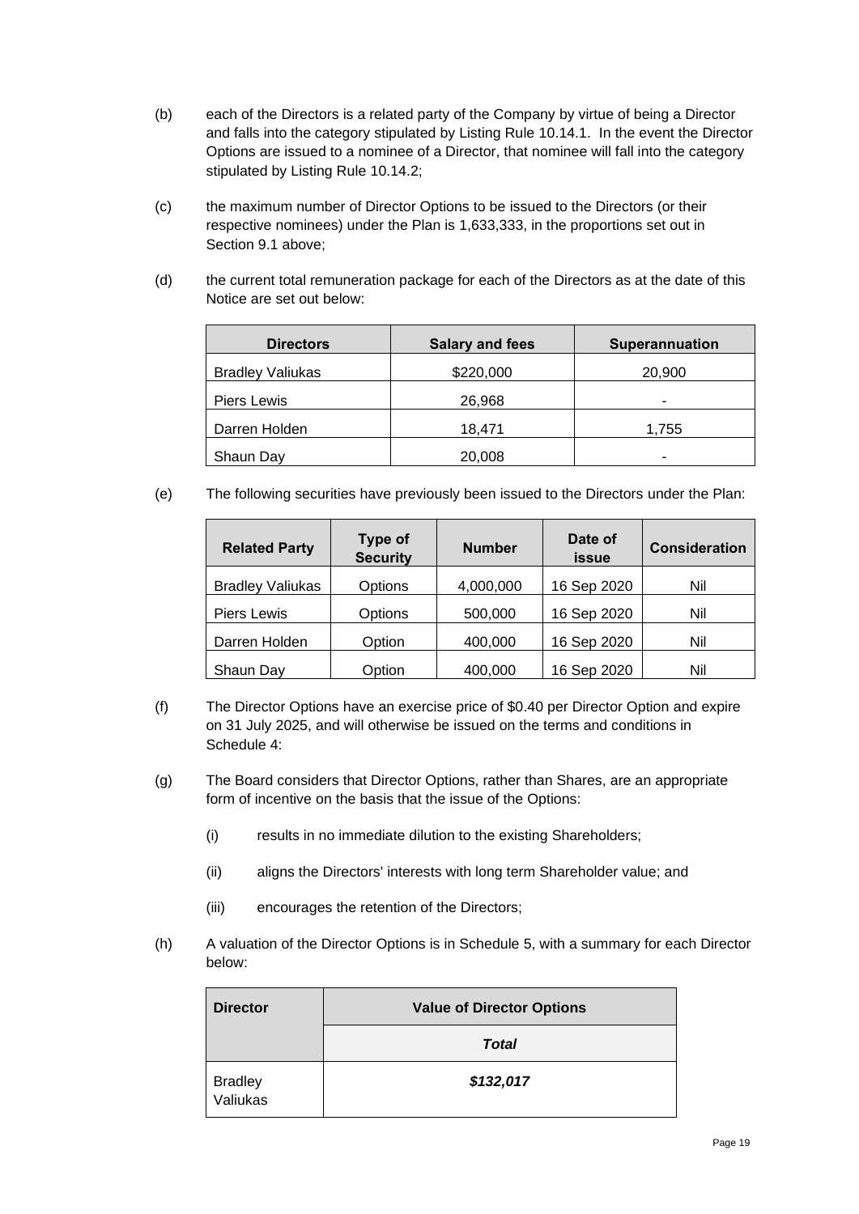(b) each of the Directors is a related party of the Company by virtue of being a Director and falls into the category stipulated by Listing Rule 10.14.1. In the event the Director Options are issued to a nominee of a Director, that nominee will fall into the category stipulated by Listing Rule 10.14.2;

(c) the maximum number of Director Options to be issued to the Directors (or their respective nominees) under the Plan is 1,633,333, in the proportions set out in Section 9.1 above;

(d) the current total remuneration package for each of the Directors as at the date of this Notice are set out below:

| Directors | Salary and fees | Superannuation |
|---|---|---|
| Bradley Valiukas | $220,000 | 20,900 |
| Piers Lewis | 26,968 | - |
| Darren Holden | 18,471 | 1,755 |
| Shaun Day | 20,008 | - |

(e) The following securities have previously been issued to the Directors under the Plan:

| Related Party | Type of Security | Number | Date of issue | Consideration |
|---|---|---|---|---|
| Bradley Valiukas | Options | 4,000,000 | 16 Sep 2020 | Nil |
| Piers Lewis | Options | 500,000 | 16 Sep 2020 | Nil |
| Darren Holden | Option | 400,000 | 16 Sep 2020 | Nil |
| Shaun Day | Option | 400,000 | 16 Sep 2020 | Nil |

(f) The Director Options have an exercise price of $0.40 per Director Option and expire on 31 July 2025, and will otherwise be issued on the terms and conditions in Schedule 4:

(g) The Board considers that Director Options, rather than Shares, are an appropriate form of incentive on the basis that the issue of the Options:

(i) results in no immediate dilution to the existing Shareholders;

(ii) aligns the Directors' interests with long term Shareholder value; and

(iii) encourages the retention of the Directors;

(h) A valuation of the Director Options is in Schedule 5, with a summary for each Director below:

| Director | Value of Director Options |
|---|---|
| | ***Total*** |
| Bradley Valiukas | ***$132,017*** |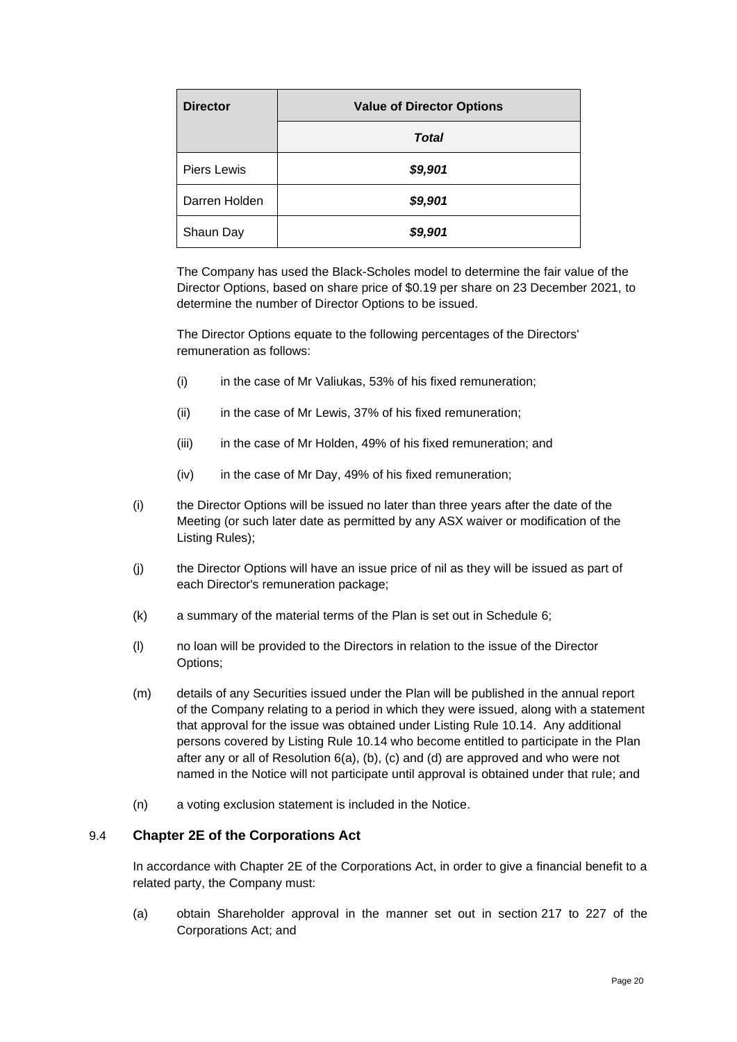| Director | Value of Director Options |
|---|---|
| | ***Total*** |
| Piers Lewis | ***$9,901*** |
| Darren Holden | ***$9,901*** |
| Shaun Day | ***$9,901*** |

The Company has used the Black-Scholes model to determine the fair value of the Director Options, based on share price of $0.19 per share on 23 December 2021, to determine the number of Director Options to be issued.

The Director Options equate to the following percentages of the Directors' remuneration as follows:

(i) in the case of Mr Valiukas, 53% of his fixed remuneration;

(ii) in the case of Mr Lewis, 37% of his fixed remuneration;

(iii) in the case of Mr Holden, 49% of his fixed remuneration; and

(iv) in the case of Mr Day, 49% of his fixed remuneration;

(i) the Director Options will be issued no later than three years after the date of the Meeting (or such later date as permitted by any ASX waiver or modification of the Listing Rules);

(j) the Director Options will have an issue price of nil as they will be issued as part of each Director's remuneration package;

(k) a summary of the material terms of the Plan is set out in Schedule 6;

(l) no loan will be provided to the Directors in relation to the issue of the Director Options;

(m) details of any Securities issued under the Plan will be published in the annual report of the Company relating to a period in which they were issued, along with a statement that approval for the issue was obtained under Listing Rule 10.14. Any additional persons covered by Listing Rule 10.14 who become entitled to participate in the Plan after any or all of Resolution 6(a), (b), (c) and (d) are approved and who were not named in the Notice will not participate until approval is obtained under that rule; and

(n) a voting exclusion statement is included in the Notice.

### 9.4 Chapter 2E of the Corporations Act

In accordance with Chapter 2E of the Corporations Act, in order to give a financial benefit to a related party, the Company must:

(a) obtain Shareholder approval in the manner set out in section 217 to 227 of the Corporations Act; and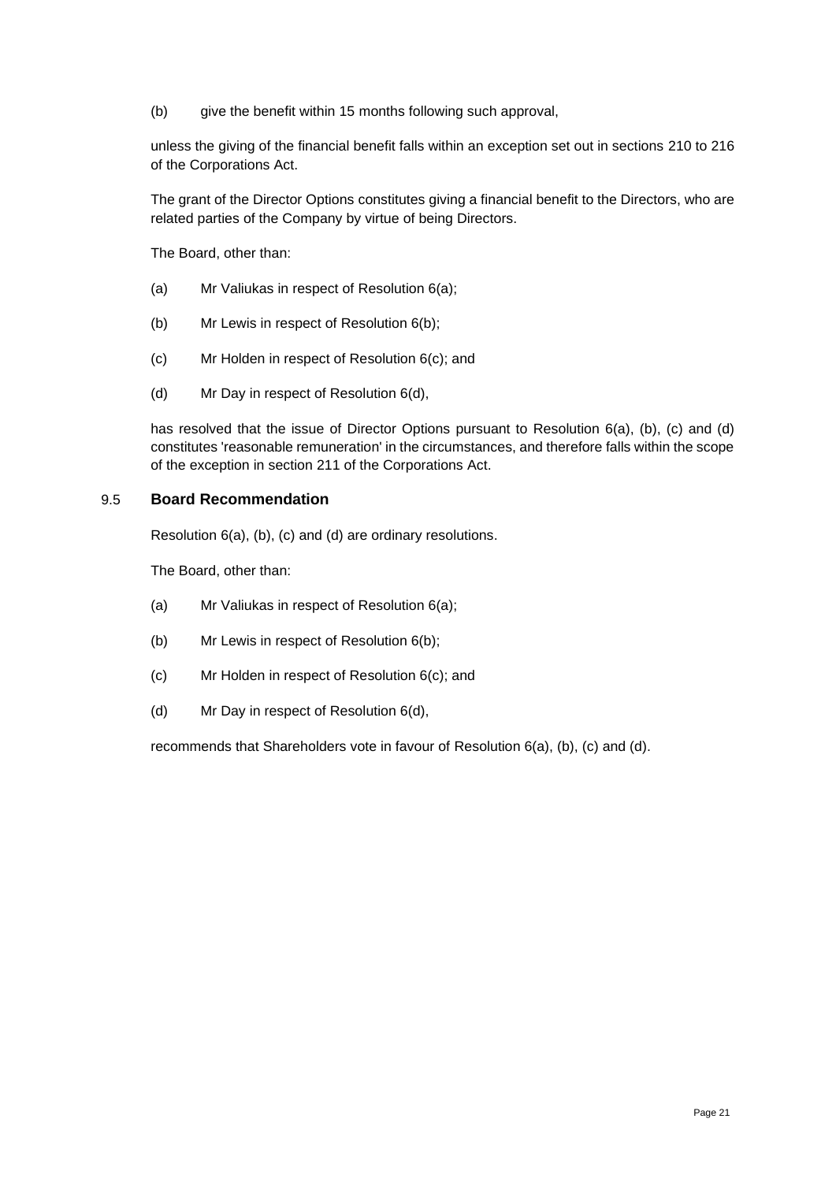(b) give the benefit within 15 months following such approval,

unless the giving of the financial benefit falls within an exception set out in sections 210 to 216 of the Corporations Act.

The grant of the Director Options constitutes giving a financial benefit to the Directors, who are related parties of the Company by virtue of being Directors.

The Board, other than:

(a) Mr Valiukas in respect of Resolution 6(a);

(b) Mr Lewis in respect of Resolution 6(b);

(c) Mr Holden in respect of Resolution 6(c); and

(d) Mr Day in respect of Resolution 6(d),

has resolved that the issue of Director Options pursuant to Resolution 6(a), (b), (c) and (d) constitutes 'reasonable remuneration' in the circumstances, and therefore falls within the scope of the exception in section 211 of the Corporations Act.

### 9.5 Board Recommendation

Resolution 6(a), (b), (c) and (d) are ordinary resolutions.

The Board, other than:

(a) Mr Valiukas in respect of Resolution 6(a);

(b) Mr Lewis in respect of Resolution 6(b);

(c) Mr Holden in respect of Resolution 6(c); and

(d) Mr Day in respect of Resolution 6(d),

recommends that Shareholders vote in favour of Resolution 6(a), (b), (c) and (d).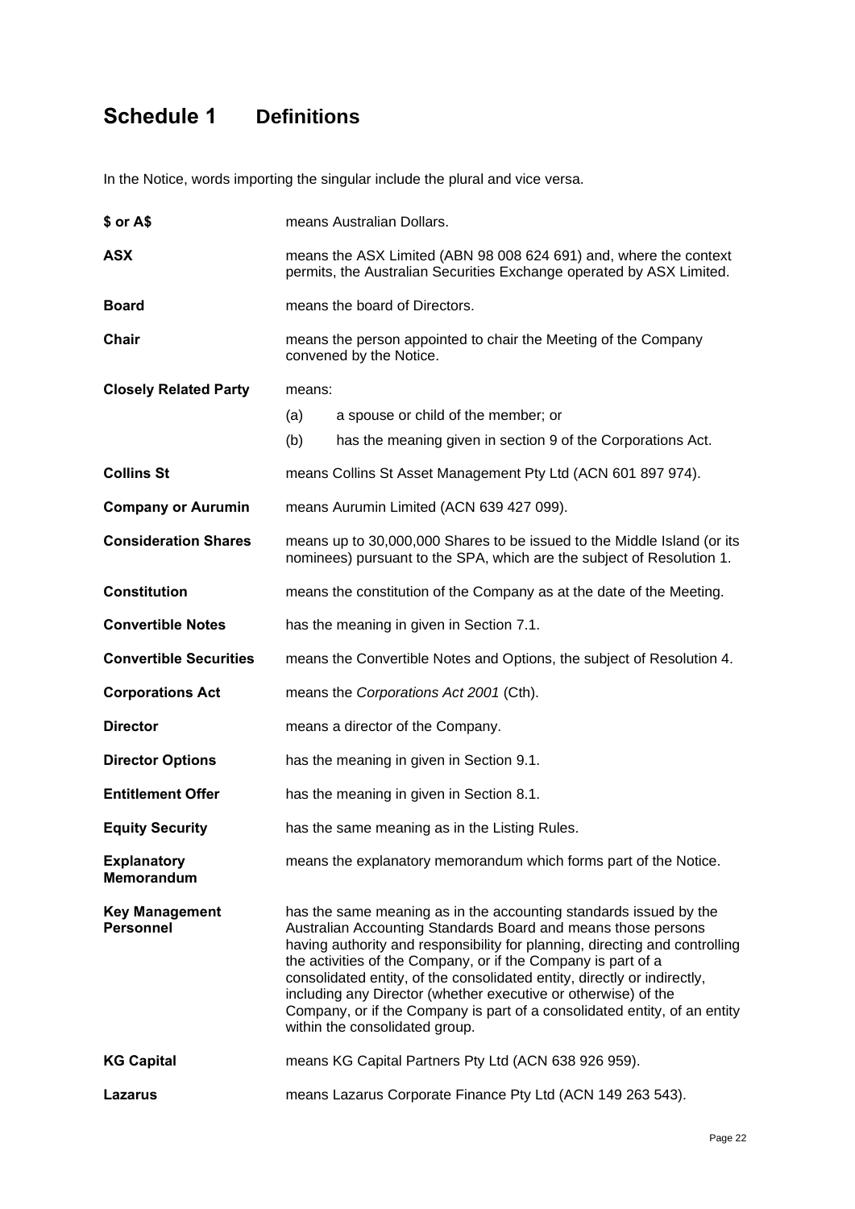# Schedule 1 Definitions

In the Notice, words importing the singular include the plural and vice versa.

| | |
|---|---|
| **$ or A$** | means Australian Dollars. |
| **ASX** | means the ASX Limited (ABN 98 008 624 691) and, where the context permits, the Australian Securities Exchange operated by ASX Limited. |
| **Board** | means the board of Directors. |
| **Chair** | means the person appointed to chair the Meeting of the Company convened by the Notice. |
| **Closely Related Party** | means: (a) a spouse or child of the member; or (b) has the meaning given in section 9 of the Corporations Act. |
| **Collins St** | means Collins St Asset Management Pty Ltd (ACN 601 897 974). |
| **Company or Aurumin** | means Aurumin Limited (ACN 639 427 099). |
| **Consideration Shares** | means up to 30,000,000 Shares to be issued to the Middle Island (or its nominees) pursuant to the SPA, which are the subject of Resolution 1. |
| **Constitution** | means the constitution of the Company as at the date of the Meeting. |
| **Convertible Notes** | has the meaning in given in Section 7.1. |
| **Convertible Securities** | means the Convertible Notes and Options, the subject of Resolution 4. |
| **Corporations Act** | means the *Corporations Act 2001* (Cth). |
| **Director** | means a director of the Company. |
| **Director Options** | has the meaning in given in Section 9.1. |
| **Entitlement Offer** | has the meaning in given in Section 8.1. |
| **Equity Security** | has the same meaning as in the Listing Rules. |
| **Explanatory Memorandum** | means the explanatory memorandum which forms part of the Notice. |
| **Key Management Personnel** | has the same meaning as in the accounting standards issued by the Australian Accounting Standards Board and means those persons having authority and responsibility for planning, directing and controlling the activities of the Company, or if the Company is part of a consolidated entity, of the consolidated entity, directly or indirectly, including any Director (whether executive or otherwise) of the Company, or if the Company is part of a consolidated entity, of an entity within the consolidated group. |
| **KG Capital** | means KG Capital Partners Pty Ltd (ACN 638 926 959). |
| **Lazarus** | means Lazarus Corporate Finance Pty Ltd (ACN 149 263 543). |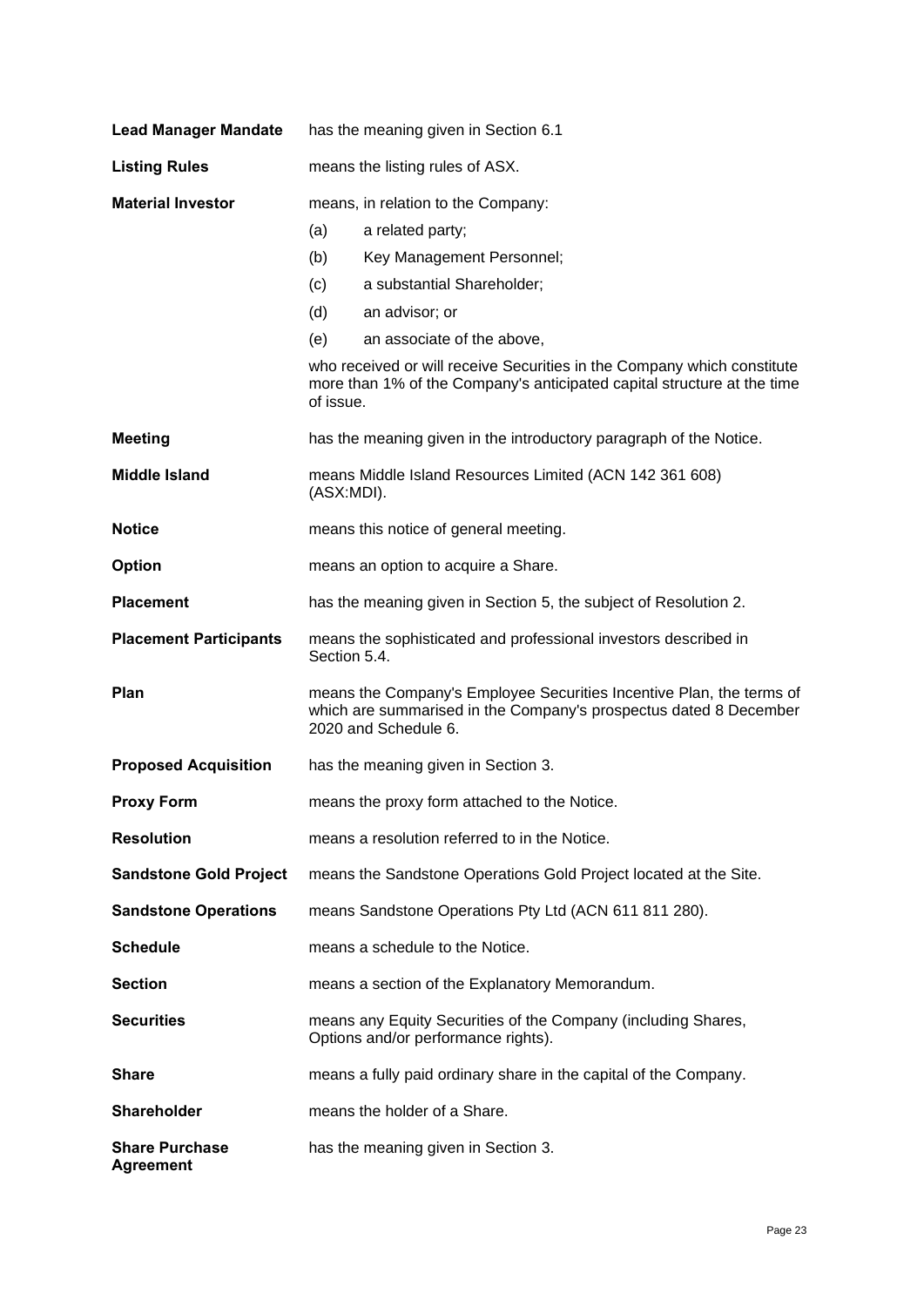**Lead Manager Mandate** has the meaning given in Section 6.1

**Listing Rules** means the listing rules of ASX.

**Material Investor** means, in relation to the Company:

(a) a related party;

(b) Key Management Personnel;

(c) a substantial Shareholder;

(d) an advisor; or

(e) an associate of the above,

who received or will receive Securities in the Company which constitute more than 1% of the Company's anticipated capital structure at the time of issue.

**Meeting** has the meaning given in the introductory paragraph of the Notice.

**Middle Island** means Middle Island Resources Limited (ACN 142 361 608) (ASX:MDI).

**Notice** means this notice of general meeting.

**Option** means an option to acquire a Share.

**Placement** has the meaning given in Section 5, the subject of Resolution 2.

**Placement Participants** means the sophisticated and professional investors described in Section 5.4.

**Plan** means the Company's Employee Securities Incentive Plan, the terms of which are summarised in the Company's prospectus dated 8 December 2020 and Schedule 6.

**Proposed Acquisition** has the meaning given in Section 3.

**Proxy Form** means the proxy form attached to the Notice.

**Resolution** means a resolution referred to in the Notice.

**Sandstone Gold Project** means the Sandstone Operations Gold Project located at the Site.

**Sandstone Operations** means Sandstone Operations Pty Ltd (ACN 611 811 280).

**Schedule** means a schedule to the Notice.

**Section** means a section of the Explanatory Memorandum.

**Securities** means any Equity Securities of the Company (including Shares, Options and/or performance rights).

**Share** means a fully paid ordinary share in the capital of the Company.

**Shareholder** means the holder of a Share.

**Share Purchase Agreement** has the meaning given in Section 3.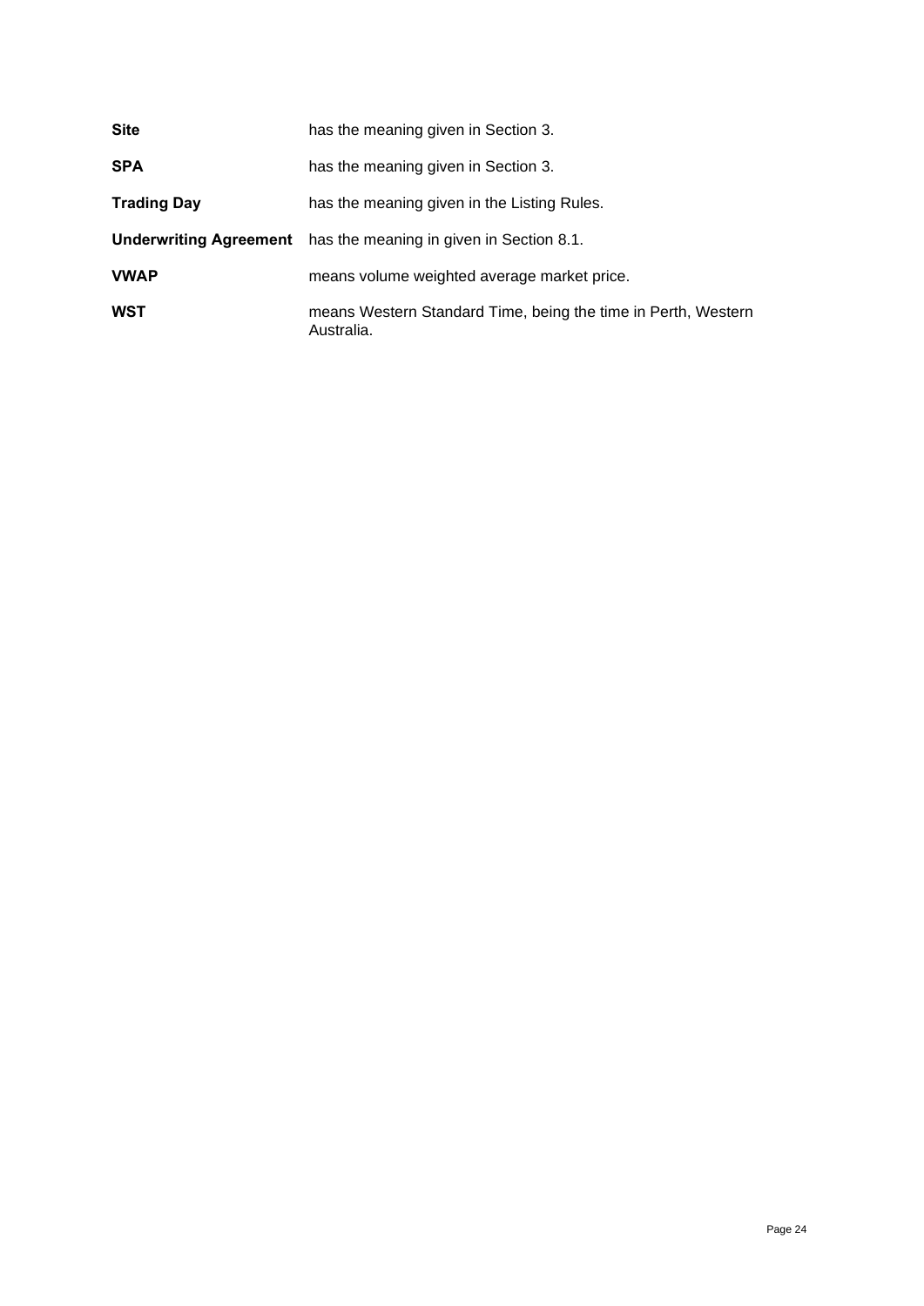| | |
|---|---|
| **Site** | has the meaning given in Section 3. |
| **SPA** | has the meaning given in Section 3. |
| **Trading Day** | has the meaning given in the Listing Rules. |
| **Underwriting Agreement** | has the meaning in given in Section 8.1. |
| **VWAP** | means volume weighted average market price. |
| **WST** | means Western Standard Time, being the time in Perth, Western Australia. |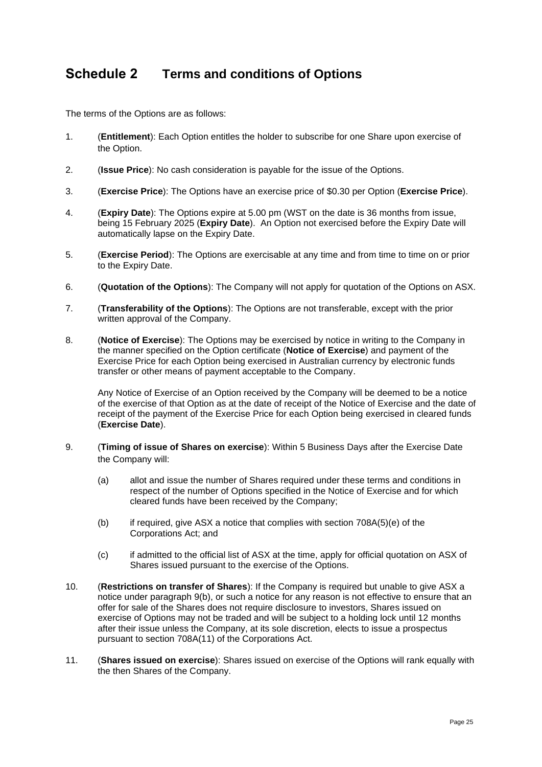# Schedule 2 Terms and conditions of Options

The terms of the Options are as follows:

1. (**Entitlement**): Each Option entitles the holder to subscribe for one Share upon exercise of the Option.

2. (**Issue Price**): No cash consideration is payable for the issue of the Options.

3. (**Exercise Price**): The Options have an exercise price of $0.30 per Option (**Exercise Price**).

4. (**Expiry Date**): The Options expire at 5.00 pm (WST on the date is 36 months from issue, being 15 February 2025 (**Expiry Date**). An Option not exercised before the Expiry Date will automatically lapse on the Expiry Date.

5. (**Exercise Period**): The Options are exercisable at any time and from time to time on or prior to the Expiry Date.

6. (**Quotation of the Options**): The Company will not apply for quotation of the Options on ASX.

7. (**Transferability of the Options**): The Options are not transferable, except with the prior written approval of the Company.

8. (**Notice of Exercise**): The Options may be exercised by notice in writing to the Company in the manner specified on the Option certificate (**Notice of Exercise**) and payment of the Exercise Price for each Option being exercised in Australian currency by electronic funds transfer or other means of payment acceptable to the Company.

   Any Notice of Exercise of an Option received by the Company will be deemed to be a notice of the exercise of that Option as at the date of receipt of the Notice of Exercise and the date of receipt of the payment of the Exercise Price for each Option being exercised in cleared funds (**Exercise Date**).

9. (**Timing of issue of Shares on exercise**): Within 5 Business Days after the Exercise Date the Company will:

   (a) allot and issue the number of Shares required under these terms and conditions in respect of the number of Options specified in the Notice of Exercise and for which cleared funds have been received by the Company;

   (b) if required, give ASX a notice that complies with section 708A(5)(e) of the Corporations Act; and

   (c) if admitted to the official list of ASX at the time, apply for official quotation on ASX of Shares issued pursuant to the exercise of the Options.

10. (**Restrictions on transfer of Shares**): If the Company is required but unable to give ASX a notice under paragraph 9(b), or such a notice for any reason is not effective to ensure that an offer for sale of the Shares does not require disclosure to investors, Shares issued on exercise of Options may not be traded and will be subject to a holding lock until 12 months after their issue unless the Company, at its sole discretion, elects to issue a prospectus pursuant to section 708A(11) of the Corporations Act.

11. (**Shares issued on exercise**): Shares issued on exercise of the Options will rank equally with the then Shares of the Company.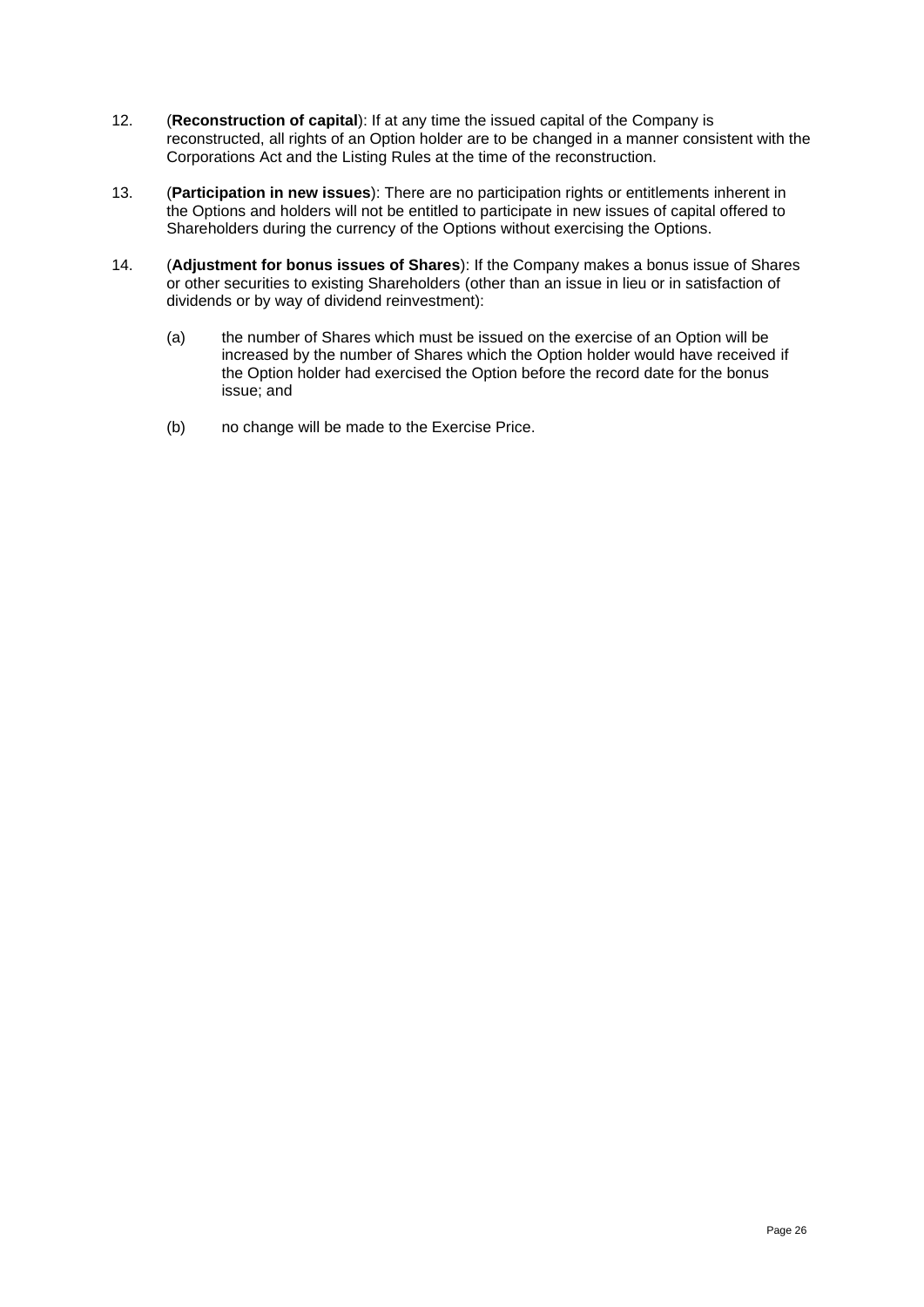12. (**Reconstruction of capital**): If at any time the issued capital of the Company is reconstructed, all rights of an Option holder are to be changed in a manner consistent with the Corporations Act and the Listing Rules at the time of the reconstruction.

13. (**Participation in new issues**): There are no participation rights or entitlements inherent in the Options and holders will not be entitled to participate in new issues of capital offered to Shareholders during the currency of the Options without exercising the Options.

14. (**Adjustment for bonus issues of Shares**): If the Company makes a bonus issue of Shares or other securities to existing Shareholders (other than an issue in lieu or in satisfaction of dividends or by way of dividend reinvestment):

    (a) the number of Shares which must be issued on the exercise of an Option will be increased by the number of Shares which the Option holder would have received if the Option holder had exercised the Option before the record date for the bonus issue; and

    (b) no change will be made to the Exercise Price.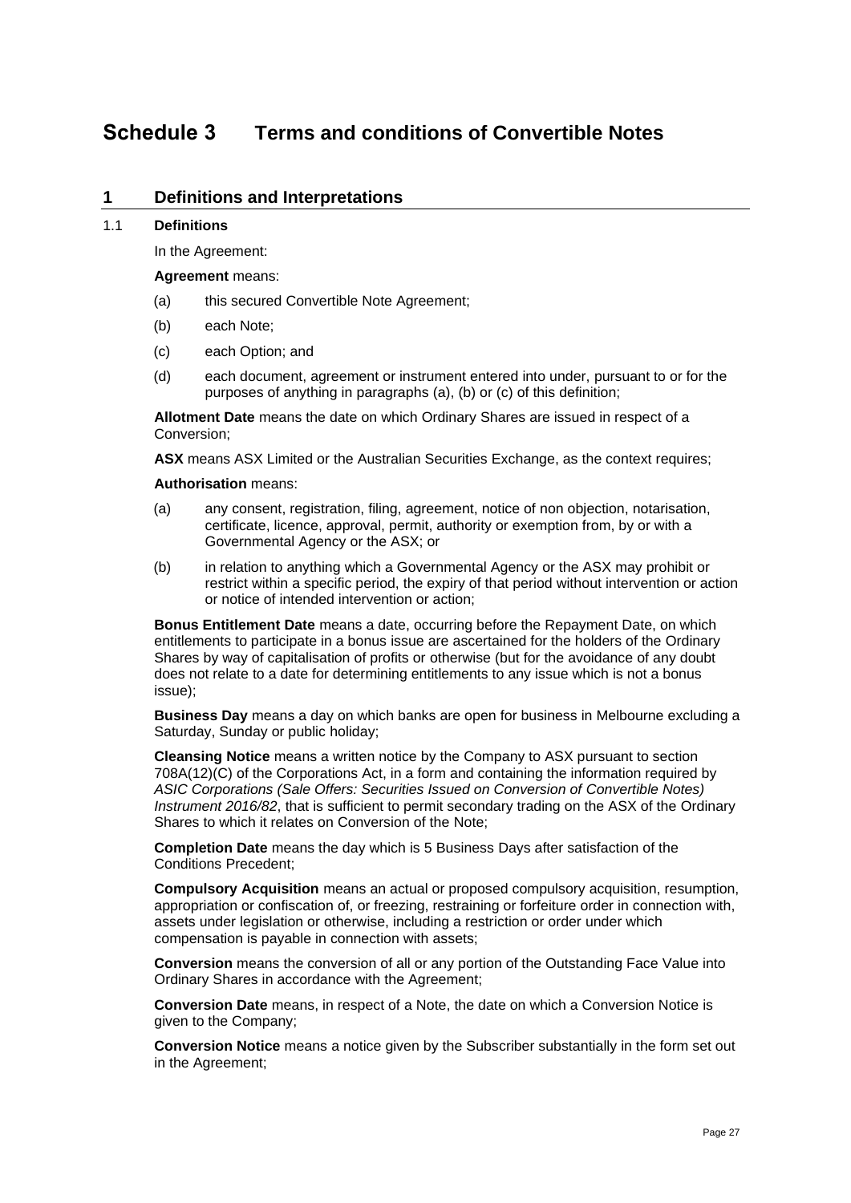# Schedule 3 Terms and conditions of Convertible Notes

## 1 Definitions and Interpretations

### 1.1 Definitions

In the Agreement:

**Agreement** means:

(a) this secured Convertible Note Agreement;

(b) each Note;

(c) each Option; and

(d) each document, agreement or instrument entered into under, pursuant to or for the purposes of anything in paragraphs (a), (b) or (c) of this definition;

**Allotment Date** means the date on which Ordinary Shares are issued in respect of a Conversion;

**ASX** means ASX Limited or the Australian Securities Exchange, as the context requires;

**Authorisation** means:

(a) any consent, registration, filing, agreement, notice of non objection, notarisation, certificate, licence, approval, permit, authority or exemption from, by or with a Governmental Agency or the ASX; or

(b) in relation to anything which a Governmental Agency or the ASX may prohibit or restrict within a specific period, the expiry of that period without intervention or action or notice of intended intervention or action;

**Bonus Entitlement Date** means a date, occurring before the Repayment Date, on which entitlements to participate in a bonus issue are ascertained for the holders of the Ordinary Shares by way of capitalisation of profits or otherwise (but for the avoidance of any doubt does not relate to a date for determining entitlements to any issue which is not a bonus issue);

**Business Day** means a day on which banks are open for business in Melbourne excluding a Saturday, Sunday or public holiday;

**Cleansing Notice** means a written notice by the Company to ASX pursuant to section 708A(12)(C) of the Corporations Act, in a form and containing the information required by *ASIC Corporations (Sale Offers: Securities Issued on Conversion of Convertible Notes) Instrument 2016/82*, that is sufficient to permit secondary trading on the ASX of the Ordinary Shares to which it relates on Conversion of the Note;

**Completion Date** means the day which is 5 Business Days after satisfaction of the Conditions Precedent;

**Compulsory Acquisition** means an actual or proposed compulsory acquisition, resumption, appropriation or confiscation of, or freezing, restraining or forfeiture order in connection with, assets under legislation or otherwise, including a restriction or order under which compensation is payable in connection with assets;

**Conversion** means the conversion of all or any portion of the Outstanding Face Value into Ordinary Shares in accordance with the Agreement;

**Conversion Date** means, in respect of a Note, the date on which a Conversion Notice is given to the Company;

**Conversion Notice** means a notice given by the Subscriber substantially in the form set out in the Agreement;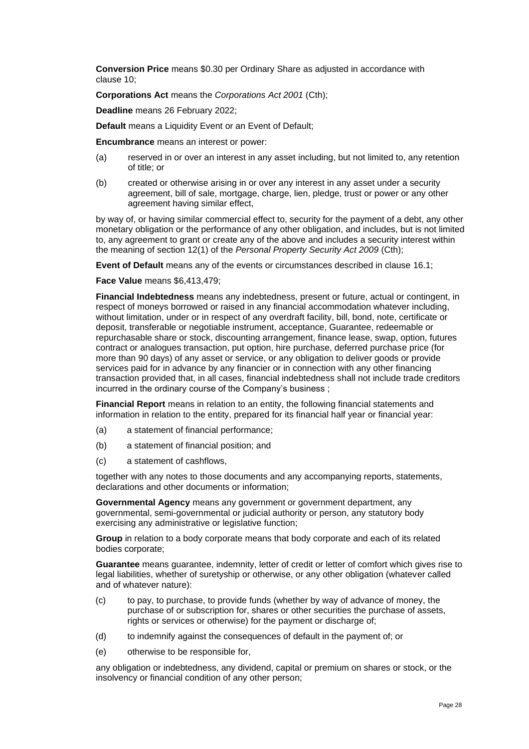**Conversion Price** means $0.30 per Ordinary Share as adjusted in accordance with clause 10;

**Corporations Act** means the *Corporations Act 2001* (Cth);

**Deadline** means 26 February 2022;

**Default** means a Liquidity Event or an Event of Default;

**Encumbrance** means an interest or power:

(a) reserved in or over an interest in any asset including, but not limited to, any retention of title; or

(b) created or otherwise arising in or over any interest in any asset under a security agreement, bill of sale, mortgage, charge, lien, pledge, trust or power or any other agreement having similar effect,

by way of, or having similar commercial effect to, security for the payment of a debt, any other monetary obligation or the performance of any other obligation, and includes, but is not limited to, any agreement to grant or create any of the above and includes a security interest within the meaning of section 12(1) of the *Personal Property Security Act 2009* (Cth);

**Event of Default** means any of the events or circumstances described in clause 16.1;

**Face Value** means $6,413,479;

**Financial Indebtedness** means any indebtedness, present or future, actual or contingent, in respect of moneys borrowed or raised in any financial accommodation whatever including, without limitation, under or in respect of any overdraft facility, bill, bond, note, certificate or deposit, transferable or negotiable instrument, acceptance, Guarantee, redeemable or repurchasable share or stock, discounting arrangement, finance lease, swap, option, futures contract or analogues transaction, put option, hire purchase, deferred purchase price (for more than 90 days) of any asset or service, or any obligation to deliver goods or provide services paid for in advance by any financier or in connection with any other financing transaction provided that, in all cases, financial indebtedness shall not include trade creditors incurred in the ordinary course of the Company's business ;

**Financial Report** means in relation to an entity, the following financial statements and information in relation to the entity, prepared for its financial half year or financial year:

(a) a statement of financial performance;

(b) a statement of financial position; and

(c) a statement of cashflows,

together with any notes to those documents and any accompanying reports, statements, declarations and other documents or information;

**Governmental Agency** means any government or government department, any governmental, semi-governmental or judicial authority or person, any statutory body exercising any administrative or legislative function;

**Group** in relation to a body corporate means that body corporate and each of its related bodies corporate;

**Guarantee** means guarantee, indemnity, letter of credit or letter of comfort which gives rise to legal liabilities, whether of suretyship or otherwise, or any other obligation (whatever called and of whatever nature):

(c) to pay, to purchase, to provide funds (whether by way of advance of money, the purchase of or subscription for, shares or other securities the purchase of assets, rights or services or otherwise) for the payment or discharge of;

(d) to indemnify against the consequences of default in the payment of; or

(e) otherwise to be responsible for,

any obligation or indebtedness, any dividend, capital or premium on shares or stock, or the insolvency or financial condition of any other person;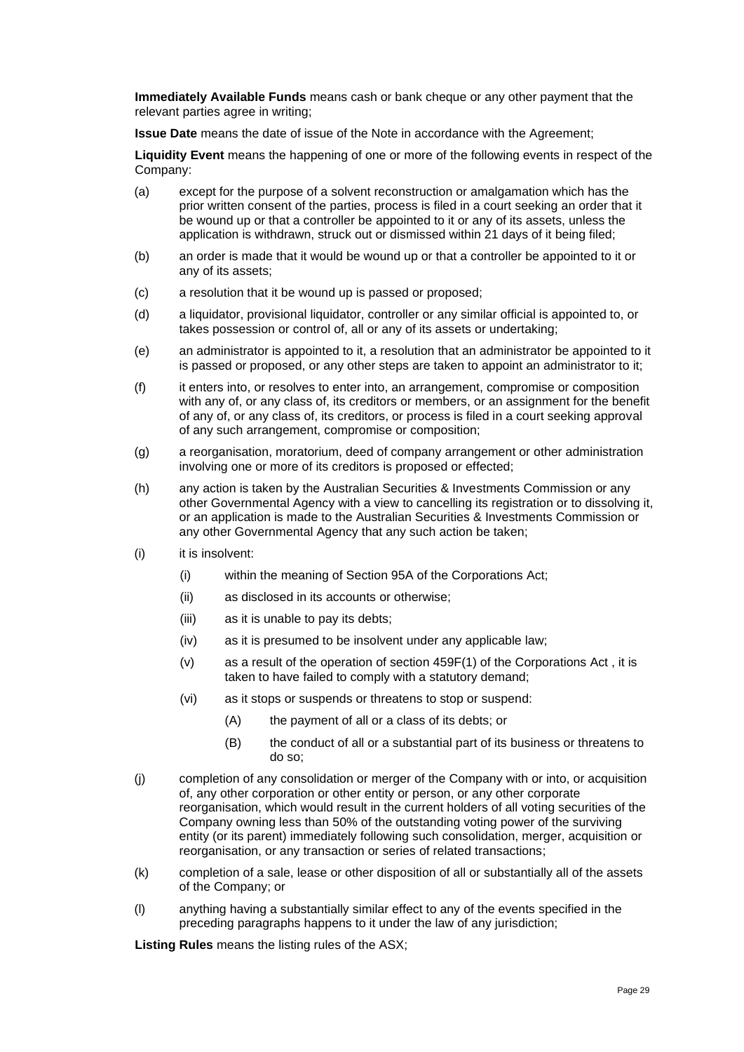**Immediately Available Funds** means cash or bank cheque or any other payment that the relevant parties agree in writing;

**Issue Date** means the date of issue of the Note in accordance with the Agreement;

**Liquidity Event** means the happening of one or more of the following events in respect of the Company:

(a) except for the purpose of a solvent reconstruction or amalgamation which has the prior written consent of the parties, process is filed in a court seeking an order that it be wound up or that a controller be appointed to it or any of its assets, unless the application is withdrawn, struck out or dismissed within 21 days of it being filed;

(b) an order is made that it would be wound up or that a controller be appointed to it or any of its assets;

(c) a resolution that it be wound up is passed or proposed;

(d) a liquidator, provisional liquidator, controller or any similar official is appointed to, or takes possession or control of, all or any of its assets or undertaking;

(e) an administrator is appointed to it, a resolution that an administrator be appointed to it is passed or proposed, or any other steps are taken to appoint an administrator to it;

(f) it enters into, or resolves to enter into, an arrangement, compromise or composition with any of, or any class of, its creditors or members, or an assignment for the benefit of any of, or any class of, its creditors, or process is filed in a court seeking approval of any such arrangement, compromise or composition;

(g) a reorganisation, moratorium, deed of company arrangement or other administration involving one or more of its creditors is proposed or effected;

(h) any action is taken by the Australian Securities & Investments Commission or any other Governmental Agency with a view to cancelling its registration or to dissolving it, or an application is made to the Australian Securities & Investments Commission or any other Governmental Agency that any such action be taken;

(i) it is insolvent:

   (i) within the meaning of Section 95A of the Corporations Act;

   (ii) as disclosed in its accounts or otherwise;

   (iii) as it is unable to pay its debts;

   (iv) as it is presumed to be insolvent under any applicable law;

   (v) as a result of the operation of section 459F(1) of the Corporations Act , it is taken to have failed to comply with a statutory demand;

   (vi) as it stops or suspends or threatens to stop or suspend:

      (A) the payment of all or a class of its debts; or

      (B) the conduct of all or a substantial part of its business or threatens to do so;

(j) completion of any consolidation or merger of the Company with or into, or acquisition of, any other corporation or other entity or person, or any other corporate reorganisation, which would result in the current holders of all voting securities of the Company owning less than 50% of the outstanding voting power of the surviving entity (or its parent) immediately following such consolidation, merger, acquisition or reorganisation, or any transaction or series of related transactions;

(k) completion of a sale, lease or other disposition of all or substantially all of the assets of the Company; or

(l) anything having a substantially similar effect to any of the events specified in the preceding paragraphs happens to it under the law of any jurisdiction;

**Listing Rules** means the listing rules of the ASX;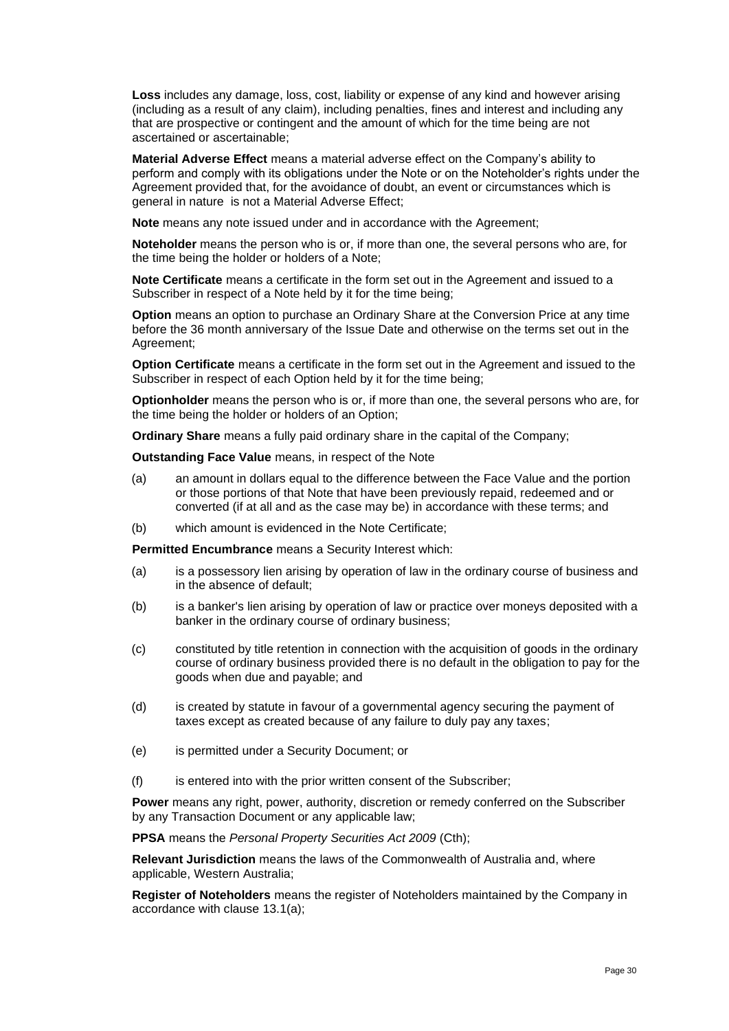**Loss** includes any damage, loss, cost, liability or expense of any kind and however arising (including as a result of any claim), including penalties, fines and interest and including any that are prospective or contingent and the amount of which for the time being are not ascertained or ascertainable;

**Material Adverse Effect** means a material adverse effect on the Company's ability to perform and comply with its obligations under the Note or on the Noteholder's rights under the Agreement provided that, for the avoidance of doubt, an event or circumstances which is general in nature is not a Material Adverse Effect;

**Note** means any note issued under and in accordance with the Agreement;

**Noteholder** means the person who is or, if more than one, the several persons who are, for the time being the holder or holders of a Note;

**Note Certificate** means a certificate in the form set out in the Agreement and issued to a Subscriber in respect of a Note held by it for the time being;

**Option** means an option to purchase an Ordinary Share at the Conversion Price at any time before the 36 month anniversary of the Issue Date and otherwise on the terms set out in the Agreement;

**Option Certificate** means a certificate in the form set out in the Agreement and issued to the Subscriber in respect of each Option held by it for the time being;

**Optionholder** means the person who is or, if more than one, the several persons who are, for the time being the holder or holders of an Option;

**Ordinary Share** means a fully paid ordinary share in the capital of the Company;

**Outstanding Face Value** means, in respect of the Note

(a) an amount in dollars equal to the difference between the Face Value and the portion or those portions of that Note that have been previously repaid, redeemed and or converted (if at all and as the case may be) in accordance with these terms; and

(b) which amount is evidenced in the Note Certificate;

**Permitted Encumbrance** means a Security Interest which:

(a) is a possessory lien arising by operation of law in the ordinary course of business and in the absence of default;

(b) is a banker's lien arising by operation of law or practice over moneys deposited with a banker in the ordinary course of ordinary business;

(c) constituted by title retention in connection with the acquisition of goods in the ordinary course of ordinary business provided there is no default in the obligation to pay for the goods when due and payable; and

(d) is created by statute in favour of a governmental agency securing the payment of taxes except as created because of any failure to duly pay any taxes;

(e) is permitted under a Security Document; or

(f) is entered into with the prior written consent of the Subscriber;

**Power** means any right, power, authority, discretion or remedy conferred on the Subscriber by any Transaction Document or any applicable law;

**PPSA** means the *Personal Property Securities Act 2009* (Cth);

**Relevant Jurisdiction** means the laws of the Commonwealth of Australia and, where applicable, Western Australia;

**Register of Noteholders** means the register of Noteholders maintained by the Company in accordance with clause 13.1(a);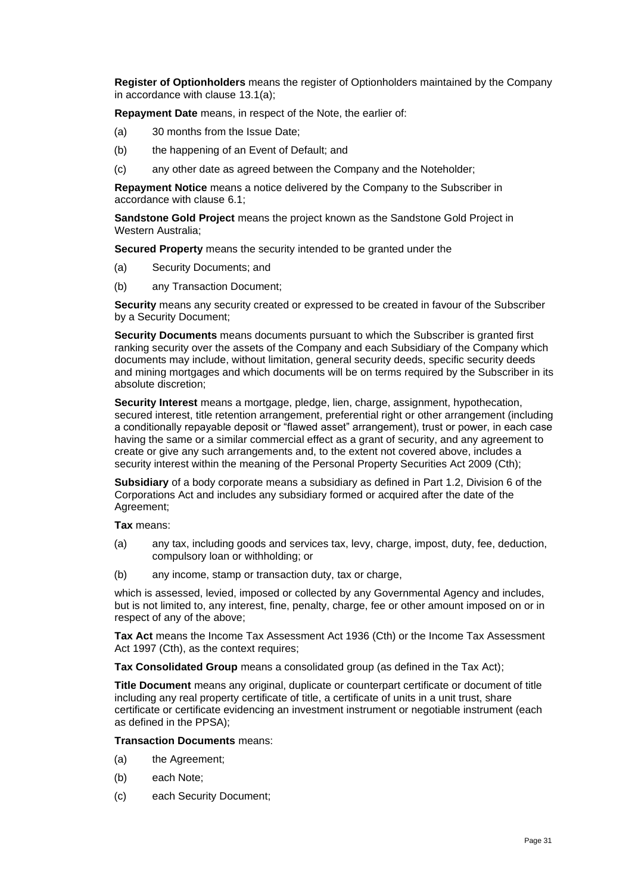**Register of Optionholders** means the register of Optionholders maintained by the Company in accordance with clause 13.1(a);

**Repayment Date** means, in respect of the Note, the earlier of:

(a) 30 months from the Issue Date;

(b) the happening of an Event of Default; and

(c) any other date as agreed between the Company and the Noteholder;

**Repayment Notice** means a notice delivered by the Company to the Subscriber in accordance with clause 6.1;

**Sandstone Gold Project** means the project known as the Sandstone Gold Project in Western Australia;

**Secured Property** means the security intended to be granted under the

(a) Security Documents; and

(b) any Transaction Document;

**Security** means any security created or expressed to be created in favour of the Subscriber by a Security Document;

**Security Documents** means documents pursuant to which the Subscriber is granted first ranking security over the assets of the Company and each Subsidiary of the Company which documents may include, without limitation, general security deeds, specific security deeds and mining mortgages and which documents will be on terms required by the Subscriber in its absolute discretion;

**Security Interest** means a mortgage, pledge, lien, charge, assignment, hypothecation, secured interest, title retention arrangement, preferential right or other arrangement (including a conditionally repayable deposit or "flawed asset" arrangement), trust or power, in each case having the same or a similar commercial effect as a grant of security, and any agreement to create or give any such arrangements and, to the extent not covered above, includes a security interest within the meaning of the Personal Property Securities Act 2009 (Cth);

**Subsidiary** of a body corporate means a subsidiary as defined in Part 1.2, Division 6 of the Corporations Act and includes any subsidiary formed or acquired after the date of the Agreement;

**Tax** means:

(a) any tax, including goods and services tax, levy, charge, impost, duty, fee, deduction, compulsory loan or withholding; or

(b) any income, stamp or transaction duty, tax or charge,

which is assessed, levied, imposed or collected by any Governmental Agency and includes, but is not limited to, any interest, fine, penalty, charge, fee or other amount imposed on or in respect of any of the above;

**Tax Act** means the Income Tax Assessment Act 1936 (Cth) or the Income Tax Assessment Act 1997 (Cth), as the context requires;

**Tax Consolidated Group** means a consolidated group (as defined in the Tax Act);

**Title Document** means any original, duplicate or counterpart certificate or document of title including any real property certificate of title, a certificate of units in a unit trust, share certificate or certificate evidencing an investment instrument or negotiable instrument (each as defined in the PPSA);

**Transaction Documents** means:

(a) the Agreement;

(b) each Note;

(c) each Security Document;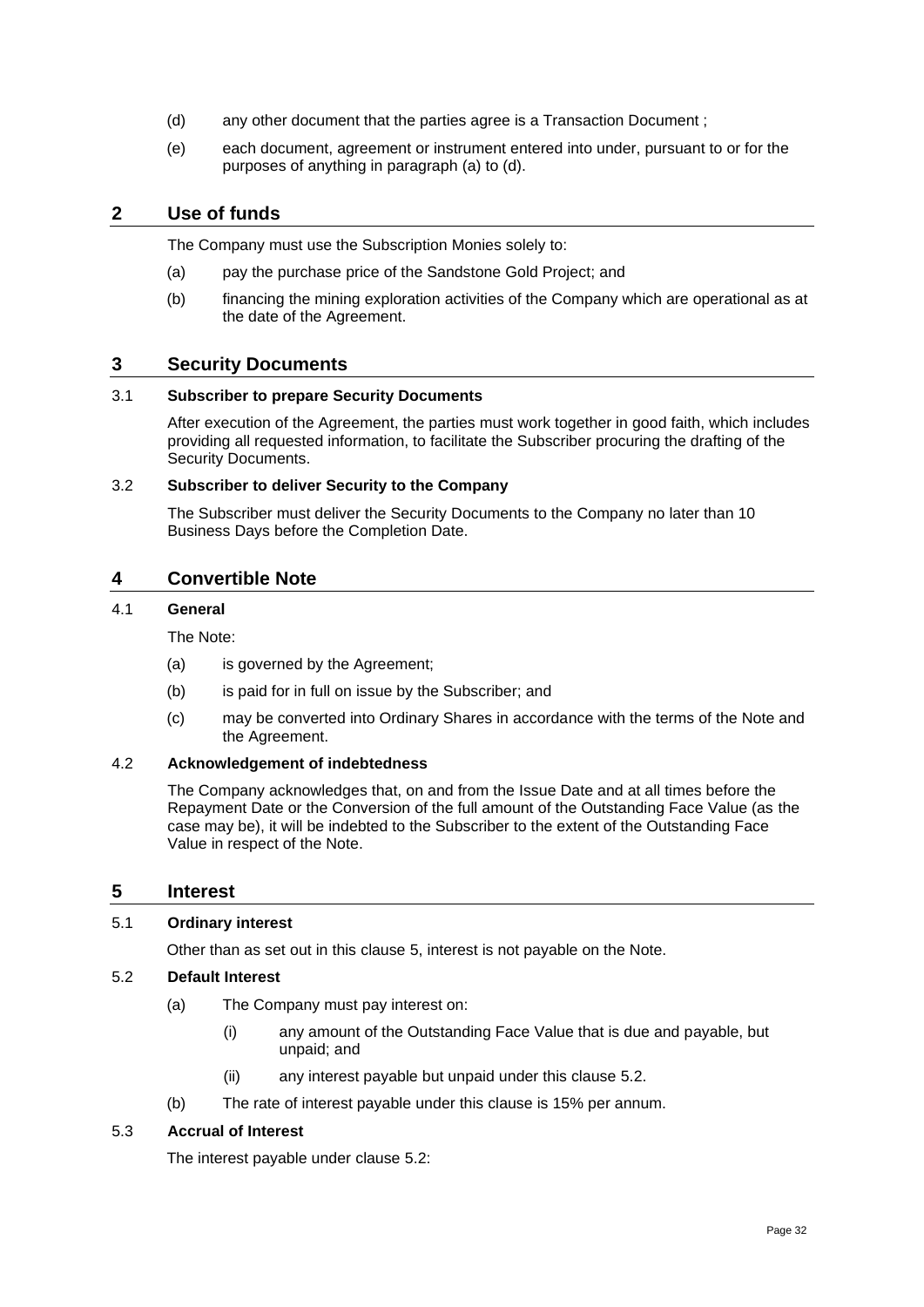(d) any other document that the parties agree is a Transaction Document ;

(e) each document, agreement or instrument entered into under, pursuant to or for the purposes of anything in paragraph (a) to (d).

## 2 Use of funds

The Company must use the Subscription Monies solely to:

(a) pay the purchase price of the Sandstone Gold Project; and

(b) financing the mining exploration activities of the Company which are operational as at the date of the Agreement.

## 3 Security Documents

### 3.1 Subscriber to prepare Security Documents

After execution of the Agreement, the parties must work together in good faith, which includes providing all requested information, to facilitate the Subscriber procuring the drafting of the Security Documents.

### 3.2 Subscriber to deliver Security to the Company

The Subscriber must deliver the Security Documents to the Company no later than 10 Business Days before the Completion Date.

## 4 Convertible Note

### 4.1 General

The Note:

(a) is governed by the Agreement;

(b) is paid for in full on issue by the Subscriber; and

(c) may be converted into Ordinary Shares in accordance with the terms of the Note and the Agreement.

### 4.2 Acknowledgement of indebtedness

The Company acknowledges that, on and from the Issue Date and at all times before the Repayment Date or the Conversion of the full amount of the Outstanding Face Value (as the case may be), it will be indebted to the Subscriber to the extent of the Outstanding Face Value in respect of the Note.

## 5 Interest

### 5.1 Ordinary interest

Other than as set out in this clause 5, interest is not payable on the Note.

### 5.2 Default Interest

(a) The Company must pay interest on:

  (i) any amount of the Outstanding Face Value that is due and payable, but unpaid; and

  (ii) any interest payable but unpaid under this clause 5.2.

(b) The rate of interest payable under this clause is 15% per annum.

### 5.3 Accrual of Interest

The interest payable under clause 5.2: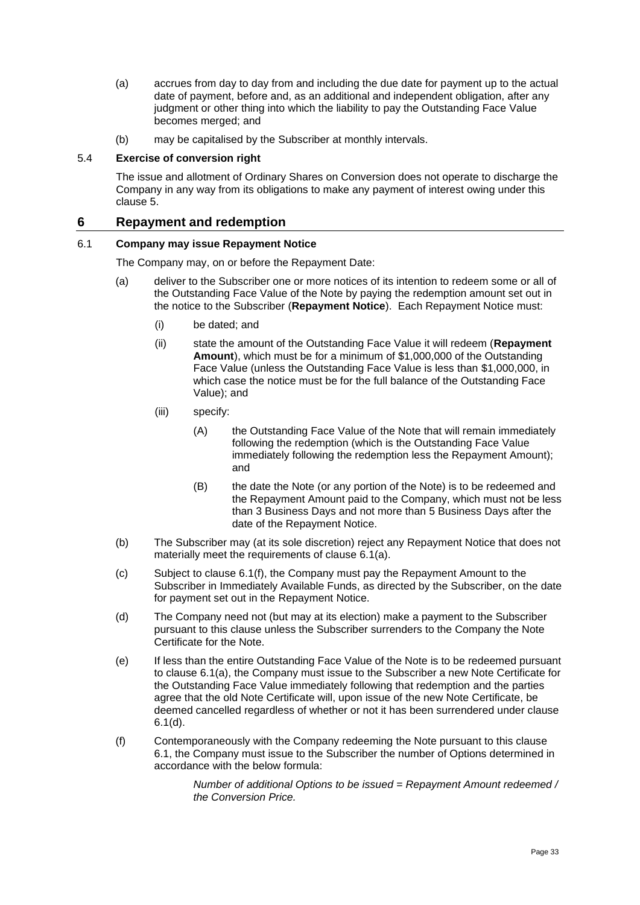(a) accrues from day to day from and including the due date for payment up to the actual date of payment, before and, as an additional and independent obligation, after any judgment or other thing into which the liability to pay the Outstanding Face Value becomes merged; and

(b) may be capitalised by the Subscriber at monthly intervals.

### 5.4 Exercise of conversion right

The issue and allotment of Ordinary Shares on Conversion does not operate to discharge the Company in any way from its obligations to make any payment of interest owing under this clause 5.

## 6 Repayment and redemption

### 6.1 Company may issue Repayment Notice

The Company may, on or before the Repayment Date:

(a) deliver to the Subscriber one or more notices of its intention to redeem some or all of the Outstanding Face Value of the Note by paying the redemption amount set out in the notice to the Subscriber (**Repayment Notice**). Each Repayment Notice must:

(i) be dated; and

(ii) state the amount of the Outstanding Face Value it will redeem (**Repayment Amount**), which must be for a minimum of $1,000,000 of the Outstanding Face Value (unless the Outstanding Face Value is less than $1,000,000, in which case the notice must be for the full balance of the Outstanding Face Value); and

(iii) specify:

(A) the Outstanding Face Value of the Note that will remain immediately following the redemption (which is the Outstanding Face Value immediately following the redemption less the Repayment Amount); and

(B) the date the Note (or any portion of the Note) is to be redeemed and the Repayment Amount paid to the Company, which must not be less than 3 Business Days and not more than 5 Business Days after the date of the Repayment Notice.

(b) The Subscriber may (at its sole discretion) reject any Repayment Notice that does not materially meet the requirements of clause 6.1(a).

(c) Subject to clause 6.1(f), the Company must pay the Repayment Amount to the Subscriber in Immediately Available Funds, as directed by the Subscriber, on the date for payment set out in the Repayment Notice.

(d) The Company need not (but may at its election) make a payment to the Subscriber pursuant to this clause unless the Subscriber surrenders to the Company the Note Certificate for the Note.

(e) If less than the entire Outstanding Face Value of the Note is to be redeemed pursuant to clause 6.1(a), the Company must issue to the Subscriber a new Note Certificate for the Outstanding Face Value immediately following that redemption and the parties agree that the old Note Certificate will, upon issue of the new Note Certificate, be deemed cancelled regardless of whether or not it has been surrendered under clause 6.1(d).

(f) Contemporaneously with the Company redeeming the Note pursuant to this clause 6.1, the Company must issue to the Subscriber the number of Options determined in accordance with the below formula:

*Number of additional Options to be issued = Repayment Amount redeemed / the Conversion Price.*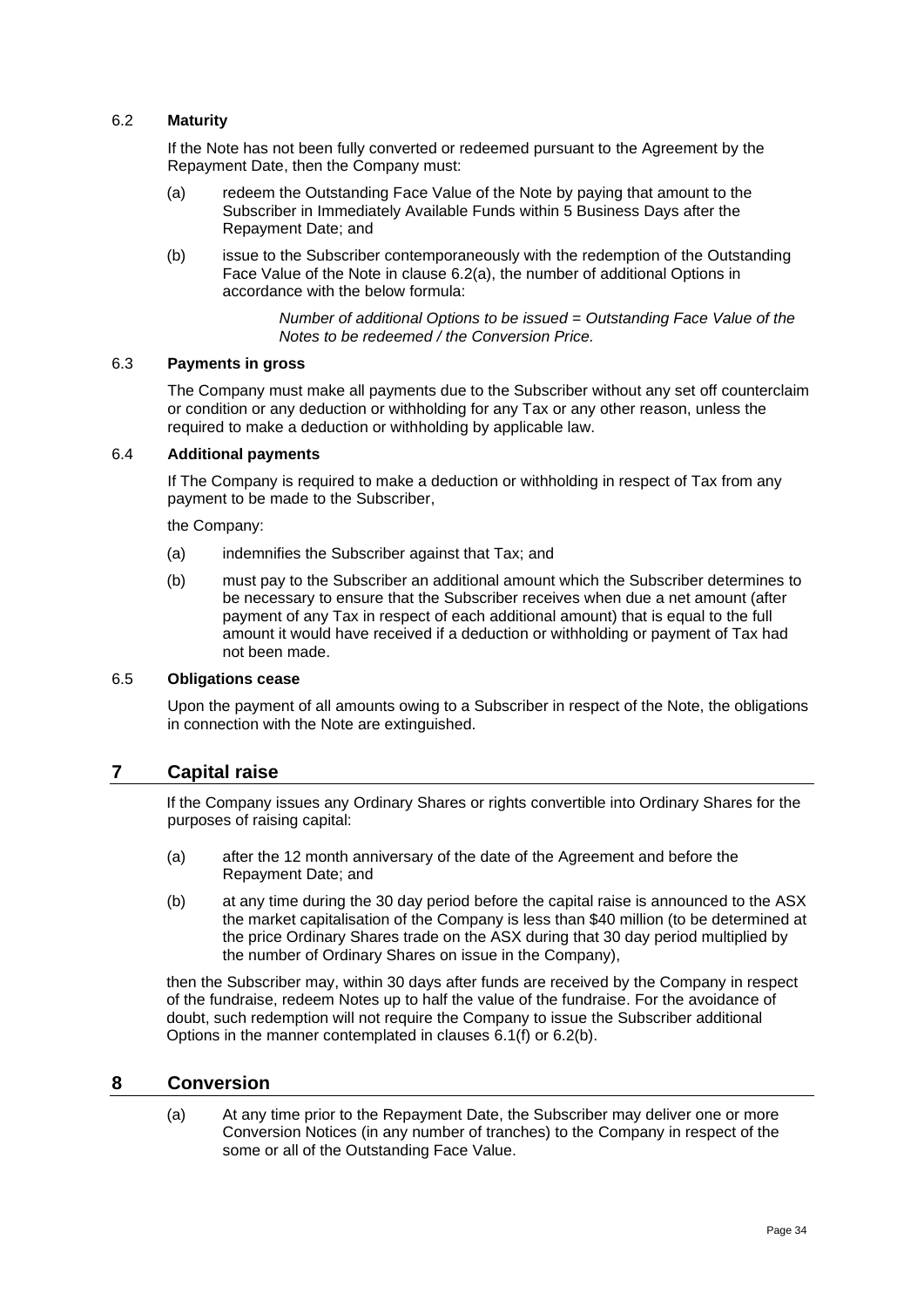### 6.2 **Maturity**

If the Note has not been fully converted or redeemed pursuant to the Agreement by the Repayment Date, then the Company must:

(a) redeem the Outstanding Face Value of the Note by paying that amount to the Subscriber in Immediately Available Funds within 5 Business Days after the Repayment Date; and

(b) issue to the Subscriber contemporaneously with the redemption of the Outstanding Face Value of the Note in clause 6.2(a), the number of additional Options in accordance with the below formula:

*Number of additional Options to be issued = Outstanding Face Value of the Notes to be redeemed / the Conversion Price.*

### 6.3 **Payments in gross**

The Company must make all payments due to the Subscriber without any set off counterclaim or condition or any deduction or withholding for any Tax or any other reason, unless the required to make a deduction or withholding by applicable law.

### 6.4 **Additional payments**

If The Company is required to make a deduction or withholding in respect of Tax from any payment to be made to the Subscriber,

the Company:

(a) indemnifies the Subscriber against that Tax; and

(b) must pay to the Subscriber an additional amount which the Subscriber determines to be necessary to ensure that the Subscriber receives when due a net amount (after payment of any Tax in respect of each additional amount) that is equal to the full amount it would have received if a deduction or withholding or payment of Tax had not been made.

### 6.5 **Obligations cease**

Upon the payment of all amounts owing to a Subscriber in respect of the Note, the obligations in connection with the Note are extinguished.

## 7 Capital raise

If the Company issues any Ordinary Shares or rights convertible into Ordinary Shares for the purposes of raising capital:

(a) after the 12 month anniversary of the date of the Agreement and before the Repayment Date; and

(b) at any time during the 30 day period before the capital raise is announced to the ASX the market capitalisation of the Company is less than $40 million (to be determined at the price Ordinary Shares trade on the ASX during that 30 day period multiplied by the number of Ordinary Shares on issue in the Company),

then the Subscriber may, within 30 days after funds are received by the Company in respect of the fundraise, redeem Notes up to half the value of the fundraise. For the avoidance of doubt, such redemption will not require the Company to issue the Subscriber additional Options in the manner contemplated in clauses 6.1(f) or 6.2(b).

## 8 Conversion

(a) At any time prior to the Repayment Date, the Subscriber may deliver one or more Conversion Notices (in any number of tranches) to the Company in respect of the some or all of the Outstanding Face Value.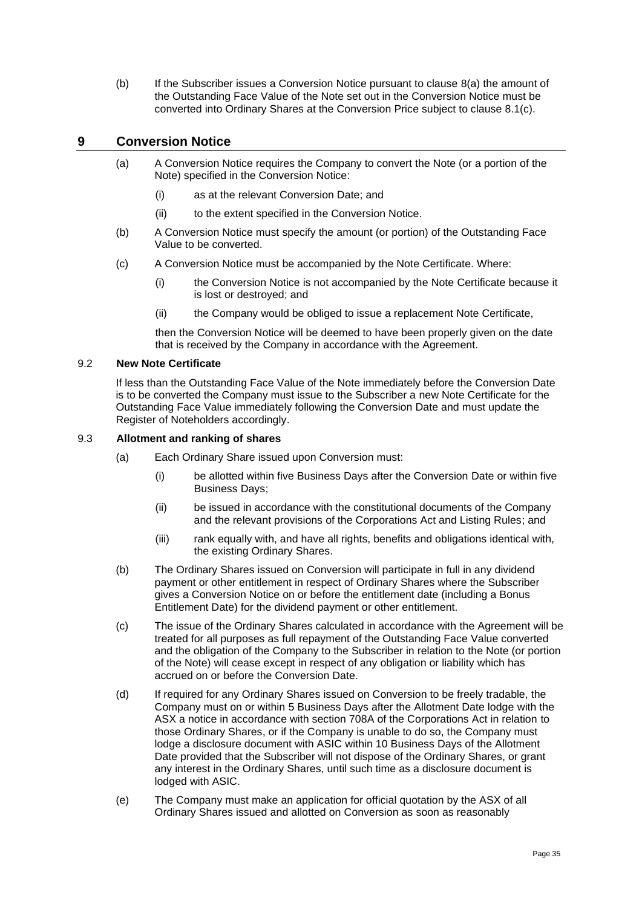(b) If the Subscriber issues a Conversion Notice pursuant to clause 8(a) the amount of the Outstanding Face Value of the Note set out in the Conversion Notice must be converted into Ordinary Shares at the Conversion Price subject to clause 8.1(c).

## 9 Conversion Notice

(a) A Conversion Notice requires the Company to convert the Note (or a portion of the Note) specified in the Conversion Notice:

(i) as at the relevant Conversion Date; and

(ii) to the extent specified in the Conversion Notice.

(b) A Conversion Notice must specify the amount (or portion) of the Outstanding Face Value to be converted.

(c) A Conversion Notice must be accompanied by the Note Certificate. Where:

(i) the Conversion Notice is not accompanied by the Note Certificate because it is lost or destroyed; and

(ii) the Company would be obliged to issue a replacement Note Certificate,

then the Conversion Notice will be deemed to have been properly given on the date that is received by the Company in accordance with the Agreement.

### 9.2 New Note Certificate

If less than the Outstanding Face Value of the Note immediately before the Conversion Date is to be converted the Company must issue to the Subscriber a new Note Certificate for the Outstanding Face Value immediately following the Conversion Date and must update the Register of Noteholders accordingly.

### 9.3 Allotment and ranking of shares

(a) Each Ordinary Share issued upon Conversion must:

(i) be allotted within five Business Days after the Conversion Date or within five Business Days;

(ii) be issued in accordance with the constitutional documents of the Company and the relevant provisions of the Corporations Act and Listing Rules; and

(iii) rank equally with, and have all rights, benefits and obligations identical with, the existing Ordinary Shares.

(b) The Ordinary Shares issued on Conversion will participate in full in any dividend payment or other entitlement in respect of Ordinary Shares where the Subscriber gives a Conversion Notice on or before the entitlement date (including a Bonus Entitlement Date) for the dividend payment or other entitlement.

(c) The issue of the Ordinary Shares calculated in accordance with the Agreement will be treated for all purposes as full repayment of the Outstanding Face Value converted and the obligation of the Company to the Subscriber in relation to the Note (or portion of the Note) will cease except in respect of any obligation or liability which has accrued on or before the Conversion Date.

(d) If required for any Ordinary Shares issued on Conversion to be freely tradable, the Company must on or within 5 Business Days after the Allotment Date lodge with the ASX a notice in accordance with section 708A of the Corporations Act in relation to those Ordinary Shares, or if the Company is unable to do so, the Company must lodge a disclosure document with ASIC within 10 Business Days of the Allotment Date provided that the Subscriber will not dispose of the Ordinary Shares, or grant any interest in the Ordinary Shares, until such time as a disclosure document is lodged with ASIC.

(e) The Company must make an application for official quotation by the ASX of all Ordinary Shares issued and allotted on Conversion as soon as reasonably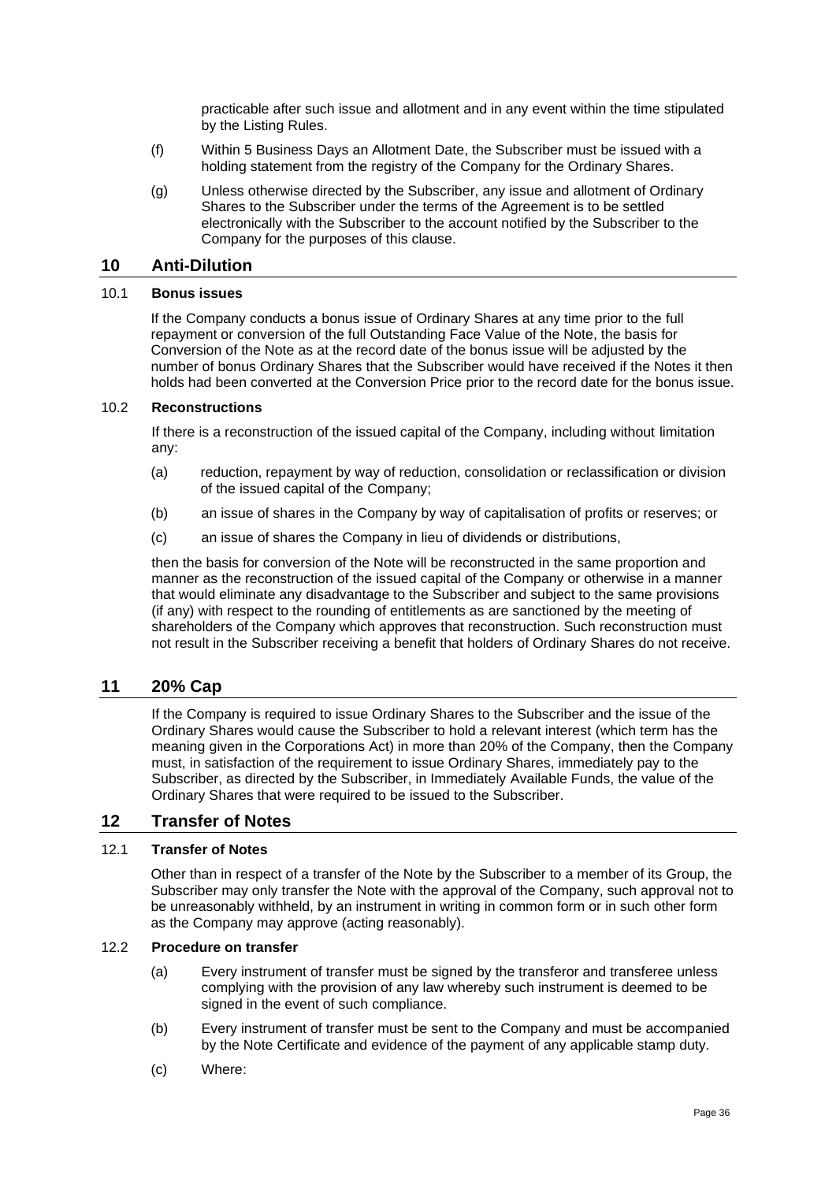practicable after such issue and allotment and in any event within the time stipulated by the Listing Rules.

(f) Within 5 Business Days an Allotment Date, the Subscriber must be issued with a holding statement from the registry of the Company for the Ordinary Shares.

(g) Unless otherwise directed by the Subscriber, any issue and allotment of Ordinary Shares to the Subscriber under the terms of the Agreement is to be settled electronically with the Subscriber to the account notified by the Subscriber to the Company for the purposes of this clause.

## 10 Anti-Dilution

### 10.1 Bonus issues

If the Company conducts a bonus issue of Ordinary Shares at any time prior to the full repayment or conversion of the full Outstanding Face Value of the Note, the basis for Conversion of the Note as at the record date of the bonus issue will be adjusted by the number of bonus Ordinary Shares that the Subscriber would have received if the Notes it then holds had been converted at the Conversion Price prior to the record date for the bonus issue.

### 10.2 Reconstructions

If there is a reconstruction of the issued capital of the Company, including without limitation any:

(a) reduction, repayment by way of reduction, consolidation or reclassification or division of the issued capital of the Company;

(b) an issue of shares in the Company by way of capitalisation of profits or reserves; or

(c) an issue of shares the Company in lieu of dividends or distributions,

then the basis for conversion of the Note will be reconstructed in the same proportion and manner as the reconstruction of the issued capital of the Company or otherwise in a manner that would eliminate any disadvantage to the Subscriber and subject to the same provisions (if any) with respect to the rounding of entitlements as are sanctioned by the meeting of shareholders of the Company which approves that reconstruction. Such reconstruction must not result in the Subscriber receiving a benefit that holders of Ordinary Shares do not receive.

## 11 20% Cap

If the Company is required to issue Ordinary Shares to the Subscriber and the issue of the Ordinary Shares would cause the Subscriber to hold a relevant interest (which term has the meaning given in the Corporations Act) in more than 20% of the Company, then the Company must, in satisfaction of the requirement to issue Ordinary Shares, immediately pay to the Subscriber, as directed by the Subscriber, in Immediately Available Funds, the value of the Ordinary Shares that were required to be issued to the Subscriber.

## 12 Transfer of Notes

### 12.1 Transfer of Notes

Other than in respect of a transfer of the Note by the Subscriber to a member of its Group, the Subscriber may only transfer the Note with the approval of the Company, such approval not to be unreasonably withheld, by an instrument in writing in common form or in such other form as the Company may approve (acting reasonably).

### 12.2 Procedure on transfer

(a) Every instrument of transfer must be signed by the transferor and transferee unless complying with the provision of any law whereby such instrument is deemed to be signed in the event of such compliance.

(b) Every instrument of transfer must be sent to the Company and must be accompanied by the Note Certificate and evidence of the payment of any applicable stamp duty.

(c) Where: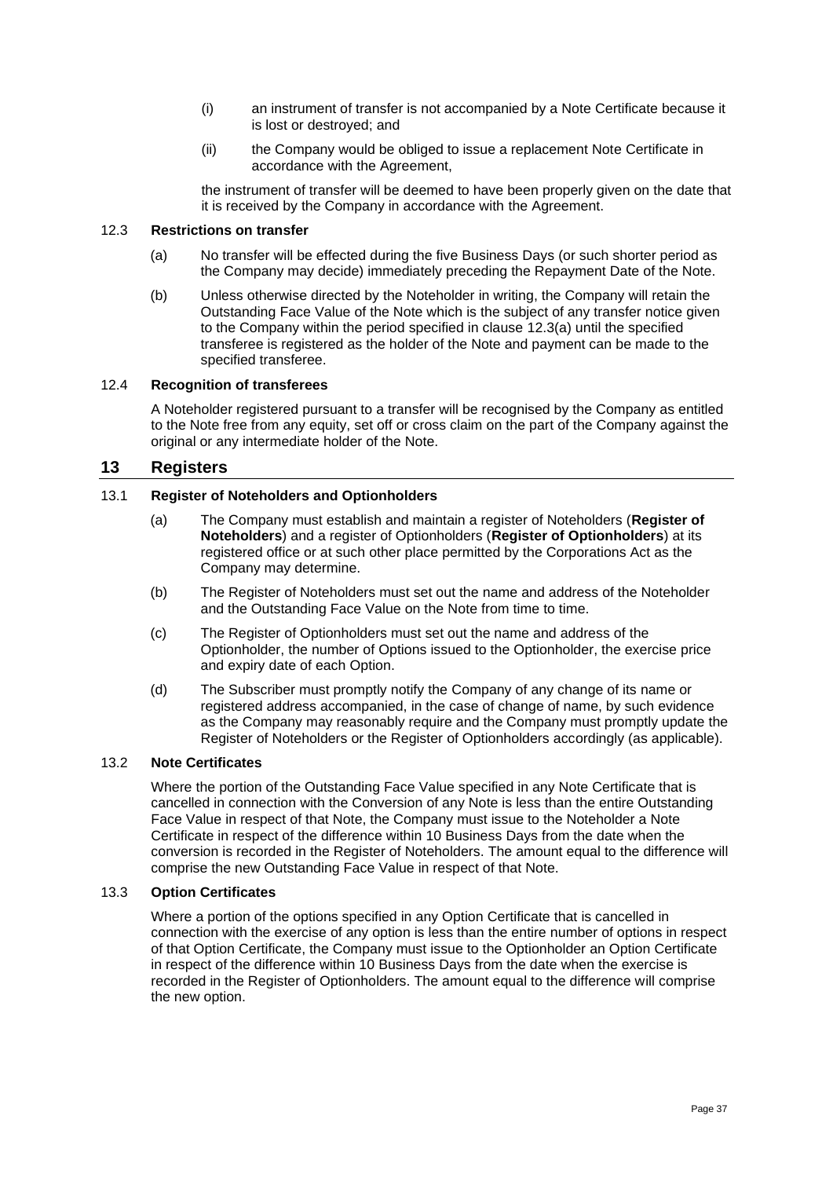(i) an instrument of transfer is not accompanied by a Note Certificate because it is lost or destroyed; and

(ii) the Company would be obliged to issue a replacement Note Certificate in accordance with the Agreement,

the instrument of transfer will be deemed to have been properly given on the date that it is received by the Company in accordance with the Agreement.

### 12.3 Restrictions on transfer

(a) No transfer will be effected during the five Business Days (or such shorter period as the Company may decide) immediately preceding the Repayment Date of the Note.

(b) Unless otherwise directed by the Noteholder in writing, the Company will retain the Outstanding Face Value of the Note which is the subject of any transfer notice given to the Company within the period specified in clause 12.3(a) until the specified transferee is registered as the holder of the Note and payment can be made to the specified transferee.

### 12.4 Recognition of transferees

A Noteholder registered pursuant to a transfer will be recognised by the Company as entitled to the Note free from any equity, set off or cross claim on the part of the Company against the original or any intermediate holder of the Note.

## 13 Registers

### 13.1 Register of Noteholders and Optionholders

(a) The Company must establish and maintain a register of Noteholders (**Register of Noteholders**) and a register of Optionholders (**Register of Optionholders**) at its registered office or at such other place permitted by the Corporations Act as the Company may determine.

(b) The Register of Noteholders must set out the name and address of the Noteholder and the Outstanding Face Value on the Note from time to time.

(c) The Register of Optionholders must set out the name and address of the Optionholder, the number of Options issued to the Optionholder, the exercise price and expiry date of each Option.

(d) The Subscriber must promptly notify the Company of any change of its name or registered address accompanied, in the case of change of name, by such evidence as the Company may reasonably require and the Company must promptly update the Register of Noteholders or the Register of Optionholders accordingly (as applicable).

### 13.2 Note Certificates

Where the portion of the Outstanding Face Value specified in any Note Certificate that is cancelled in connection with the Conversion of any Note is less than the entire Outstanding Face Value in respect of that Note, the Company must issue to the Noteholder a Note Certificate in respect of the difference within 10 Business Days from the date when the conversion is recorded in the Register of Noteholders. The amount equal to the difference will comprise the new Outstanding Face Value in respect of that Note.

### 13.3 Option Certificates

Where a portion of the options specified in any Option Certificate that is cancelled in connection with the exercise of any option is less than the entire number of options in respect of that Option Certificate, the Company must issue to the Optionholder an Option Certificate in respect of the difference within 10 Business Days from the date when the exercise is recorded in the Register of Optionholders. The amount equal to the difference will comprise the new option.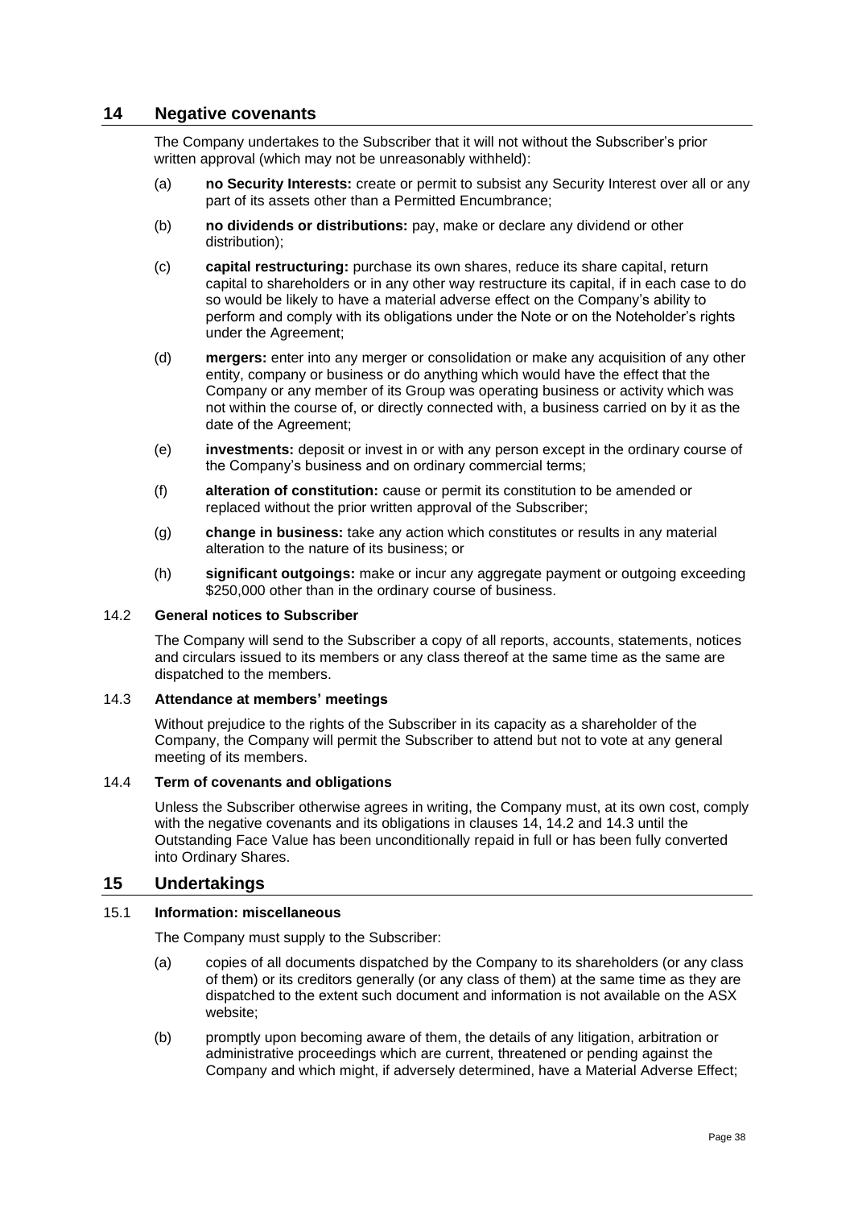## 14 Negative covenants

The Company undertakes to the Subscriber that it will not without the Subscriber's prior written approval (which may not be unreasonably withheld):

(a) **no Security Interests:** create or permit to subsist any Security Interest over all or any part of its assets other than a Permitted Encumbrance;

(b) **no dividends or distributions:** pay, make or declare any dividend or other distribution);

(c) **capital restructuring:** purchase its own shares, reduce its share capital, return capital to shareholders or in any other way restructure its capital, if in each case to do so would be likely to have a material adverse effect on the Company's ability to perform and comply with its obligations under the Note or on the Noteholder's rights under the Agreement;

(d) **mergers:** enter into any merger or consolidation or make any acquisition of any other entity, company or business or do anything which would have the effect that the Company or any member of its Group was operating business or activity which was not within the course of, or directly connected with, a business carried on by it as the date of the Agreement;

(e) **investments:** deposit or invest in or with any person except in the ordinary course of the Company's business and on ordinary commercial terms;

(f) **alteration of constitution:** cause or permit its constitution to be amended or replaced without the prior written approval of the Subscriber;

(g) **change in business:** take any action which constitutes or results in any material alteration to the nature of its business; or

(h) **significant outgoings:** make or incur any aggregate payment or outgoing exceeding $250,000 other than in the ordinary course of business.

### 14.2 General notices to Subscriber

The Company will send to the Subscriber a copy of all reports, accounts, statements, notices and circulars issued to its members or any class thereof at the same time as the same are dispatched to the members.

### 14.3 Attendance at members' meetings

Without prejudice to the rights of the Subscriber in its capacity as a shareholder of the Company, the Company will permit the Subscriber to attend but not to vote at any general meeting of its members.

### 14.4 Term of covenants and obligations

Unless the Subscriber otherwise agrees in writing, the Company must, at its own cost, comply with the negative covenants and its obligations in clauses 14, 14.2 and 14.3 until the Outstanding Face Value has been unconditionally repaid in full or has been fully converted into Ordinary Shares.

## 15 Undertakings

### 15.1 Information: miscellaneous

The Company must supply to the Subscriber:

(a) copies of all documents dispatched by the Company to its shareholders (or any class of them) or its creditors generally (or any class of them) at the same time as they are dispatched to the extent such document and information is not available on the ASX website;

(b) promptly upon becoming aware of them, the details of any litigation, arbitration or administrative proceedings which are current, threatened or pending against the Company and which might, if adversely determined, have a Material Adverse Effect;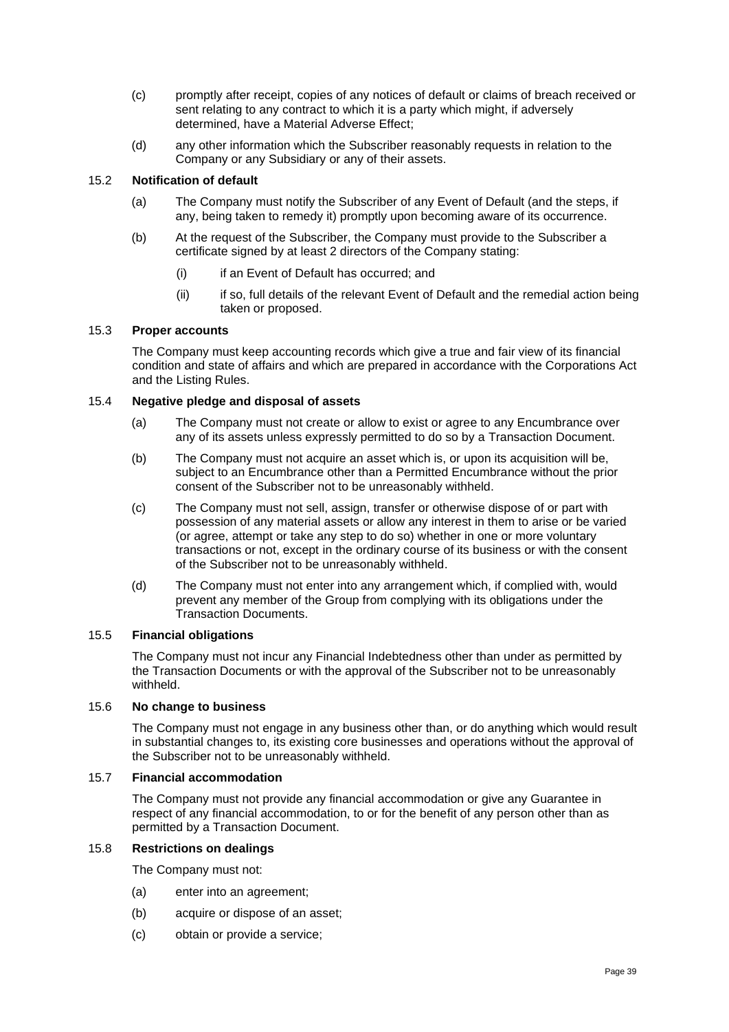(c) promptly after receipt, copies of any notices of default or claims of breach received or sent relating to any contract to which it is a party which might, if adversely determined, have a Material Adverse Effect;

(d) any other information which the Subscriber reasonably requests in relation to the Company or any Subsidiary or any of their assets.

### 15.2 Notification of default

(a) The Company must notify the Subscriber of any Event of Default (and the steps, if any, being taken to remedy it) promptly upon becoming aware of its occurrence.

(b) At the request of the Subscriber, the Company must provide to the Subscriber a certificate signed by at least 2 directors of the Company stating:

   (i) if an Event of Default has occurred; and

   (ii) if so, full details of the relevant Event of Default and the remedial action being taken or proposed.

### 15.3 Proper accounts

The Company must keep accounting records which give a true and fair view of its financial condition and state of affairs and which are prepared in accordance with the Corporations Act and the Listing Rules.

### 15.4 Negative pledge and disposal of assets

(a) The Company must not create or allow to exist or agree to any Encumbrance over any of its assets unless expressly permitted to do so by a Transaction Document.

(b) The Company must not acquire an asset which is, or upon its acquisition will be, subject to an Encumbrance other than a Permitted Encumbrance without the prior consent of the Subscriber not to be unreasonably withheld.

(c) The Company must not sell, assign, transfer or otherwise dispose of or part with possession of any material assets or allow any interest in them to arise or be varied (or agree, attempt or take any step to do so) whether in one or more voluntary transactions or not, except in the ordinary course of its business or with the consent of the Subscriber not to be unreasonably withheld.

(d) The Company must not enter into any arrangement which, if complied with, would prevent any member of the Group from complying with its obligations under the Transaction Documents.

### 15.5 Financial obligations

The Company must not incur any Financial Indebtedness other than under as permitted by the Transaction Documents or with the approval of the Subscriber not to be unreasonably withheld.

### 15.6 No change to business

The Company must not engage in any business other than, or do anything which would result in substantial changes to, its existing core businesses and operations without the approval of the Subscriber not to be unreasonably withheld.

### 15.7 Financial accommodation

The Company must not provide any financial accommodation or give any Guarantee in respect of any financial accommodation, to or for the benefit of any person other than as permitted by a Transaction Document.

### 15.8 Restrictions on dealings

The Company must not:

(a) enter into an agreement;

(b) acquire or dispose of an asset;

(c) obtain or provide a service;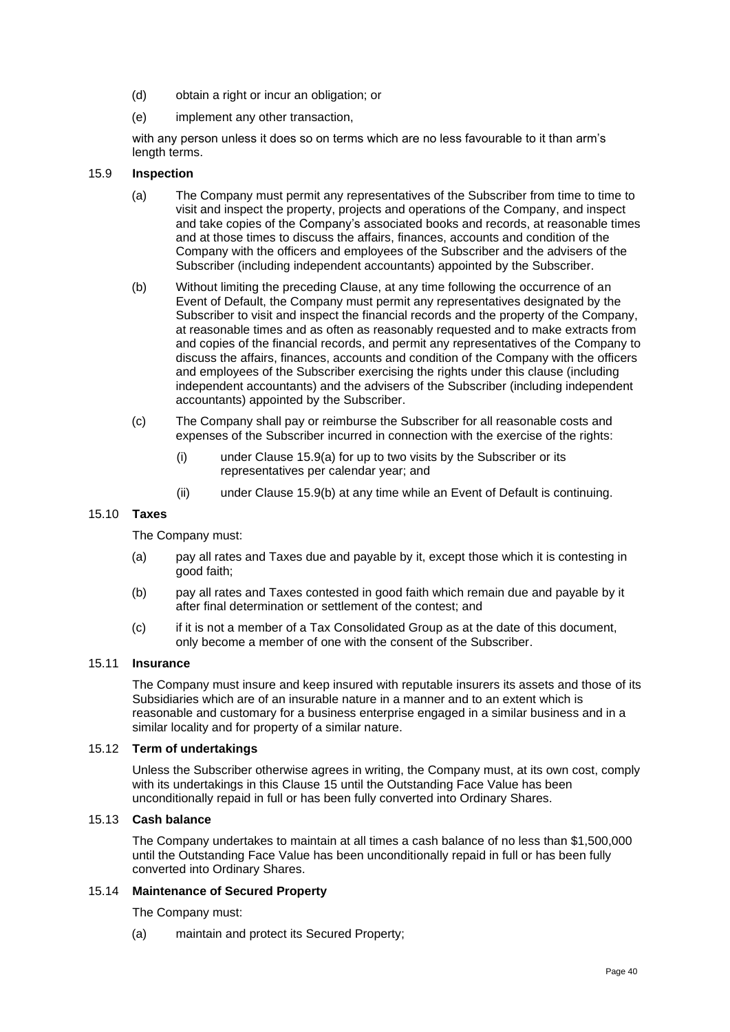(d) obtain a right or incur an obligation; or

(e) implement any other transaction,

with any person unless it does so on terms which are no less favourable to it than arm's length terms.

### 15.9 Inspection

(a) The Company must permit any representatives of the Subscriber from time to time to visit and inspect the property, projects and operations of the Company, and inspect and take copies of the Company's associated books and records, at reasonable times and at those times to discuss the affairs, finances, accounts and condition of the Company with the officers and employees of the Subscriber and the advisers of the Subscriber (including independent accountants) appointed by the Subscriber.

(b) Without limiting the preceding Clause, at any time following the occurrence of an Event of Default, the Company must permit any representatives designated by the Subscriber to visit and inspect the financial records and the property of the Company, at reasonable times and as often as reasonably requested and to make extracts from and copies of the financial records, and permit any representatives of the Company to discuss the affairs, finances, accounts and condition of the Company with the officers and employees of the Subscriber exercising the rights under this clause (including independent accountants) and the advisers of the Subscriber (including independent accountants) appointed by the Subscriber.

(c) The Company shall pay or reimburse the Subscriber for all reasonable costs and expenses of the Subscriber incurred in connection with the exercise of the rights:

   (i) under Clause 15.9(a) for up to two visits by the Subscriber or its representatives per calendar year; and

   (ii) under Clause 15.9(b) at any time while an Event of Default is continuing.

### 15.10 Taxes

The Company must:

(a) pay all rates and Taxes due and payable by it, except those which it is contesting in good faith;

(b) pay all rates and Taxes contested in good faith which remain due and payable by it after final determination or settlement of the contest; and

(c) if it is not a member of a Tax Consolidated Group as at the date of this document, only become a member of one with the consent of the Subscriber.

### 15.11 Insurance

The Company must insure and keep insured with reputable insurers its assets and those of its Subsidiaries which are of an insurable nature in a manner and to an extent which is reasonable and customary for a business enterprise engaged in a similar business and in a similar locality and for property of a similar nature.

### 15.12 Term of undertakings

Unless the Subscriber otherwise agrees in writing, the Company must, at its own cost, comply with its undertakings in this Clause 15 until the Outstanding Face Value has been unconditionally repaid in full or has been fully converted into Ordinary Shares.

### 15.13 Cash balance

The Company undertakes to maintain at all times a cash balance of no less than $1,500,000 until the Outstanding Face Value has been unconditionally repaid in full or has been fully converted into Ordinary Shares.

### 15.14 Maintenance of Secured Property

The Company must:

(a) maintain and protect its Secured Property;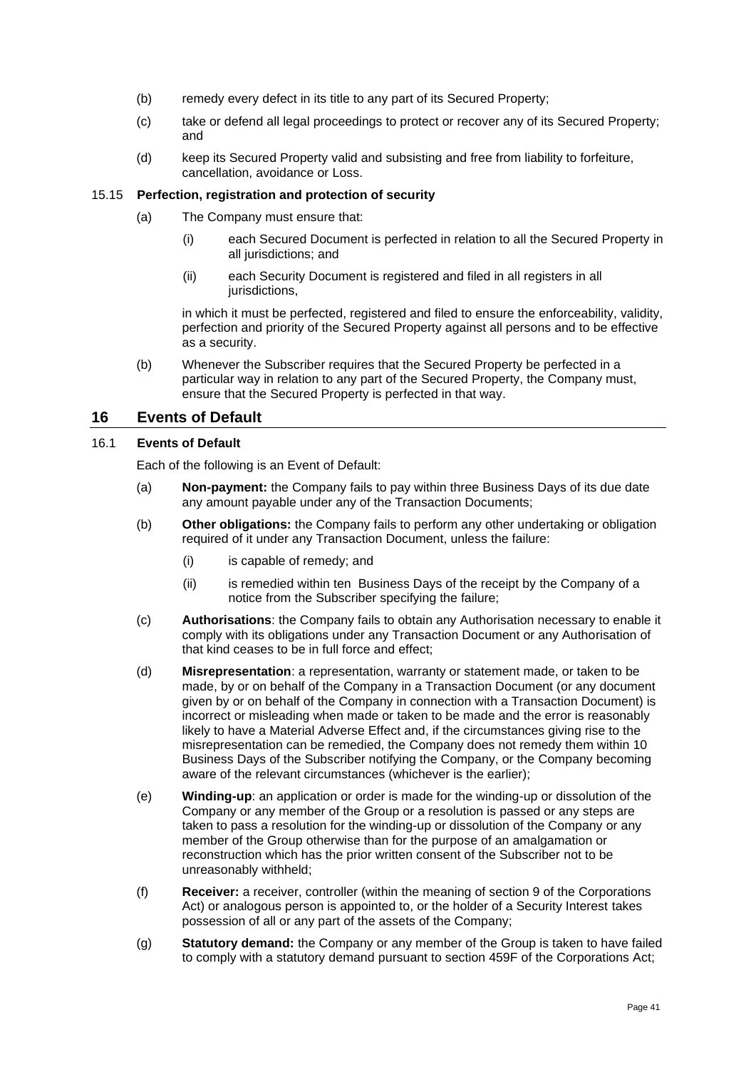(b) remedy every defect in its title to any part of its Secured Property;

(c) take or defend all legal proceedings to protect or recover any of its Secured Property; and

(d) keep its Secured Property valid and subsisting and free from liability to forfeiture, cancellation, avoidance or Loss.

### 15.15 Perfection, registration and protection of security

(a) The Company must ensure that:

(i) each Secured Document is perfected in relation to all the Secured Property in all jurisdictions; and

(ii) each Security Document is registered and filed in all registers in all jurisdictions,

in which it must be perfected, registered and filed to ensure the enforceability, validity, perfection and priority of the Secured Property against all persons and to be effective as a security.

(b) Whenever the Subscriber requires that the Secured Property be perfected in a particular way in relation to any part of the Secured Property, the Company must, ensure that the Secured Property is perfected in that way.

## 16 Events of Default

### 16.1 Events of Default

Each of the following is an Event of Default:

(a) **Non-payment:** the Company fails to pay within three Business Days of its due date any amount payable under any of the Transaction Documents;

(b) **Other obligations:** the Company fails to perform any other undertaking or obligation required of it under any Transaction Document, unless the failure:

(i) is capable of remedy; and

(ii) is remedied within ten Business Days of the receipt by the Company of a notice from the Subscriber specifying the failure;

(c) **Authorisations**: the Company fails to obtain any Authorisation necessary to enable it comply with its obligations under any Transaction Document or any Authorisation of that kind ceases to be in full force and effect;

(d) **Misrepresentation**: a representation, warranty or statement made, or taken to be made, by or on behalf of the Company in a Transaction Document (or any document given by or on behalf of the Company in connection with a Transaction Document) is incorrect or misleading when made or taken to be made and the error is reasonably likely to have a Material Adverse Effect and, if the circumstances giving rise to the misrepresentation can be remedied, the Company does not remedy them within 10 Business Days of the Subscriber notifying the Company, or the Company becoming aware of the relevant circumstances (whichever is the earlier);

(e) **Winding-up**: an application or order is made for the winding-up or dissolution of the Company or any member of the Group or a resolution is passed or any steps are taken to pass a resolution for the winding-up or dissolution of the Company or any member of the Group otherwise than for the purpose of an amalgamation or reconstruction which has the prior written consent of the Subscriber not to be unreasonably withheld;

(f) **Receiver:** a receiver, controller (within the meaning of section 9 of the Corporations Act) or analogous person is appointed to, or the holder of a Security Interest takes possession of all or any part of the assets of the Company;

(g) **Statutory demand:** the Company or any member of the Group is taken to have failed to comply with a statutory demand pursuant to section 459F of the Corporations Act;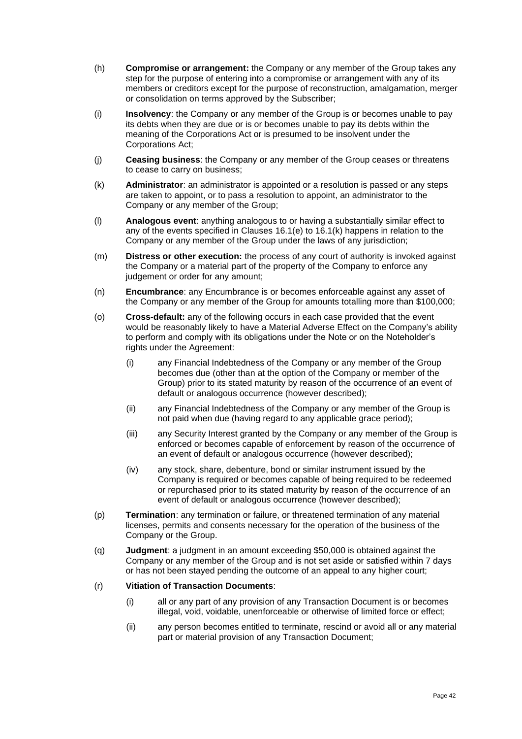(h) **Compromise or arrangement:** the Company or any member of the Group takes any step for the purpose of entering into a compromise or arrangement with any of its members or creditors except for the purpose of reconstruction, amalgamation, merger or consolidation on terms approved by the Subscriber;

(i) **Insolvency**: the Company or any member of the Group is or becomes unable to pay its debts when they are due or is or becomes unable to pay its debts within the meaning of the Corporations Act or is presumed to be insolvent under the Corporations Act;

(j) **Ceasing business**: the Company or any member of the Group ceases or threatens to cease to carry on business;

(k) **Administrator**: an administrator is appointed or a resolution is passed or any steps are taken to appoint, or to pass a resolution to appoint, an administrator to the Company or any member of the Group;

(l) **Analogous event**: anything analogous to or having a substantially similar effect to any of the events specified in Clauses 16.1(e) to 16.1(k) happens in relation to the Company or any member of the Group under the laws of any jurisdiction;

(m) **Distress or other execution:** the process of any court of authority is invoked against the Company or a material part of the property of the Company to enforce any judgement or order for any amount;

(n) **Encumbrance**: any Encumbrance is or becomes enforceable against any asset of the Company or any member of the Group for amounts totalling more than $100,000;

(o) **Cross-default:** any of the following occurs in each case provided that the event would be reasonably likely to have a Material Adverse Effect on the Company's ability to perform and comply with its obligations under the Note or on the Noteholder's rights under the Agreement:

   (i) any Financial Indebtedness of the Company or any member of the Group becomes due (other than at the option of the Company or member of the Group) prior to its stated maturity by reason of the occurrence of an event of default or analogous occurrence (however described);

   (ii) any Financial Indebtedness of the Company or any member of the Group is not paid when due (having regard to any applicable grace period);

   (iii) any Security Interest granted by the Company or any member of the Group is enforced or becomes capable of enforcement by reason of the occurrence of an event of default or analogous occurrence (however described);

   (iv) any stock, share, debenture, bond or similar instrument issued by the Company is required or becomes capable of being required to be redeemed or repurchased prior to its stated maturity by reason of the occurrence of an event of default or analogous occurrence (however described);

(p) **Termination**: any termination or failure, or threatened termination of any material licenses, permits and consents necessary for the operation of the business of the Company or the Group.

(q) **Judgment**: a judgment in an amount exceeding $50,000 is obtained against the Company or any member of the Group and is not set aside or satisfied within 7 days or has not been stayed pending the outcome of an appeal to any higher court;

(r) **Vitiation of Transaction Documents**:

   (i) all or any part of any provision of any Transaction Document is or becomes illegal, void, voidable, unenforceable or otherwise of limited force or effect;

   (ii) any person becomes entitled to terminate, rescind or avoid all or any material part or material provision of any Transaction Document;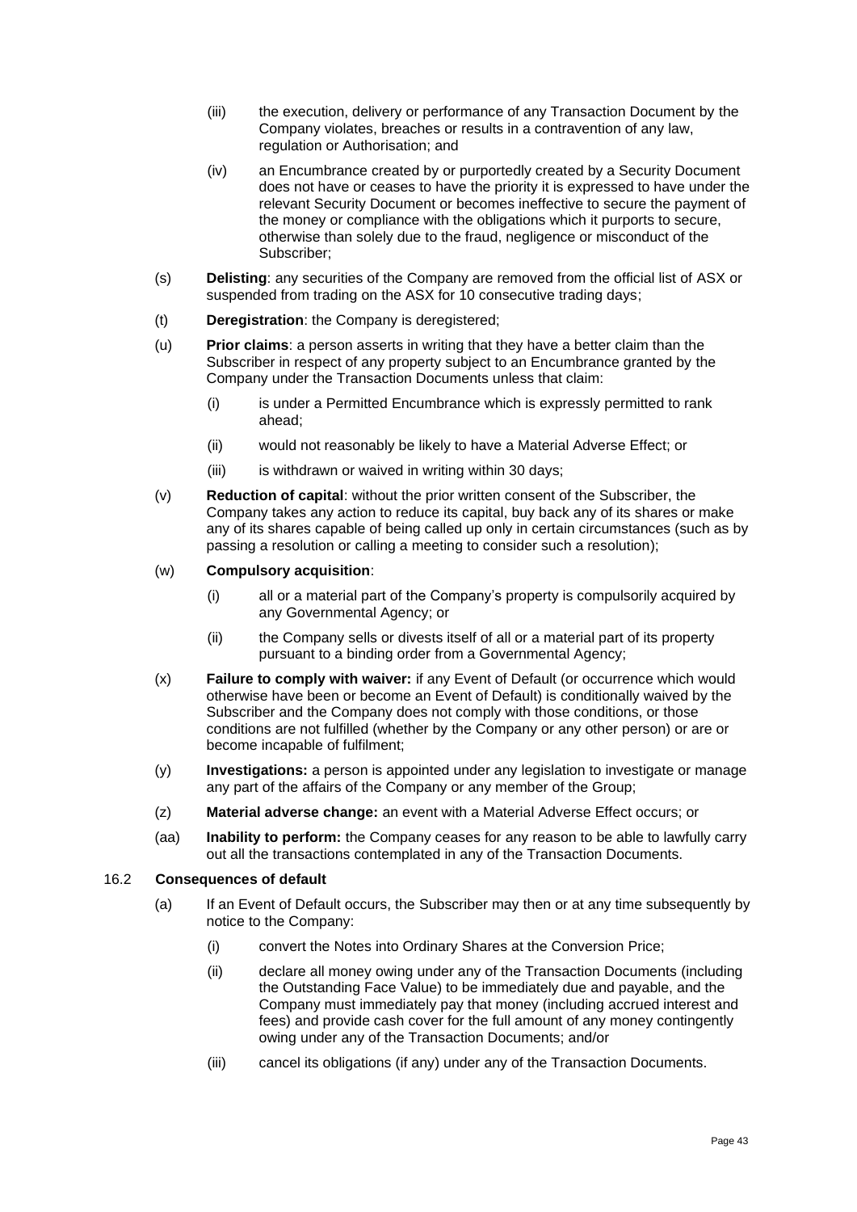- (iii) the execution, delivery or performance of any Transaction Document by the Company violates, breaches or results in a contravention of any law, regulation or Authorisation; and
- (iv) an Encumbrance created by or purportedly created by a Security Document does not have or ceases to have the priority it is expressed to have under the relevant Security Document or becomes ineffective to secure the payment of the money or compliance with the obligations which it purports to secure, otherwise than solely due to the fraud, negligence or misconduct of the Subscriber;

(s) **Delisting**: any securities of the Company are removed from the official list of ASX or suspended from trading on the ASX for 10 consecutive trading days;

(t) **Deregistration**: the Company is deregistered;

(u) **Prior claims**: a person asserts in writing that they have a better claim than the Subscriber in respect of any property subject to an Encumbrance granted by the Company under the Transaction Documents unless that claim:

- (i) is under a Permitted Encumbrance which is expressly permitted to rank ahead;
- (ii) would not reasonably be likely to have a Material Adverse Effect; or
- (iii) is withdrawn or waived in writing within 30 days;

(v) **Reduction of capital**: without the prior written consent of the Subscriber, the Company takes any action to reduce its capital, buy back any of its shares or make any of its shares capable of being called up only in certain circumstances (such as by passing a resolution or calling a meeting to consider such a resolution);

(w) **Compulsory acquisition**:

- (i) all or a material part of the Company's property is compulsorily acquired by any Governmental Agency; or
- (ii) the Company sells or divests itself of all or a material part of its property pursuant to a binding order from a Governmental Agency;

(x) **Failure to comply with waiver:** if any Event of Default (or occurrence which would otherwise have been or become an Event of Default) is conditionally waived by the Subscriber and the Company does not comply with those conditions, or those conditions are not fulfilled (whether by the Company or any other person) or are or become incapable of fulfilment;

(y) **Investigations:** a person is appointed under any legislation to investigate or manage any part of the affairs of the Company or any member of the Group;

(z) **Material adverse change:** an event with a Material Adverse Effect occurs; or

(aa) **Inability to perform:** the Company ceases for any reason to be able to lawfully carry out all the transactions contemplated in any of the Transaction Documents.

### 16.2 Consequences of default

(a) If an Event of Default occurs, the Subscriber may then or at any time subsequently by notice to the Company:

- (i) convert the Notes into Ordinary Shares at the Conversion Price;
- (ii) declare all money owing under any of the Transaction Documents (including the Outstanding Face Value) to be immediately due and payable, and the Company must immediately pay that money (including accrued interest and fees) and provide cash cover for the full amount of any money contingently owing under any of the Transaction Documents; and/or
- (iii) cancel its obligations (if any) under any of the Transaction Documents.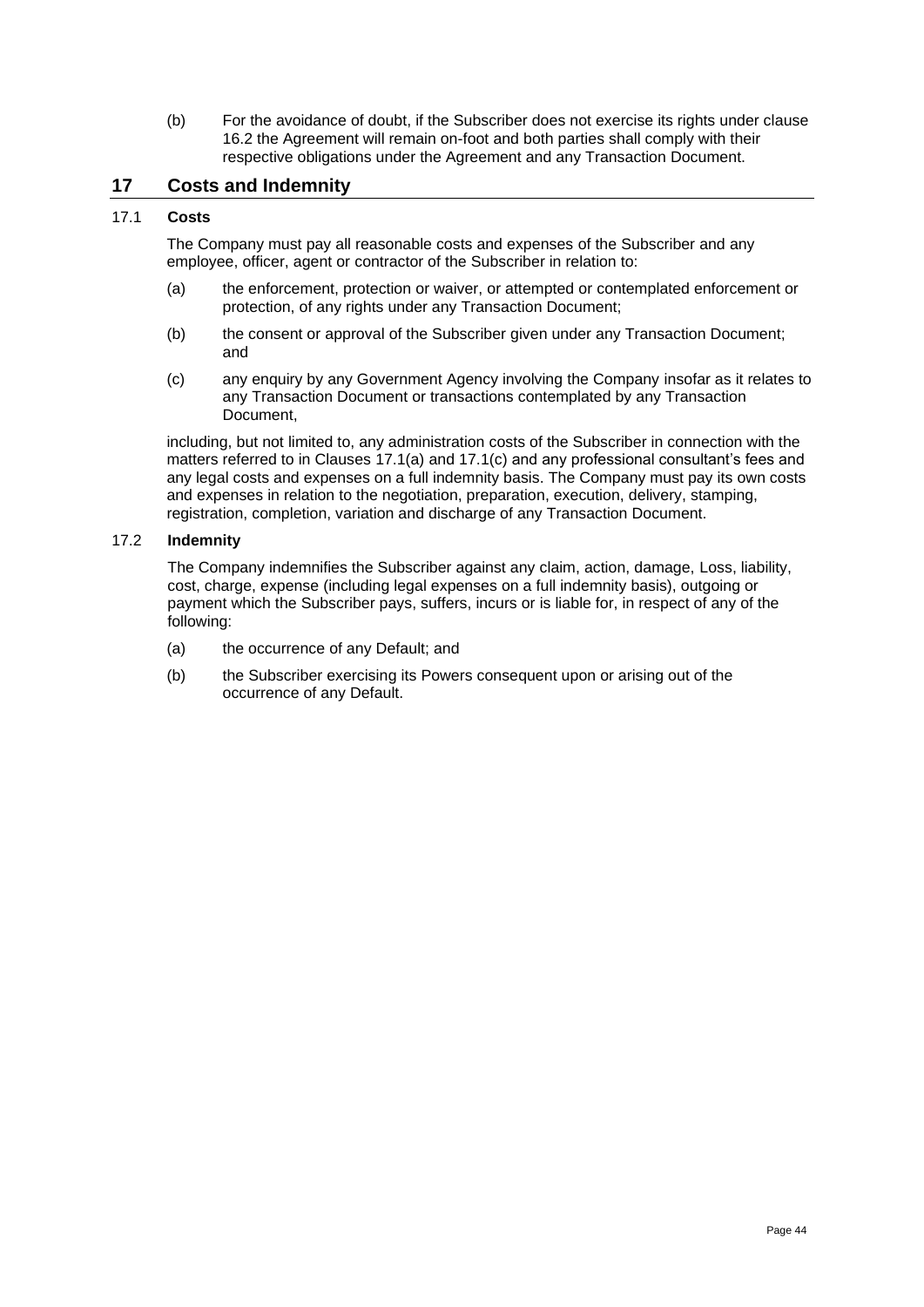(b) For the avoidance of doubt, if the Subscriber does not exercise its rights under clause 16.2 the Agreement will remain on-foot and both parties shall comply with their respective obligations under the Agreement and any Transaction Document.

## 17 Costs and Indemnity

### 17.1 Costs

The Company must pay all reasonable costs and expenses of the Subscriber and any employee, officer, agent or contractor of the Subscriber in relation to:

(a) the enforcement, protection or waiver, or attempted or contemplated enforcement or protection, of any rights under any Transaction Document;

(b) the consent or approval of the Subscriber given under any Transaction Document; and

(c) any enquiry by any Government Agency involving the Company insofar as it relates to any Transaction Document or transactions contemplated by any Transaction Document,

including, but not limited to, any administration costs of the Subscriber in connection with the matters referred to in Clauses 17.1(a) and 17.1(c) and any professional consultant's fees and any legal costs and expenses on a full indemnity basis. The Company must pay its own costs and expenses in relation to the negotiation, preparation, execution, delivery, stamping, registration, completion, variation and discharge of any Transaction Document.

### 17.2 Indemnity

The Company indemnifies the Subscriber against any claim, action, damage, Loss, liability, cost, charge, expense (including legal expenses on a full indemnity basis), outgoing or payment which the Subscriber pays, suffers, incurs or is liable for, in respect of any of the following:

(a) the occurrence of any Default; and

(b) the Subscriber exercising its Powers consequent upon or arising out of the occurrence of any Default.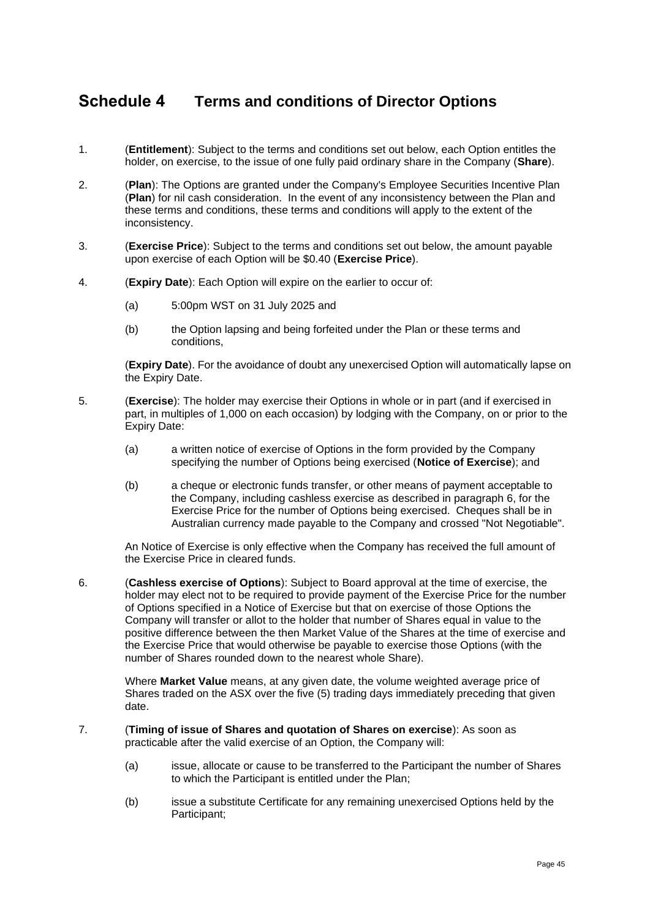# Schedule 4 Terms and conditions of Director Options

1. (**Entitlement**): Subject to the terms and conditions set out below, each Option entitles the holder, on exercise, to the issue of one fully paid ordinary share in the Company (**Share**).

2. (**Plan**): The Options are granted under the Company's Employee Securities Incentive Plan (**Plan**) for nil cash consideration. In the event of any inconsistency between the Plan and these terms and conditions, these terms and conditions will apply to the extent of the inconsistency.

3. (**Exercise Price**): Subject to the terms and conditions set out below, the amount payable upon exercise of each Option will be $0.40 (**Exercise Price**).

4. (**Expiry Date**): Each Option will expire on the earlier to occur of:

   (a) 5:00pm WST on 31 July 2025 and

   (b) the Option lapsing and being forfeited under the Plan or these terms and conditions,

   (**Expiry Date**). For the avoidance of doubt any unexercised Option will automatically lapse on the Expiry Date.

5. (**Exercise**): The holder may exercise their Options in whole or in part (and if exercised in part, in multiples of 1,000 on each occasion) by lodging with the Company, on or prior to the Expiry Date:

   (a) a written notice of exercise of Options in the form provided by the Company specifying the number of Options being exercised (**Notice of Exercise**); and

   (b) a cheque or electronic funds transfer, or other means of payment acceptable to the Company, including cashless exercise as described in paragraph 6, for the Exercise Price for the number of Options being exercised. Cheques shall be in Australian currency made payable to the Company and crossed "Not Negotiable".

   An Notice of Exercise is only effective when the Company has received the full amount of the Exercise Price in cleared funds.

6. (**Cashless exercise of Options**): Subject to Board approval at the time of exercise, the holder may elect not to be required to provide payment of the Exercise Price for the number of Options specified in a Notice of Exercise but that on exercise of those Options the Company will transfer or allot to the holder that number of Shares equal in value to the positive difference between the then Market Value of the Shares at the time of exercise and the Exercise Price that would otherwise be payable to exercise those Options (with the number of Shares rounded down to the nearest whole Share).

   Where **Market Value** means, at any given date, the volume weighted average price of Shares traded on the ASX over the five (5) trading days immediately preceding that given date.

7. (**Timing of issue of Shares and quotation of Shares on exercise**): As soon as practicable after the valid exercise of an Option, the Company will:

   (a) issue, allocate or cause to be transferred to the Participant the number of Shares to which the Participant is entitled under the Plan;

   (b) issue a substitute Certificate for any remaining unexercised Options held by the Participant;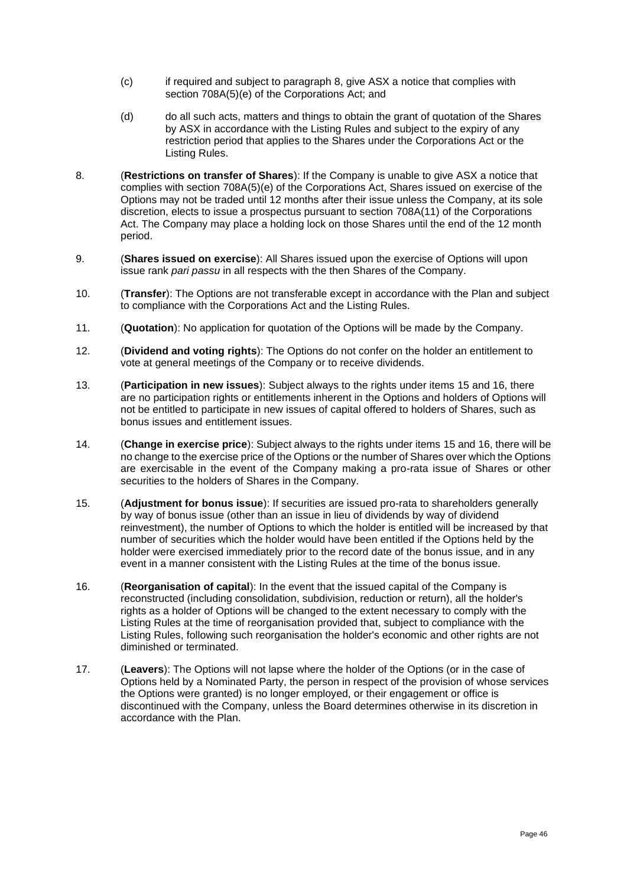(c) if required and subject to paragraph 8, give ASX a notice that complies with section 708A(5)(e) of the Corporations Act; and

(d) do all such acts, matters and things to obtain the grant of quotation of the Shares by ASX in accordance with the Listing Rules and subject to the expiry of any restriction period that applies to the Shares under the Corporations Act or the Listing Rules.

8. (**Restrictions on transfer of Shares**): If the Company is unable to give ASX a notice that complies with section 708A(5)(e) of the Corporations Act, Shares issued on exercise of the Options may not be traded until 12 months after their issue unless the Company, at its sole discretion, elects to issue a prospectus pursuant to section 708A(11) of the Corporations Act. The Company may place a holding lock on those Shares until the end of the 12 month period.

9. (**Shares issued on exercise**): All Shares issued upon the exercise of Options will upon issue rank *pari passu* in all respects with the then Shares of the Company.

10. (**Transfer**): The Options are not transferable except in accordance with the Plan and subject to compliance with the Corporations Act and the Listing Rules.

11. (**Quotation**): No application for quotation of the Options will be made by the Company.

12. (**Dividend and voting rights**): The Options do not confer on the holder an entitlement to vote at general meetings of the Company or to receive dividends.

13. (**Participation in new issues**): Subject always to the rights under items 15 and 16, there are no participation rights or entitlements inherent in the Options and holders of Options will not be entitled to participate in new issues of capital offered to holders of Shares, such as bonus issues and entitlement issues.

14. (**Change in exercise price**): Subject always to the rights under items 15 and 16, there will be no change to the exercise price of the Options or the number of Shares over which the Options are exercisable in the event of the Company making a pro-rata issue of Shares or other securities to the holders of Shares in the Company.

15. (**Adjustment for bonus issue**): If securities are issued pro-rata to shareholders generally by way of bonus issue (other than an issue in lieu of dividends by way of dividend reinvestment), the number of Options to which the holder is entitled will be increased by that number of securities which the holder would have been entitled if the Options held by the holder were exercised immediately prior to the record date of the bonus issue, and in any event in a manner consistent with the Listing Rules at the time of the bonus issue.

16. (**Reorganisation of capital**): In the event that the issued capital of the Company is reconstructed (including consolidation, subdivision, reduction or return), all the holder's rights as a holder of Options will be changed to the extent necessary to comply with the Listing Rules at the time of reorganisation provided that, subject to compliance with the Listing Rules, following such reorganisation the holder's economic and other rights are not diminished or terminated.

17. (**Leavers**): The Options will not lapse where the holder of the Options (or in the case of Options held by a Nominated Party, the person in respect of the provision of whose services the Options were granted) is no longer employed, or their engagement or office is discontinued with the Company, unless the Board determines otherwise in its discretion in accordance with the Plan.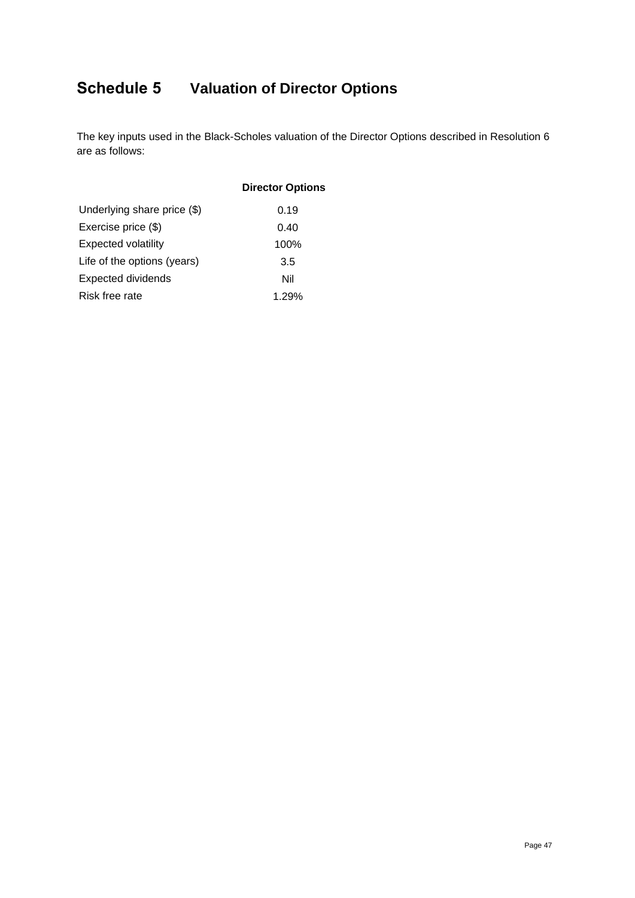# Schedule 5 Valuation of Director Options

The key inputs used in the Black-Scholes valuation of the Director Options described in Resolution 6 are as follows:

| | Director Options |
|---|---|
| Underlying share price ($) | 0.19 |
| Exercise price ($) | 0.40 |
| Expected volatility | 100% |
| Life of the options (years) | 3.5 |
| Expected dividends | Nil |
| Risk free rate | 1.29% |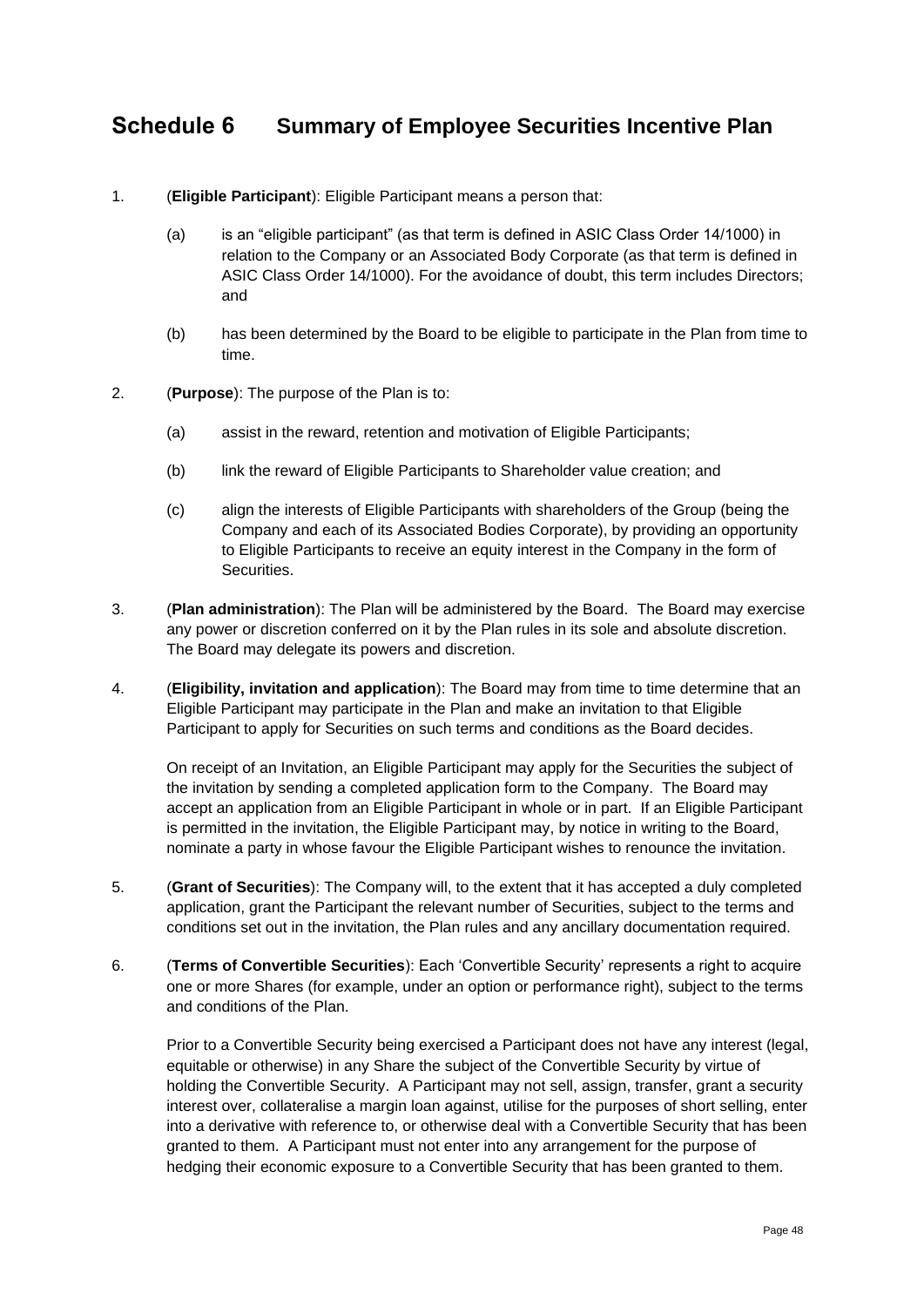# Schedule 6 Summary of Employee Securities Incentive Plan

1. (**Eligible Participant**): Eligible Participant means a person that:

   (a) is an "eligible participant" (as that term is defined in ASIC Class Order 14/1000) in relation to the Company or an Associated Body Corporate (as that term is defined in ASIC Class Order 14/1000). For the avoidance of doubt, this term includes Directors; and

   (b) has been determined by the Board to be eligible to participate in the Plan from time to time.

2. (**Purpose**): The purpose of the Plan is to:

   (a) assist in the reward, retention and motivation of Eligible Participants;

   (b) link the reward of Eligible Participants to Shareholder value creation; and

   (c) align the interests of Eligible Participants with shareholders of the Group (being the Company and each of its Associated Bodies Corporate), by providing an opportunity to Eligible Participants to receive an equity interest in the Company in the form of Securities.

3. (**Plan administration**): The Plan will be administered by the Board. The Board may exercise any power or discretion conferred on it by the Plan rules in its sole and absolute discretion. The Board may delegate its powers and discretion.

4. (**Eligibility, invitation and application**): The Board may from time to time determine that an Eligible Participant may participate in the Plan and make an invitation to that Eligible Participant to apply for Securities on such terms and conditions as the Board decides.

   On receipt of an Invitation, an Eligible Participant may apply for the Securities the subject of the invitation by sending a completed application form to the Company. The Board may accept an application from an Eligible Participant in whole or in part. If an Eligible Participant is permitted in the invitation, the Eligible Participant may, by notice in writing to the Board, nominate a party in whose favour the Eligible Participant wishes to renounce the invitation.

5. (**Grant of Securities**): The Company will, to the extent that it has accepted a duly completed application, grant the Participant the relevant number of Securities, subject to the terms and conditions set out in the invitation, the Plan rules and any ancillary documentation required.

6. (**Terms of Convertible Securities**): Each 'Convertible Security' represents a right to acquire one or more Shares (for example, under an option or performance right), subject to the terms and conditions of the Plan.

   Prior to a Convertible Security being exercised a Participant does not have any interest (legal, equitable or otherwise) in any Share the subject of the Convertible Security by virtue of holding the Convertible Security. A Participant may not sell, assign, transfer, grant a security interest over, collateralise a margin loan against, utilise for the purposes of short selling, enter into a derivative with reference to, or otherwise deal with a Convertible Security that has been granted to them. A Participant must not enter into any arrangement for the purpose of hedging their economic exposure to a Convertible Security that has been granted to them.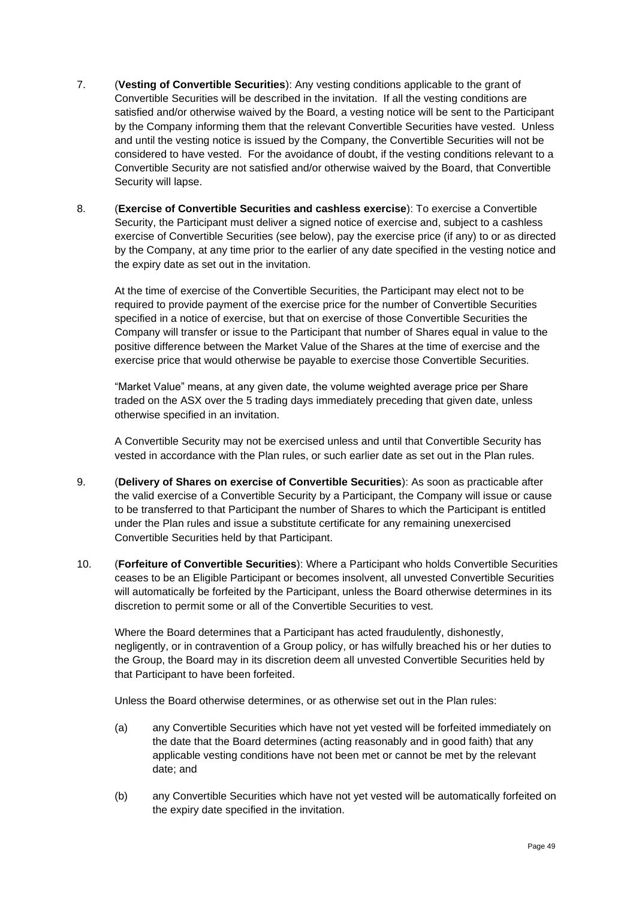7. (**Vesting of Convertible Securities**): Any vesting conditions applicable to the grant of Convertible Securities will be described in the invitation. If all the vesting conditions are satisfied and/or otherwise waived by the Board, a vesting notice will be sent to the Participant by the Company informing them that the relevant Convertible Securities have vested. Unless and until the vesting notice is issued by the Company, the Convertible Securities will not be considered to have vested. For the avoidance of doubt, if the vesting conditions relevant to a Convertible Security are not satisfied and/or otherwise waived by the Board, that Convertible Security will lapse.

8. (**Exercise of Convertible Securities and cashless exercise**): To exercise a Convertible Security, the Participant must deliver a signed notice of exercise and, subject to a cashless exercise of Convertible Securities (see below), pay the exercise price (if any) to or as directed by the Company, at any time prior to the earlier of any date specified in the vesting notice and the expiry date as set out in the invitation.

   At the time of exercise of the Convertible Securities, the Participant may elect not to be required to provide payment of the exercise price for the number of Convertible Securities specified in a notice of exercise, but that on exercise of those Convertible Securities the Company will transfer or issue to the Participant that number of Shares equal in value to the positive difference between the Market Value of the Shares at the time of exercise and the exercise price that would otherwise be payable to exercise those Convertible Securities.

   "Market Value" means, at any given date, the volume weighted average price per Share traded on the ASX over the 5 trading days immediately preceding that given date, unless otherwise specified in an invitation.

   A Convertible Security may not be exercised unless and until that Convertible Security has vested in accordance with the Plan rules, or such earlier date as set out in the Plan rules.

9. (**Delivery of Shares on exercise of Convertible Securities**): As soon as practicable after the valid exercise of a Convertible Security by a Participant, the Company will issue or cause to be transferred to that Participant the number of Shares to which the Participant is entitled under the Plan rules and issue a substitute certificate for any remaining unexercised Convertible Securities held by that Participant.

10. (**Forfeiture of Convertible Securities**): Where a Participant who holds Convertible Securities ceases to be an Eligible Participant or becomes insolvent, all unvested Convertible Securities will automatically be forfeited by the Participant, unless the Board otherwise determines in its discretion to permit some or all of the Convertible Securities to vest.

    Where the Board determines that a Participant has acted fraudulently, dishonestly, negligently, or in contravention of a Group policy, or has wilfully breached his or her duties to the Group, the Board may in its discretion deem all unvested Convertible Securities held by that Participant to have been forfeited.

    Unless the Board otherwise determines, or as otherwise set out in the Plan rules:

    (a) any Convertible Securities which have not yet vested will be forfeited immediately on the date that the Board determines (acting reasonably and in good faith) that any applicable vesting conditions have not been met or cannot be met by the relevant date; and

    (b) any Convertible Securities which have not yet vested will be automatically forfeited on the expiry date specified in the invitation.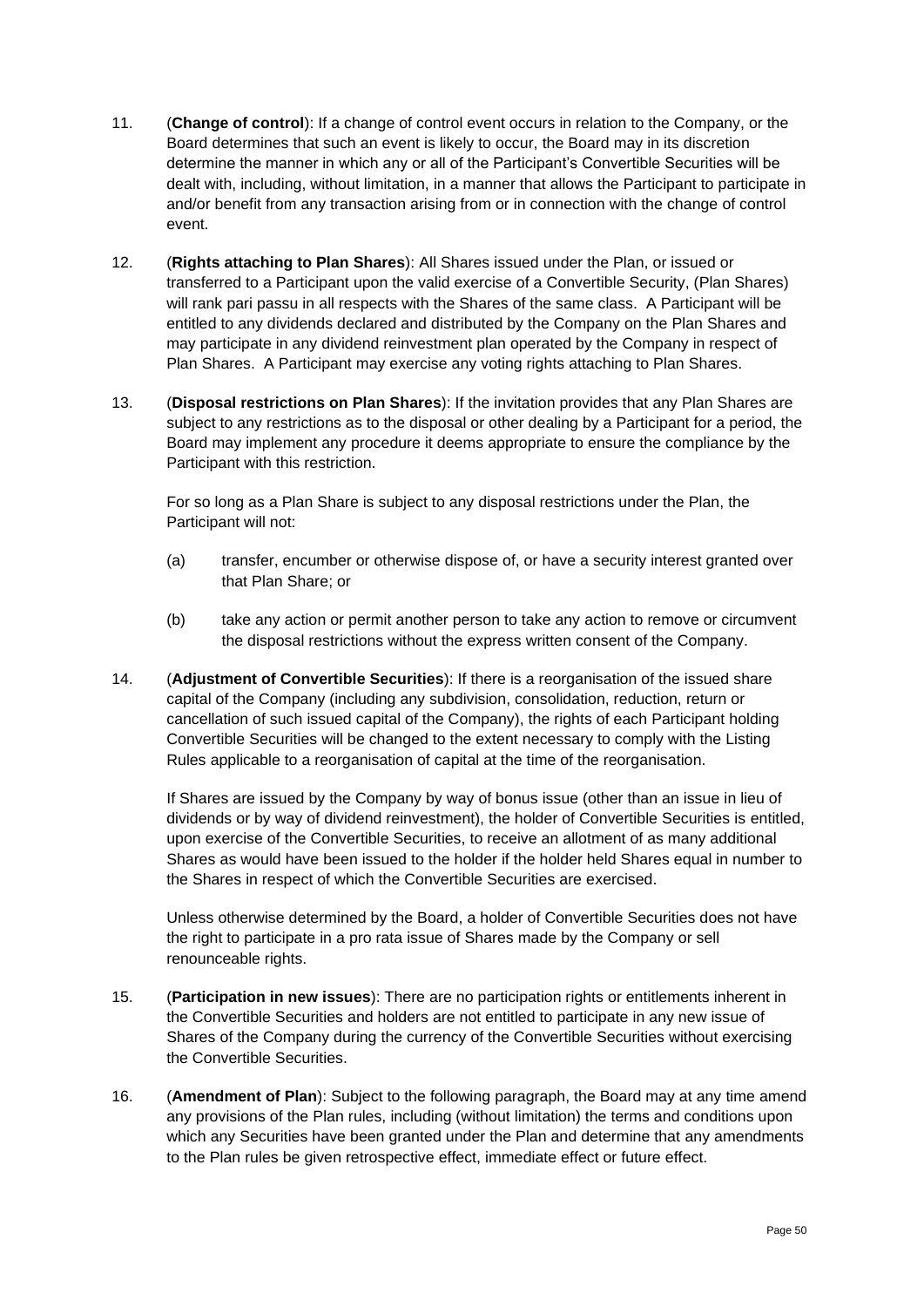11. (**Change of control**): If a change of control event occurs in relation to the Company, or the Board determines that such an event is likely to occur, the Board may in its discretion determine the manner in which any or all of the Participant's Convertible Securities will be dealt with, including, without limitation, in a manner that allows the Participant to participate in and/or benefit from any transaction arising from or in connection with the change of control event.

12. (**Rights attaching to Plan Shares**): All Shares issued under the Plan, or issued or transferred to a Participant upon the valid exercise of a Convertible Security, (Plan Shares) will rank pari passu in all respects with the Shares of the same class. A Participant will be entitled to any dividends declared and distributed by the Company on the Plan Shares and may participate in any dividend reinvestment plan operated by the Company in respect of Plan Shares. A Participant may exercise any voting rights attaching to Plan Shares.

13. (**Disposal restrictions on Plan Shares**): If the invitation provides that any Plan Shares are subject to any restrictions as to the disposal or other dealing by a Participant for a period, the Board may implement any procedure it deems appropriate to ensure the compliance by the Participant with this restriction.

    For so long as a Plan Share is subject to any disposal restrictions under the Plan, the Participant will not:

    (a) transfer, encumber or otherwise dispose of, or have a security interest granted over that Plan Share; or

    (b) take any action or permit another person to take any action to remove or circumvent the disposal restrictions without the express written consent of the Company.

14. (**Adjustment of Convertible Securities**): If there is a reorganisation of the issued share capital of the Company (including any subdivision, consolidation, reduction, return or cancellation of such issued capital of the Company), the rights of each Participant holding Convertible Securities will be changed to the extent necessary to comply with the Listing Rules applicable to a reorganisation of capital at the time of the reorganisation.

    If Shares are issued by the Company by way of bonus issue (other than an issue in lieu of dividends or by way of dividend reinvestment), the holder of Convertible Securities is entitled, upon exercise of the Convertible Securities, to receive an allotment of as many additional Shares as would have been issued to the holder if the holder held Shares equal in number to the Shares in respect of which the Convertible Securities are exercised.

    Unless otherwise determined by the Board, a holder of Convertible Securities does not have the right to participate in a pro rata issue of Shares made by the Company or sell renounceable rights.

15. (**Participation in new issues**): There are no participation rights or entitlements inherent in the Convertible Securities and holders are not entitled to participate in any new issue of Shares of the Company during the currency of the Convertible Securities without exercising the Convertible Securities.

16. (**Amendment of Plan**): Subject to the following paragraph, the Board may at any time amend any provisions of the Plan rules, including (without limitation) the terms and conditions upon which any Securities have been granted under the Plan and determine that any amendments to the Plan rules be given retrospective effect, immediate effect or future effect.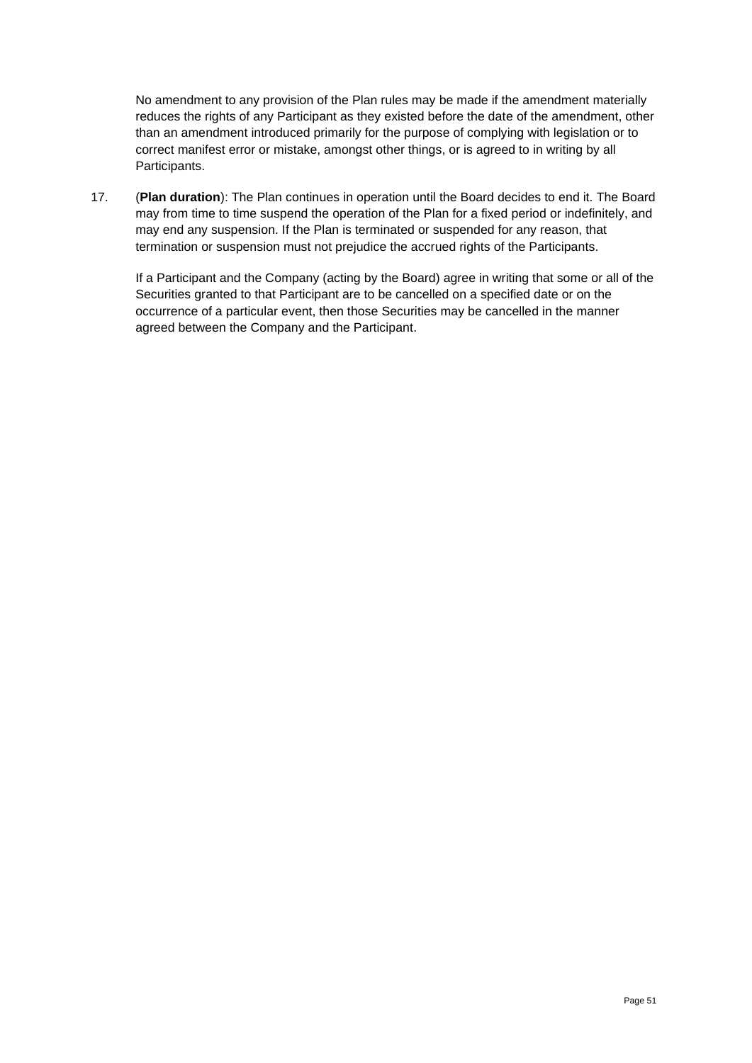No amendment to any provision of the Plan rules may be made if the amendment materially reduces the rights of any Participant as they existed before the date of the amendment, other than an amendment introduced primarily for the purpose of complying with legislation or to correct manifest error or mistake, amongst other things, or is agreed to in writing by all Participants.

17. (**Plan duration**): The Plan continues in operation until the Board decides to end it. The Board may from time to time suspend the operation of the Plan for a fixed period or indefinitely, and may end any suspension. If the Plan is terminated or suspended for any reason, that termination or suspension must not prejudice the accrued rights of the Participants.

    If a Participant and the Company (acting by the Board) agree in writing that some or all of the Securities granted to that Participant are to be cancelled on a specified date or on the occurrence of a particular event, then those Securities may be cancelled in the manner agreed between the Company and the Participant.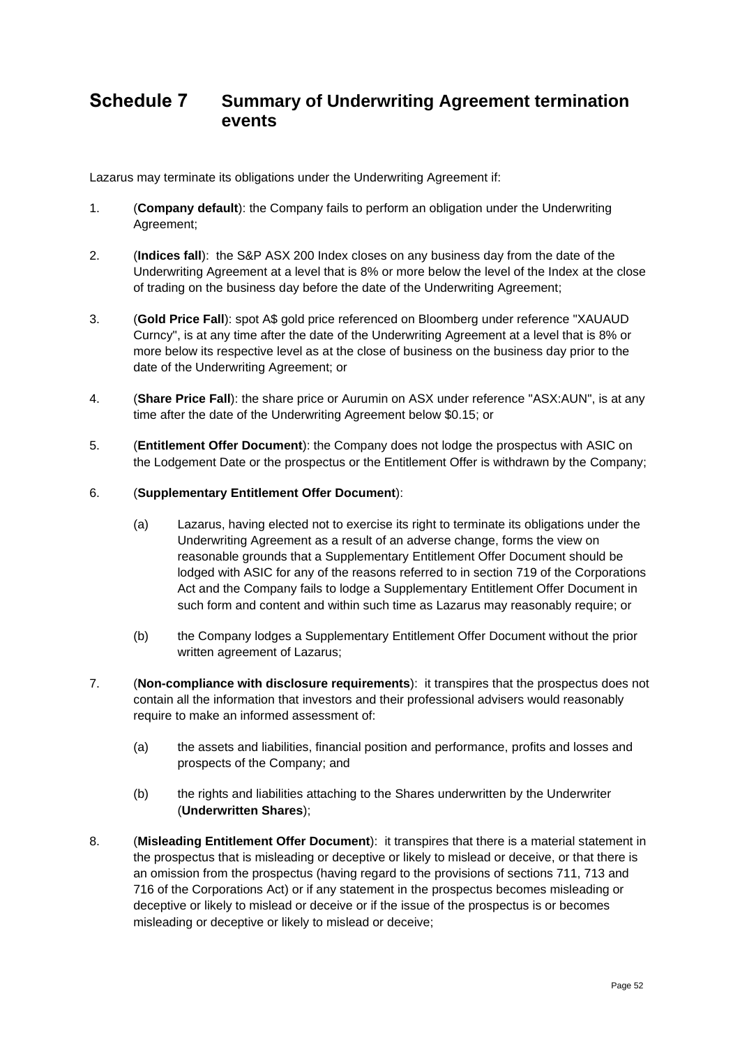# Schedule 7 Summary of Underwriting Agreement termination events

Lazarus may terminate its obligations under the Underwriting Agreement if:

1. (**Company default**): the Company fails to perform an obligation under the Underwriting Agreement;

2. (**Indices fall**): the S&P ASX 200 Index closes on any business day from the date of the Underwriting Agreement at a level that is 8% or more below the level of the Index at the close of trading on the business day before the date of the Underwriting Agreement;

3. (**Gold Price Fall**): spot A$ gold price referenced on Bloomberg under reference "XAUAUD Curncy", is at any time after the date of the Underwriting Agreement at a level that is 8% or more below its respective level as at the close of business on the business day prior to the date of the Underwriting Agreement; or

4. (**Share Price Fall**): the share price or Aurumin on ASX under reference "ASX:AUN", is at any time after the date of the Underwriting Agreement below $0.15; or

5. (**Entitlement Offer Document**): the Company does not lodge the prospectus with ASIC on the Lodgement Date or the prospectus or the Entitlement Offer is withdrawn by the Company;

6. (**Supplementary Entitlement Offer Document**):

   (a) Lazarus, having elected not to exercise its right to terminate its obligations under the Underwriting Agreement as a result of an adverse change, forms the view on reasonable grounds that a Supplementary Entitlement Offer Document should be lodged with ASIC for any of the reasons referred to in section 719 of the Corporations Act and the Company fails to lodge a Supplementary Entitlement Offer Document in such form and content and within such time as Lazarus may reasonably require; or

   (b) the Company lodges a Supplementary Entitlement Offer Document without the prior written agreement of Lazarus;

7. (**Non-compliance with disclosure requirements**): it transpires that the prospectus does not contain all the information that investors and their professional advisers would reasonably require to make an informed assessment of:

   (a) the assets and liabilities, financial position and performance, profits and losses and prospects of the Company; and

   (b) the rights and liabilities attaching to the Shares underwritten by the Underwriter (**Underwritten Shares**);

8. (**Misleading Entitlement Offer Document**): it transpires that there is a material statement in the prospectus that is misleading or deceptive or likely to mislead or deceive, or that there is an omission from the prospectus (having regard to the provisions of sections 711, 713 and 716 of the Corporations Act) or if any statement in the prospectus becomes misleading or deceptive or likely to mislead or deceive or if the issue of the prospectus is or becomes misleading or deceptive or likely to mislead or deceive;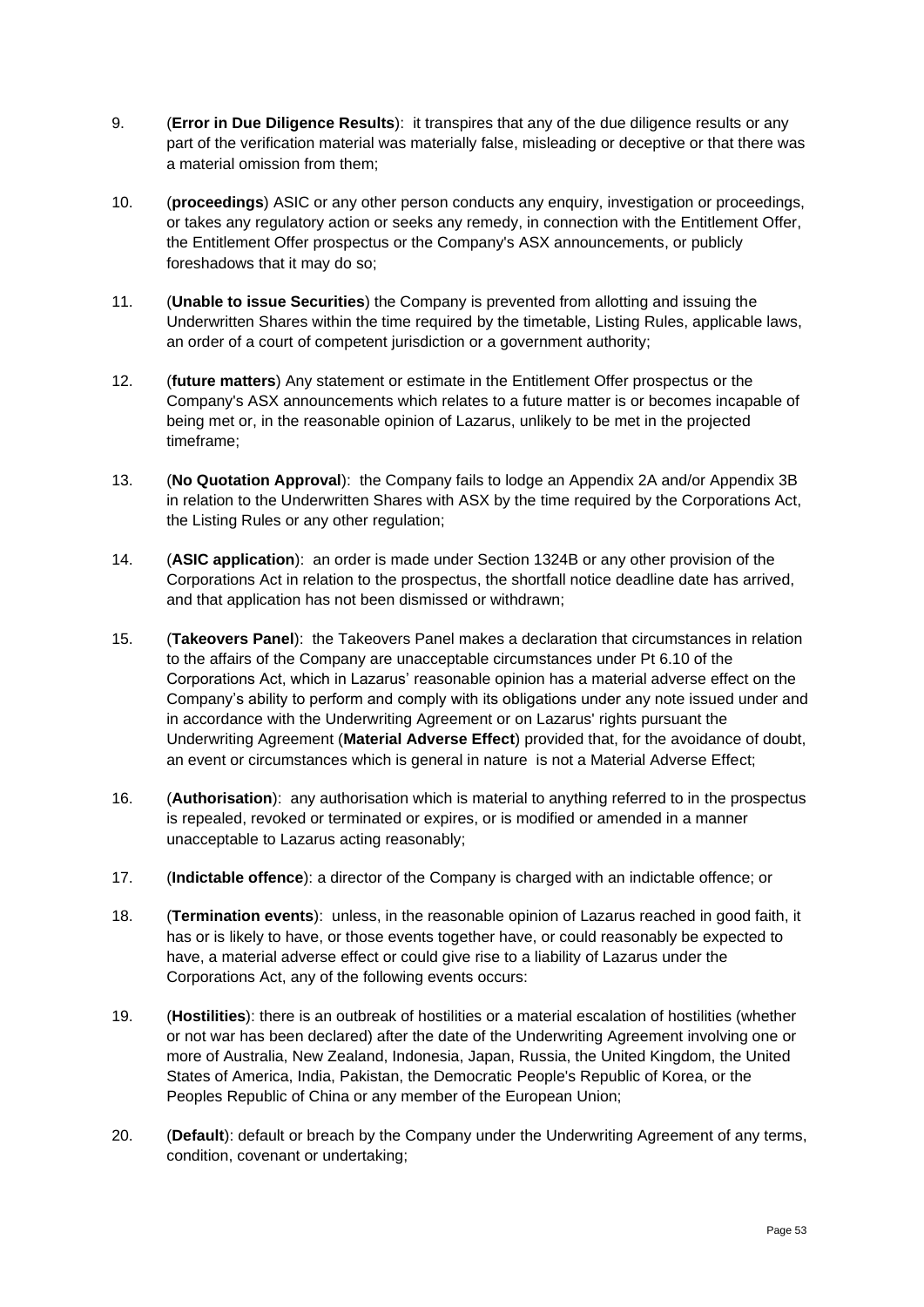9. (**Error in Due Diligence Results**): it transpires that any of the due diligence results or any part of the verification material was materially false, misleading or deceptive or that there was a material omission from them;

10. (**proceedings**) ASIC or any other person conducts any enquiry, investigation or proceedings, or takes any regulatory action or seeks any remedy, in connection with the Entitlement Offer, the Entitlement Offer prospectus or the Company's ASX announcements, or publicly foreshadows that it may do so;

11. (**Unable to issue Securities**) the Company is prevented from allotting and issuing the Underwritten Shares within the time required by the timetable, Listing Rules, applicable laws, an order of a court of competent jurisdiction or a government authority;

12. (**future matters**) Any statement or estimate in the Entitlement Offer prospectus or the Company's ASX announcements which relates to a future matter is or becomes incapable of being met or, in the reasonable opinion of Lazarus, unlikely to be met in the projected timeframe;

13. (**No Quotation Approval**): the Company fails to lodge an Appendix 2A and/or Appendix 3B in relation to the Underwritten Shares with ASX by the time required by the Corporations Act, the Listing Rules or any other regulation;

14. (**ASIC application**): an order is made under Section 1324B or any other provision of the Corporations Act in relation to the prospectus, the shortfall notice deadline date has arrived, and that application has not been dismissed or withdrawn;

15. (**Takeovers Panel**): the Takeovers Panel makes a declaration that circumstances in relation to the affairs of the Company are unacceptable circumstances under Pt 6.10 of the Corporations Act, which in Lazarus' reasonable opinion has a material adverse effect on the Company's ability to perform and comply with its obligations under any note issued under and in accordance with the Underwriting Agreement or on Lazarus' rights pursuant the Underwriting Agreement (**Material Adverse Effect**) provided that, for the avoidance of doubt, an event or circumstances which is general in nature is not a Material Adverse Effect;

16. (**Authorisation**): any authorisation which is material to anything referred to in the prospectus is repealed, revoked or terminated or expires, or is modified or amended in a manner unacceptable to Lazarus acting reasonably;

17. (**Indictable offence**): a director of the Company is charged with an indictable offence; or

18. (**Termination events**): unless, in the reasonable opinion of Lazarus reached in good faith, it has or is likely to have, or those events together have, or could reasonably be expected to have, a material adverse effect or could give rise to a liability of Lazarus under the Corporations Act, any of the following events occurs:

19. (**Hostilities**): there is an outbreak of hostilities or a material escalation of hostilities (whether or not war has been declared) after the date of the Underwriting Agreement involving one or more of Australia, New Zealand, Indonesia, Japan, Russia, the United Kingdom, the United States of America, India, Pakistan, the Democratic People's Republic of Korea, or the Peoples Republic of China or any member of the European Union;

20. (**Default**): default or breach by the Company under the Underwriting Agreement of any terms, condition, covenant or undertaking;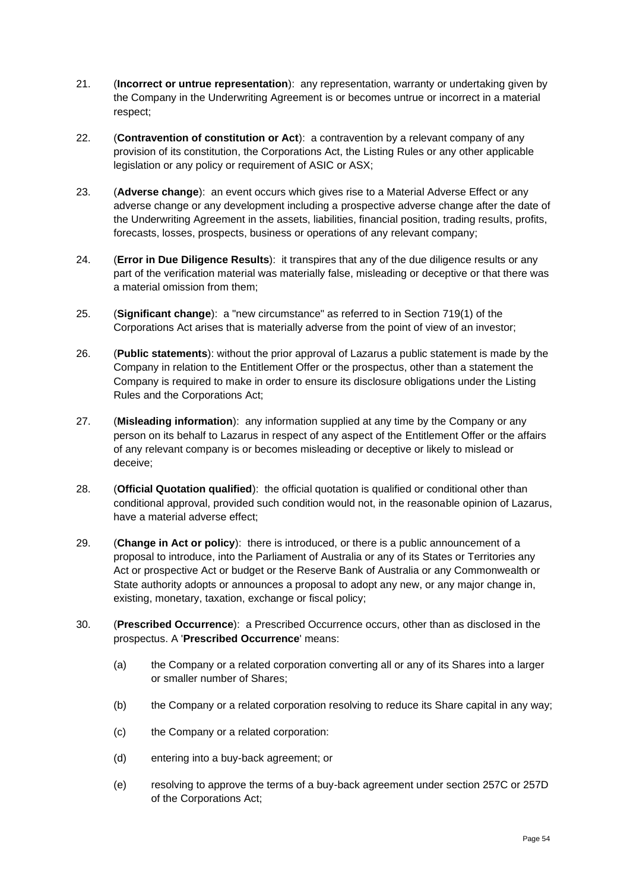21. (**Incorrect or untrue representation**): any representation, warranty or undertaking given by the Company in the Underwriting Agreement is or becomes untrue or incorrect in a material respect;

22. (**Contravention of constitution or Act**): a contravention by a relevant company of any provision of its constitution, the Corporations Act, the Listing Rules or any other applicable legislation or any policy or requirement of ASIC or ASX;

23. (**Adverse change**): an event occurs which gives rise to a Material Adverse Effect or any adverse change or any development including a prospective adverse change after the date of the Underwriting Agreement in the assets, liabilities, financial position, trading results, profits, forecasts, losses, prospects, business or operations of any relevant company;

24. (**Error in Due Diligence Results**): it transpires that any of the due diligence results or any part of the verification material was materially false, misleading or deceptive or that there was a material omission from them;

25. (**Significant change**): a "new circumstance" as referred to in Section 719(1) of the Corporations Act arises that is materially adverse from the point of view of an investor;

26. (**Public statements**): without the prior approval of Lazarus a public statement is made by the Company in relation to the Entitlement Offer or the prospectus, other than a statement the Company is required to make in order to ensure its disclosure obligations under the Listing Rules and the Corporations Act;

27. (**Misleading information**): any information supplied at any time by the Company or any person on its behalf to Lazarus in respect of any aspect of the Entitlement Offer or the affairs of any relevant company is or becomes misleading or deceptive or likely to mislead or deceive;

28. (**Official Quotation qualified**): the official quotation is qualified or conditional other than conditional approval, provided such condition would not, in the reasonable opinion of Lazarus, have a material adverse effect;

29. (**Change in Act or policy**): there is introduced, or there is a public announcement of a proposal to introduce, into the Parliament of Australia or any of its States or Territories any Act or prospective Act or budget or the Reserve Bank of Australia or any Commonwealth or State authority adopts or announces a proposal to adopt any new, or any major change in, existing, monetary, taxation, exchange or fiscal policy;

30. (**Prescribed Occurrence**): a Prescribed Occurrence occurs, other than as disclosed in the prospectus. A '**Prescribed Occurrence**' means:

    (a) the Company or a related corporation converting all or any of its Shares into a larger or smaller number of Shares;

    (b) the Company or a related corporation resolving to reduce its Share capital in any way;

    (c) the Company or a related corporation:

    (d) entering into a buy-back agreement; or

    (e) resolving to approve the terms of a buy-back agreement under section 257C or 257D of the Corporations Act;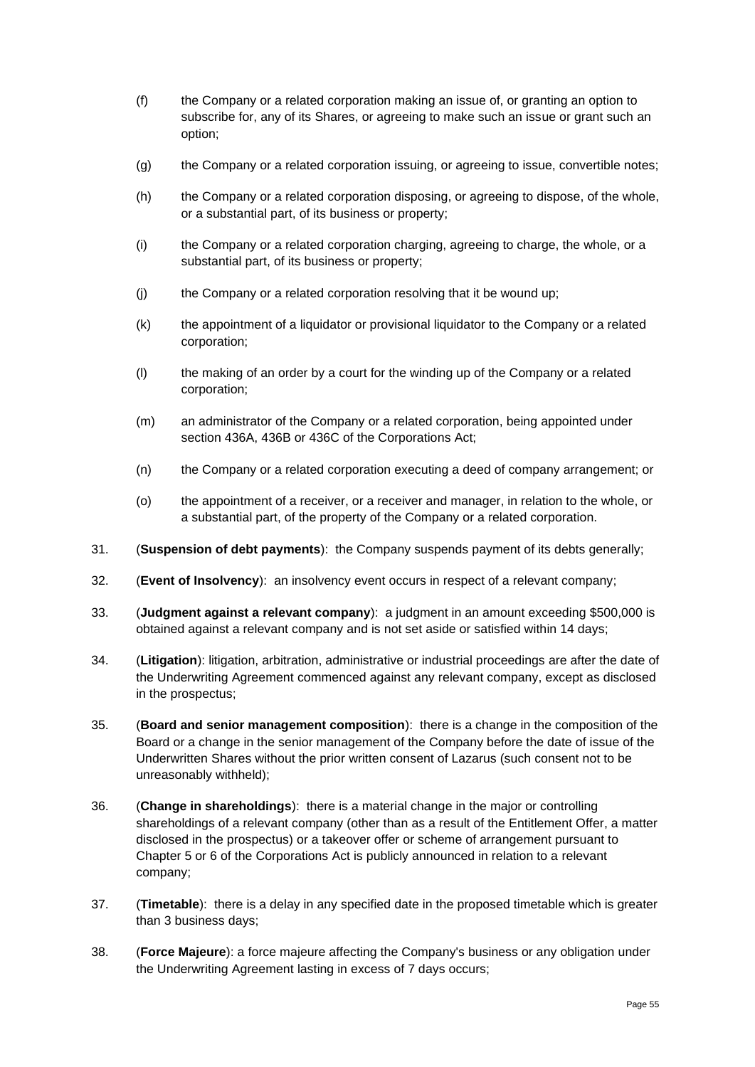(f) the Company or a related corporation making an issue of, or granting an option to subscribe for, any of its Shares, or agreeing to make such an issue or grant such an option;

(g) the Company or a related corporation issuing, or agreeing to issue, convertible notes;

(h) the Company or a related corporation disposing, or agreeing to dispose, of the whole, or a substantial part, of its business or property;

(i) the Company or a related corporation charging, agreeing to charge, the whole, or a substantial part, of its business or property;

(j) the Company or a related corporation resolving that it be wound up;

(k) the appointment of a liquidator or provisional liquidator to the Company or a related corporation;

(l) the making of an order by a court for the winding up of the Company or a related corporation;

(m) an administrator of the Company or a related corporation, being appointed under section 436A, 436B or 436C of the Corporations Act;

(n) the Company or a related corporation executing a deed of company arrangement; or

(o) the appointment of a receiver, or a receiver and manager, in relation to the whole, or a substantial part, of the property of the Company or a related corporation.

31. (**Suspension of debt payments**): the Company suspends payment of its debts generally;

32. (**Event of Insolvency**): an insolvency event occurs in respect of a relevant company;

33. (**Judgment against a relevant company**): a judgment in an amount exceeding $500,000 is obtained against a relevant company and is not set aside or satisfied within 14 days;

34. (**Litigation**): litigation, arbitration, administrative or industrial proceedings are after the date of the Underwriting Agreement commenced against any relevant company, except as disclosed in the prospectus;

35. (**Board and senior management composition**): there is a change in the composition of the Board or a change in the senior management of the Company before the date of issue of the Underwritten Shares without the prior written consent of Lazarus (such consent not to be unreasonably withheld);

36. (**Change in shareholdings**): there is a material change in the major or controlling shareholdings of a relevant company (other than as a result of the Entitlement Offer, a matter disclosed in the prospectus) or a takeover offer or scheme of arrangement pursuant to Chapter 5 or 6 of the Corporations Act is publicly announced in relation to a relevant company;

37. (**Timetable**): there is a delay in any specified date in the proposed timetable which is greater than 3 business days;

38. (**Force Majeure**): a force majeure affecting the Company's business or any obligation under the Underwriting Agreement lasting in excess of 7 days occurs;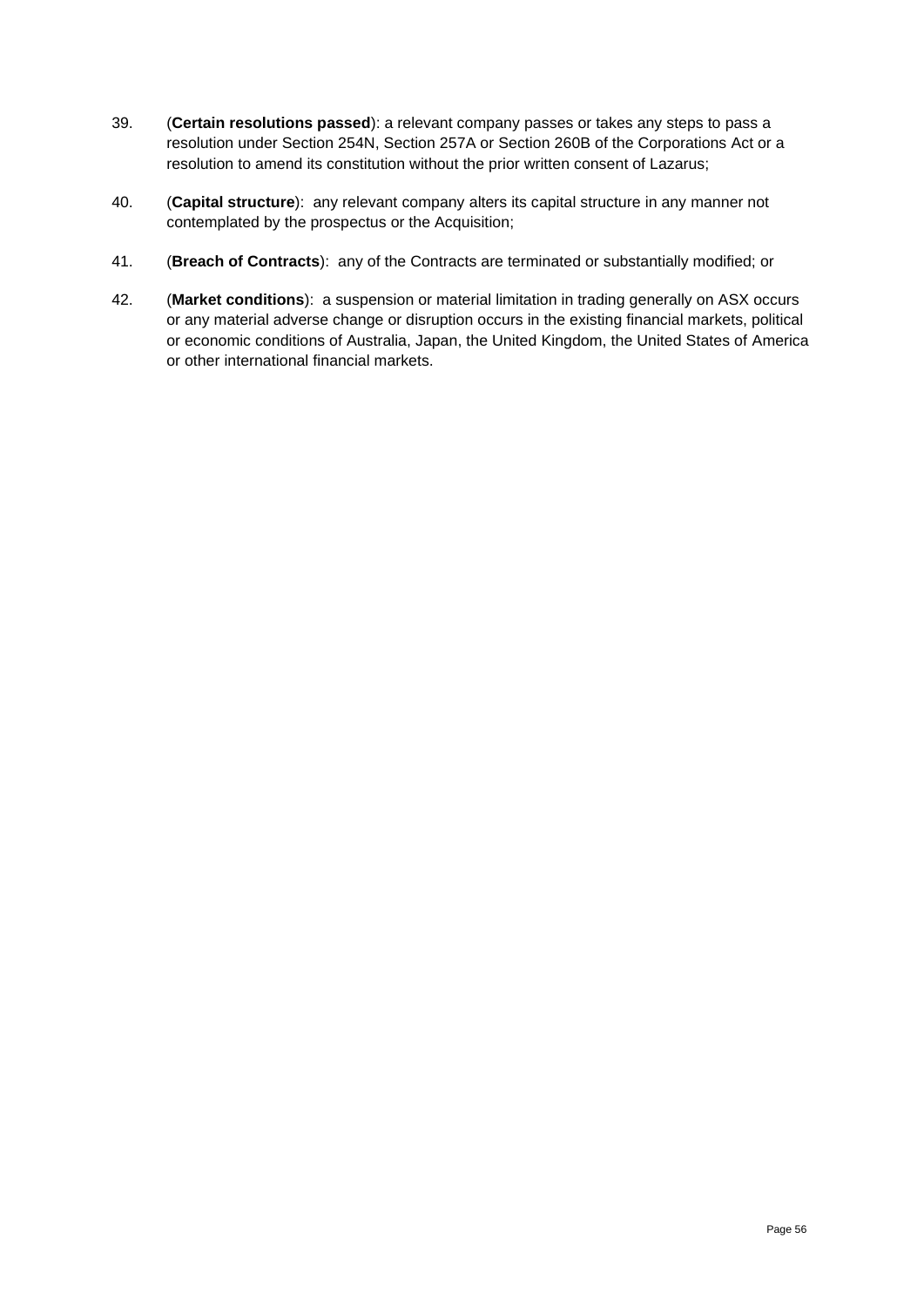39. (**Certain resolutions passed**): a relevant company passes or takes any steps to pass a resolution under Section 254N, Section 257A or Section 260B of the Corporations Act or a resolution to amend its constitution without the prior written consent of Lazarus;

40. (**Capital structure**): any relevant company alters its capital structure in any manner not contemplated by the prospectus or the Acquisition;

41. (**Breach of Contracts**): any of the Contracts are terminated or substantially modified; or

42. (**Market conditions**): a suspension or material limitation in trading generally on ASX occurs or any material adverse change or disruption occurs in the existing financial markets, political or economic conditions of Australia, Japan, the United Kingdom, the United States of America or other international financial markets.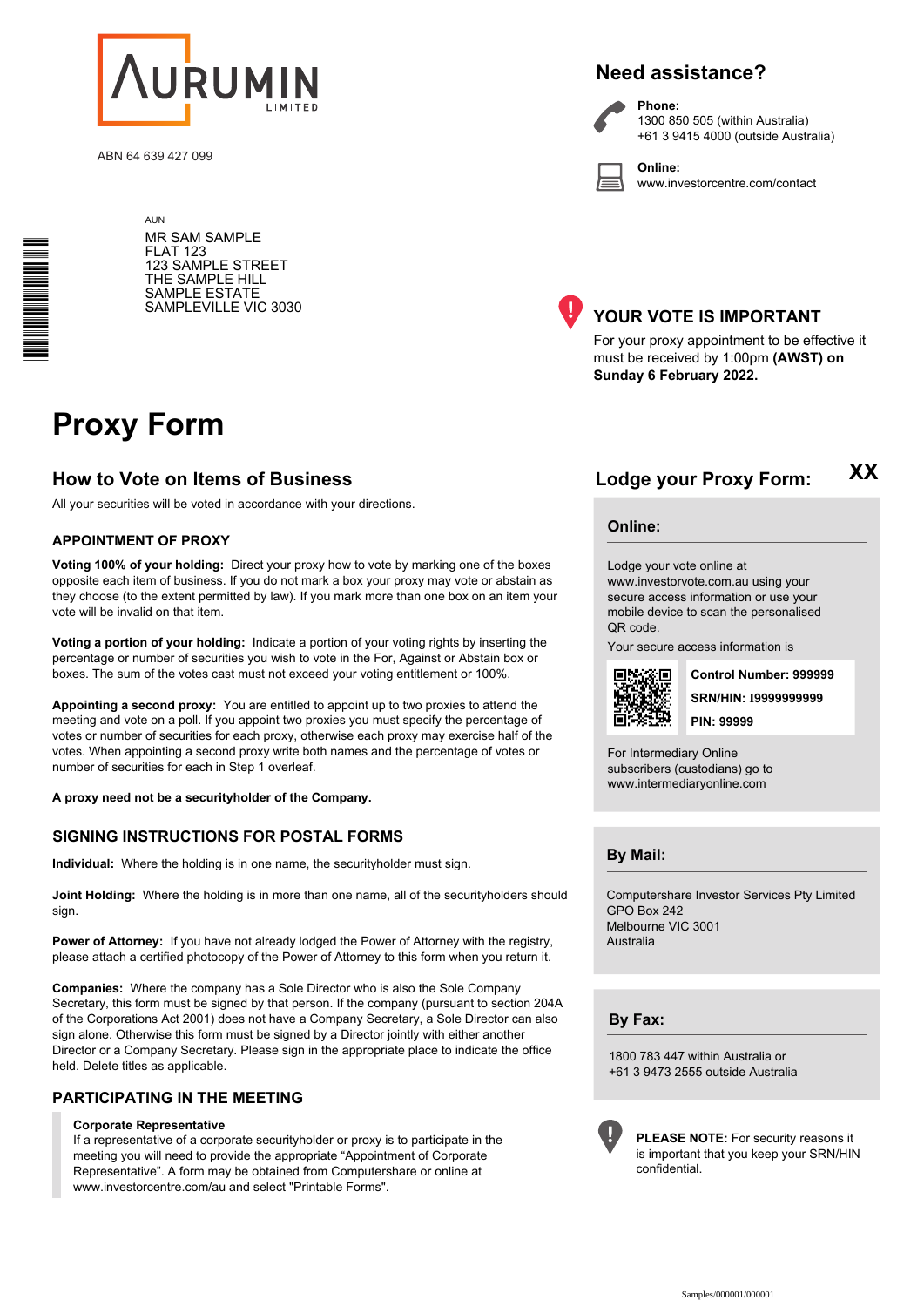**AURUMIN**
LIMITED

ABN 64 639 427 099

AUN
MR SAM SAMPLE
FLAT 123
123 SAMPLE STREET
THE SAMPLE HILL
SAMPLE ESTATE
SAMPLEVILLE VIC 3030

## Need assistance?

**Phone:**
1300 850 505 (within Australia)
+61 3 9415 4000 (outside Australia)

**Online:**
www.investorcentre.com/contact

## YOUR VOTE IS IMPORTANT

For your proxy appointment to be effective it must be received by 1:00pm **(AWST) on Sunday 6 February 2022.**

# Proxy Form

## How to Vote on Items of Business

All your securities will be voted in accordance with your directions.

### APPOINTMENT OF PROXY

**Voting 100% of your holding:** Direct your proxy how to vote by marking one of the boxes opposite each item of business. If you do not mark a box your proxy may vote or abstain as they choose (to the extent permitted by law). If you mark more than one box on an item your vote will be invalid on that item.

**Voting a portion of your holding:** Indicate a portion of your voting rights by inserting the percentage or number of securities you wish to vote in the For, Against or Abstain box or boxes. The sum of the votes cast must not exceed your voting entitlement or 100%.

**Appointing a second proxy:** You are entitled to appoint up to two proxies to attend the meeting and vote on a poll. If you appoint two proxies you must specify the percentage of votes or number of securities for each proxy, otherwise each proxy may exercise half of the votes. When appointing a second proxy write both names and the percentage of votes or number of securities for each in Step 1 overleaf.

**A proxy need not be a securityholder of the Company.**

### SIGNING INSTRUCTIONS FOR POSTAL FORMS

**Individual:** Where the holding is in one name, the securityholder must sign.

**Joint Holding:** Where the holding is in more than one name, all of the securityholders should sign.

**Power of Attorney:** If you have not already lodged the Power of Attorney with the registry, please attach a certified photocopy of the Power of Attorney to this form when you return it.

**Companies:** Where the company has a Sole Director who is also the Sole Company Secretary, this form must be signed by that person. If the company (pursuant to section 204A of the Corporations Act 2001) does not have a Company Secretary, a Sole Director can also sign alone. Otherwise this form must be signed by a Director jointly with either another Director or a Company Secretary. Please sign in the appropriate place to indicate the office held. Delete titles as applicable.

### PARTICIPATING IN THE MEETING

**Corporate Representative**
If a representative of a corporate securityholder or proxy is to participate in the meeting you will need to provide the appropriate "Appointment of Corporate Representative". A form may be obtained from Computershare or online at www.investorcentre.com/au and select "Printable Forms".

## Lodge your Proxy Form:

**XX**

### Online:

Lodge your vote online at www.investorvote.com.au using your secure access information or use your mobile device to scan the personalised QR code.

Your secure access information is

**Control Number: 999999**
**SRN/HIN: I9999999999**
**PIN: 99999**

For Intermediary Online subscribers (custodians) go to www.intermediaryonline.com

### By Mail:

Computershare Investor Services Pty Limited
GPO Box 242
Melbourne VIC 3001
Australia

### By Fax:

1800 783 447 within Australia or
+61 3 9473 2555 outside Australia

**PLEASE NOTE:** For security reasons it is important that you keep your SRN/HIN confidential.

Samples/000001/000001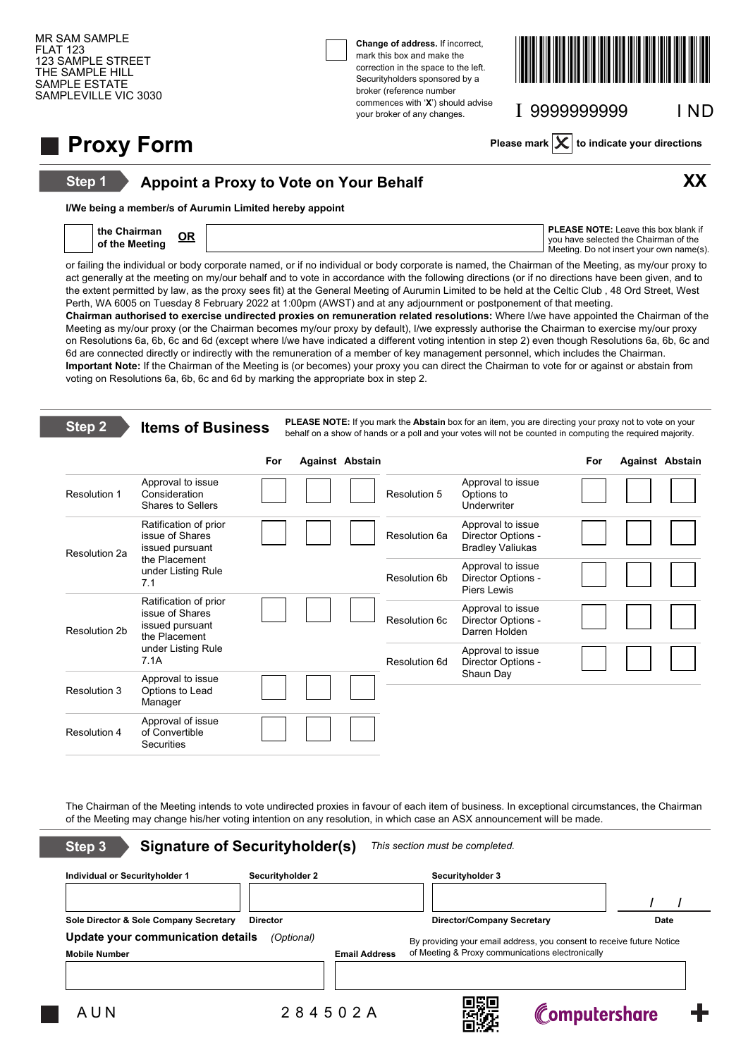MR SAM SAMPLE
FLAT 123
123 SAMPLE STREET
THE SAMPLE HILL
SAMPLE ESTATE
SAMPLEVILLE VIC 3030

**Change of address.** If incorrect, mark this box and make the correction in the space to the left. Securityholders sponsored by a broker (reference number commences with '**X**') should advise your broker of any changes.

I 9999999999 I ND

# Proxy Form

**Please mark ☒ to indicate your directions**

## Step 1 Appoint a Proxy to Vote on Your Behalf

**XX**

**I/We being a member/s of Aurumin Limited hereby appoint**

☐ **the Chairman of the Meeting** **OR** ______________

**PLEASE NOTE:** Leave this box blank if you have selected the Chairman of the Meeting. Do not insert your own name(s).

or failing the individual or body corporate named, or if no individual or body corporate is named, the Chairman of the Meeting, as my/our proxy to act generally at the meeting on my/our behalf and to vote in accordance with the following directions (or if no directions have been given, and to the extent permitted by law, as the proxy sees fit) at the General Meeting of Aurumin Limited to be held at the Celtic Club , 48 Ord Street, West Perth, WA 6005 on Tuesday 8 February 2022 at 1:00pm (AWST) and at any adjournment or postponement of that meeting.

**Chairman authorised to exercise undirected proxies on remuneration related resolutions:** Where I/we have appointed the Chairman of the Meeting as my/our proxy (or the Chairman becomes my/our proxy by default), I/we expressly authorise the Chairman to exercise my/our proxy on Resolutions 6a, 6b, 6c and 6d (except where I/we have indicated a different voting intention in step 2) even though Resolutions 6a, 6b, 6c and 6d are connected directly or indirectly with the remuneration of a member of key management personnel, which includes the Chairman.

**Important Note:** If the Chairman of the Meeting is (or becomes) your proxy you can direct the Chairman to vote for or against or abstain from voting on Resolutions 6a, 6b, 6c and 6d by marking the appropriate box in step 2.

## Step 2 Items of Business

**PLEASE NOTE:** If you mark the **Abstain** box for an item, you are directing your proxy not to vote on your behalf on a show of hands or a poll and your votes will not be counted in computing the required majority.

| | | For | Against | Abstain |
|---|---|---|---|---|
| Resolution 1 | Approval to issue Consideration Shares to Sellers | ☐ | ☐ | ☐ |
| Resolution 2a | Ratification of prior issue of Shares issued pursuant the Placement under Listing Rule 7.1 | ☐ | ☐ | ☐ |
| Resolution 2b | Ratification of prior issue of Shares issued pursuant the Placement under Listing Rule 7.1A | ☐ | ☐ | ☐ |
| Resolution 3 | Approval to issue Options to Lead Manager | ☐ | ☐ | ☐ |
| Resolution 4 | Approval of issue of Convertible Securities | ☐ | ☐ | ☐ |
| Resolution 5 | Approval to issue Options to Underwriter | ☐ | ☐ | ☐ |
| Resolution 6a | Approval to issue Director Options - Bradley Valiukas | ☐ | ☐ | ☐ |
| Resolution 6b | Approval to issue Director Options - Piers Lewis | ☐ | ☐ | ☐ |
| Resolution 6c | Approval to issue Director Options - Darren Holden | ☐ | ☐ | ☐ |
| Resolution 6d | Approval to issue Director Options - Shaun Day | ☐ | ☐ | ☐ |

The Chairman of the Meeting intends to vote undirected proxies in favour of each item of business. In exceptional circumstances, the Chairman of the Meeting may change his/her voting intention on any resolution, in which case an ASX announcement will be made.

## Step 3 Signature of Securityholder(s)

*This section must be completed.*

| Individual or Securityholder 1 | Securityholder 2 | Securityholder 3 | |
|---|---|---|---|
| | | | / / |
| Sole Director & Sole Company Secretary | Director | Director/Company Secretary | Date |

**Update your communication details** *(Optional)*

By providing your email address, you consent to receive future Notice of Meeting & Proxy communications electronically

| Mobile Number | Email Address |
|---|---|
| | |

AUN 284502A

Computershare